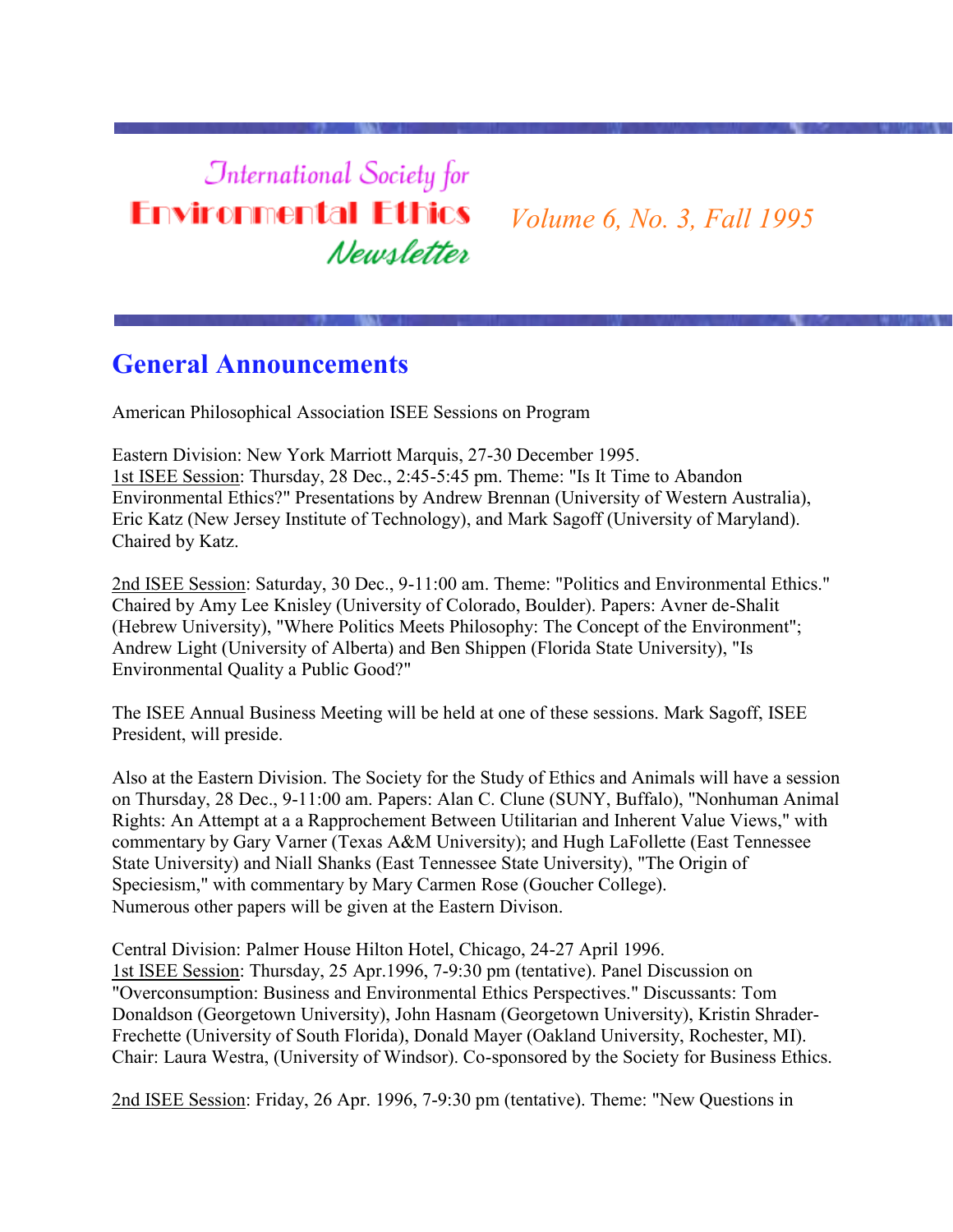# International Society for Environmental Ethics Newsletter

*Volume 6, No. 3, Fall 1995*

## General Announcements

American Philosophical Association ISEE Sessions on Program

Eastern Division: New York Marriott Marquis, 27-30 December 1995.
1st ISEE Session: Thursday, 28 Dec., 2:45-5:45 pm. Theme: "Is It Time to Abandon Environmental Ethics?" Presentations by Andrew Brennan (University of Western Australia), Eric Katz (New Jersey Institute of Technology), and Mark Sagoff (University of Maryland). Chaired by Katz.

2nd ISEE Session: Saturday, 30 Dec., 9-11:00 am. Theme: "Politics and Environmental Ethics." Chaired by Amy Lee Knisley (University of Colorado, Boulder). Papers: Avner de-Shalit (Hebrew University), "Where Politics Meets Philosophy: The Concept of the Environment"; Andrew Light (University of Alberta) and Ben Shippen (Florida State University), "Is Environmental Quality a Public Good?"

The ISEE Annual Business Meeting will be held at one of these sessions. Mark Sagoff, ISEE President, will preside.

Also at the Eastern Division. The Society for the Study of Ethics and Animals will have a session on Thursday, 28 Dec., 9-11:00 am. Papers: Alan C. Clune (SUNY, Buffalo), "Nonhuman Animal Rights: An Attempt at a a Rapprochement Between Utilitarian and Inherent Value Views," with commentary by Gary Varner (Texas A&M University); and Hugh LaFollette (East Tennessee State University) and Niall Shanks (East Tennessee State University), "The Origin of Speciesism," with commentary by Mary Carmen Rose (Goucher College).
Numerous other papers will be given at the Eastern Divison.

Central Division: Palmer House Hilton Hotel, Chicago, 24-27 April 1996.
1st ISEE Session: Thursday, 25 Apr.1996, 7-9:30 pm (tentative). Panel Discussion on "Overconsumption: Business and Environmental Ethics Perspectives." Discussants: Tom Donaldson (Georgetown University), John Hasnam (Georgetown University), Kristin Shrader-Frechette (University of South Florida), Donald Mayer (Oakland University, Rochester, MI). Chair: Laura Westra, (University of Windsor). Co-sponsored by the Society for Business Ethics.

2nd ISEE Session: Friday, 26 Apr. 1996, 7-9:30 pm (tentative). Theme: "New Questions in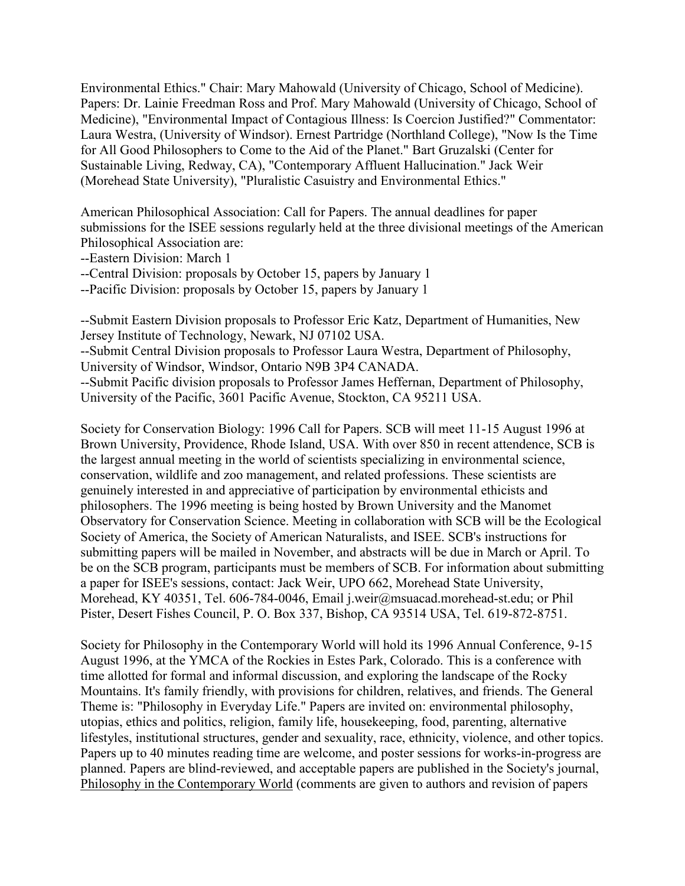Environmental Ethics." Chair: Mary Mahowald (University of Chicago, School of Medicine). Papers: Dr. Lainie Freedman Ross and Prof. Mary Mahowald (University of Chicago, School of Medicine), "Environmental Impact of Contagious Illness: Is Coercion Justified?" Commentator: Laura Westra, (University of Windsor). Ernest Partridge (Northland College), "Now Is the Time for All Good Philosophers to Come to the Aid of the Planet." Bart Gruzalski (Center for Sustainable Living, Redway, CA), "Contemporary Affluent Hallucination." Jack Weir (Morehead State University), "Pluralistic Casuistry and Environmental Ethics."

American Philosophical Association: Call for Papers. The annual deadlines for paper submissions for the ISEE sessions regularly held at the three divisional meetings of the American Philosophical Association are:

--Eastern Division: March 1
--Central Division: proposals by October 15, papers by January 1
--Pacific Division: proposals by October 15, papers by January 1

--Submit Eastern Division proposals to Professor Eric Katz, Department of Humanities, New Jersey Institute of Technology, Newark, NJ 07102 USA.
--Submit Central Division proposals to Professor Laura Westra, Department of Philosophy, University of Windsor, Windsor, Ontario N9B 3P4 CANADA.
--Submit Pacific division proposals to Professor James Heffernan, Department of Philosophy, University of the Pacific, 3601 Pacific Avenue, Stockton, CA 95211 USA.

Society for Conservation Biology: 1996 Call for Papers. SCB will meet 11-15 August 1996 at Brown University, Providence, Rhode Island, USA. With over 850 in recent attendence, SCB is the largest annual meeting in the world of scientists specializing in environmental science, conservation, wildlife and zoo management, and related professions. These scientists are genuinely interested in and appreciative of participation by environmental ethicists and philosophers. The 1996 meeting is being hosted by Brown University and the Manomet Observatory for Conservation Science. Meeting in collaboration with SCB will be the Ecological Society of America, the Society of American Naturalists, and ISEE. SCB's instructions for submitting papers will be mailed in November, and abstracts will be due in March or April. To be on the SCB program, participants must be members of SCB. For information about submitting a paper for ISEE's sessions, contact: Jack Weir, UPO 662, Morehead State University, Morehead, KY 40351, Tel. 606-784-0046, Email j.weir@msuacad.morehead-st.edu; or Phil Pister, Desert Fishes Council, P. O. Box 337, Bishop, CA 93514 USA, Tel. 619-872-8751.

Society for Philosophy in the Contemporary World will hold its 1996 Annual Conference, 9-15 August 1996, at the YMCA of the Rockies in Estes Park, Colorado. This is a conference with time allotted for formal and informal discussion, and exploring the landscape of the Rocky Mountains. It's family friendly, with provisions for children, relatives, and friends. The General Theme is: "Philosophy in Everyday Life." Papers are invited on: environmental philosophy, utopias, ethics and politics, religion, family life, housekeeping, food, parenting, alternative lifestyles, institutional structures, gender and sexuality, race, ethnicity, violence, and other topics. Papers up to 40 minutes reading time are welcome, and poster sessions for works-in-progress are planned. Papers are blind-reviewed, and acceptable papers are published in the Society's journal, Philosophy in the Contemporary World (comments are given to authors and revision of papers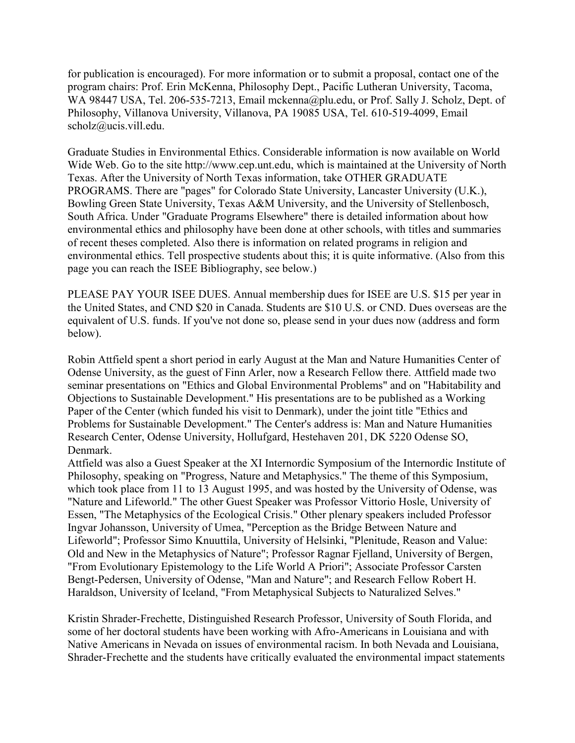for publication is encouraged). For more information or to submit a proposal, contact one of the program chairs: Prof. Erin McKenna, Philosophy Dept., Pacific Lutheran University, Tacoma, WA 98447 USA, Tel. 206-535-7213, Email mckenna@plu.edu, or Prof. Sally J. Scholz, Dept. of Philosophy, Villanova University, Villanova, PA 19085 USA, Tel. 610-519-4099, Email scholz@ucis.vill.edu.

Graduate Studies in Environmental Ethics. Considerable information is now available on World Wide Web. Go to the site http://www.cep.unt.edu, which is maintained at the University of North Texas. After the University of North Texas information, take OTHER GRADUATE PROGRAMS. There are "pages" for Colorado State University, Lancaster University (U.K.), Bowling Green State University, Texas A&M University, and the University of Stellenbosch, South Africa. Under "Graduate Programs Elsewhere" there is detailed information about how environmental ethics and philosophy have been done at other schools, with titles and summaries of recent theses completed. Also there is information on related programs in religion and environmental ethics. Tell prospective students about this; it is quite informative. (Also from this page you can reach the ISEE Bibliography, see below.)

PLEASE PAY YOUR ISEE DUES. Annual membership dues for ISEE are U.S. $15 per year in the United States, and CND $20 in Canada. Students are $10 U.S. or CND. Dues overseas are the equivalent of U.S. funds. If you've not done so, please send in your dues now (address and form below).

Robin Attfield spent a short period in early August at the Man and Nature Humanities Center of Odense University, as the guest of Finn Arler, now a Research Fellow there. Attfield made two seminar presentations on "Ethics and Global Environmental Problems" and on "Habitability and Objections to Sustainable Development." His presentations are to be published as a Working Paper of the Center (which funded his visit to Denmark), under the joint title "Ethics and Problems for Sustainable Development." The Center's address is: Man and Nature Humanities Research Center, Odense University, Hollufgard, Hestehaven 201, DK 5220 Odense SO, Denmark.

Attfield was also a Guest Speaker at the XI Internordic Symposium of the Internordic Institute of Philosophy, speaking on "Progress, Nature and Metaphysics." The theme of this Symposium, which took place from 11 to 13 August 1995, and was hosted by the University of Odense, was "Nature and Lifeworld." The other Guest Speaker was Professor Vittorio Hosle, University of Essen, "The Metaphysics of the Ecological Crisis." Other plenary speakers included Professor Ingvar Johansson, University of Umea, "Perception as the Bridge Between Nature and Lifeworld"; Professor Simo Knuuttila, University of Helsinki, "Plenitude, Reason and Value: Old and New in the Metaphysics of Nature"; Professor Ragnar Fjelland, University of Bergen, "From Evolutionary Epistemology to the Life World A Priori"; Associate Professor Carsten Bengt-Pedersen, University of Odense, "Man and Nature"; and Research Fellow Robert H. Haraldson, University of Iceland, "From Metaphysical Subjects to Naturalized Selves."

Kristin Shrader-Frechette, Distinguished Research Professor, University of South Florida, and some of her doctoral students have been working with Afro-Americans in Louisiana and with Native Americans in Nevada on issues of environmental racism. In both Nevada and Louisiana, Shrader-Frechette and the students have critically evaluated the environmental impact statements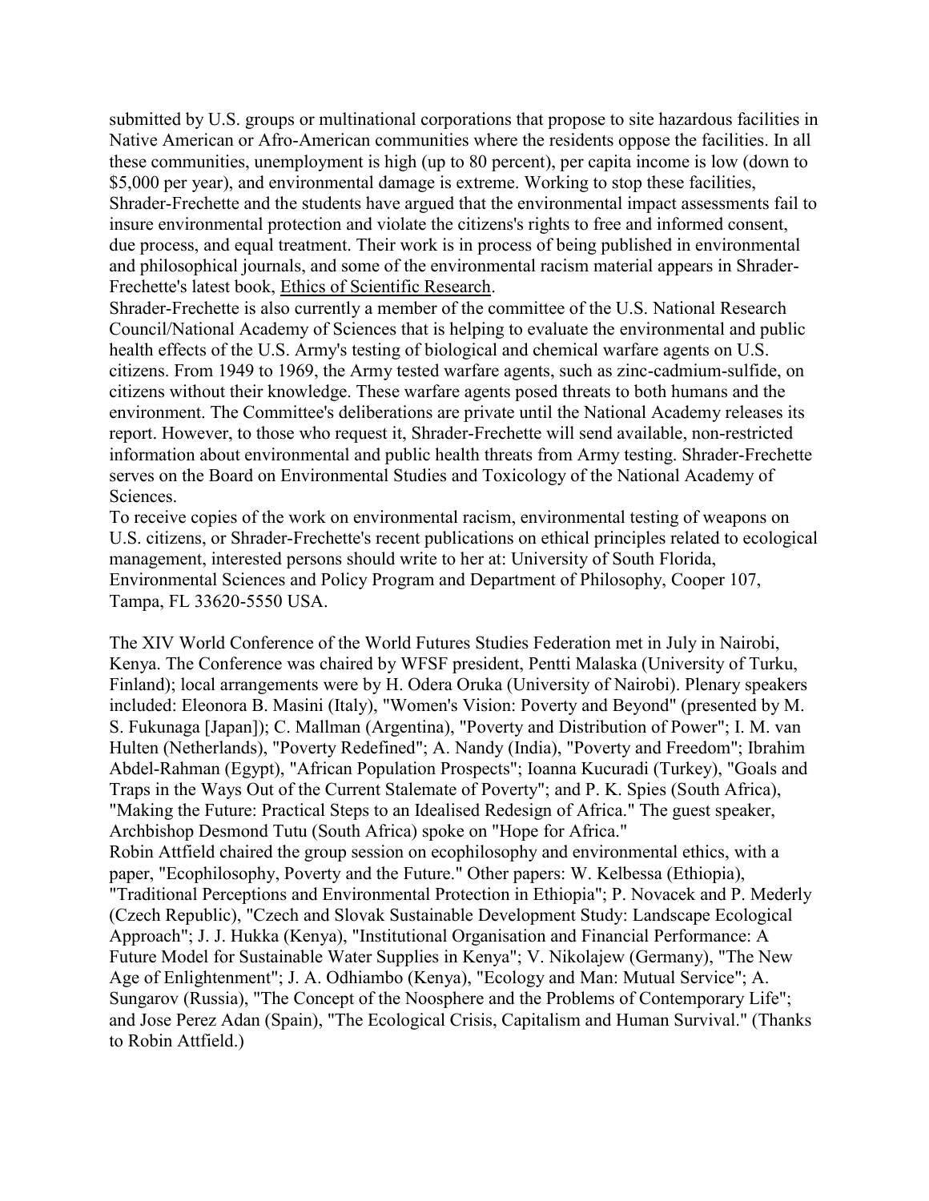submitted by U.S. groups or multinational corporations that propose to site hazardous facilities in Native American or Afro-American communities where the residents oppose the facilities. In all these communities, unemployment is high (up to 80 percent), per capita income is low (down to $5,000 per year), and environmental damage is extreme. Working to stop these facilities, Shrader-Frechette and the students have argued that the environmental impact assessments fail to insure environmental protection and violate the citizens's rights to free and informed consent, due process, and equal treatment. Their work is in process of being published in environmental and philosophical journals, and some of the environmental racism material appears in Shrader-Frechette's latest book, Ethics of Scientific Research.

Shrader-Frechette is also currently a member of the committee of the U.S. National Research Council/National Academy of Sciences that is helping to evaluate the environmental and public health effects of the U.S. Army's testing of biological and chemical warfare agents on U.S. citizens. From 1949 to 1969, the Army tested warfare agents, such as zinc-cadmium-sulfide, on citizens without their knowledge. These warfare agents posed threats to both humans and the environment. The Committee's deliberations are private until the National Academy releases its report. However, to those who request it, Shrader-Frechette will send available, non-restricted information about environmental and public health threats from Army testing. Shrader-Frechette serves on the Board on Environmental Studies and Toxicology of the National Academy of Sciences.

To receive copies of the work on environmental racism, environmental testing of weapons on U.S. citizens, or Shrader-Frechette's recent publications on ethical principles related to ecological management, interested persons should write to her at: University of South Florida, Environmental Sciences and Policy Program and Department of Philosophy, Cooper 107, Tampa, FL 33620-5550 USA.

The XIV World Conference of the World Futures Studies Federation met in July in Nairobi, Kenya. The Conference was chaired by WFSF president, Pentti Malaska (University of Turku, Finland); local arrangements were by H. Odera Oruka (University of Nairobi). Plenary speakers included: Eleonora B. Masini (Italy), "Women's Vision: Poverty and Beyond" (presented by M. S. Fukunaga [Japan]); C. Mallman (Argentina), "Poverty and Distribution of Power"; I. M. van Hulten (Netherlands), "Poverty Redefined"; A. Nandy (India), "Poverty and Freedom"; Ibrahim Abdel-Rahman (Egypt), "African Population Prospects"; Ioanna Kucuradi (Turkey), "Goals and Traps in the Ways Out of the Current Stalemate of Poverty"; and P. K. Spies (South Africa), "Making the Future: Practical Steps to an Idealised Redesign of Africa." The guest speaker, Archbishop Desmond Tutu (South Africa) spoke on "Hope for Africa."

Robin Attfield chaired the group session on ecophilosophy and environmental ethics, with a paper, "Ecophilosophy, Poverty and the Future." Other papers: W. Kelbessa (Ethiopia), "Traditional Perceptions and Environmental Protection in Ethiopia"; P. Novacek and P. Mederly (Czech Republic), "Czech and Slovak Sustainable Development Study: Landscape Ecological Approach"; J. J. Hukka (Kenya), "Institutional Organisation and Financial Performance: A Future Model for Sustainable Water Supplies in Kenya"; V. Nikolajew (Germany), "The New Age of Enlightenment"; J. A. Odhiambo (Kenya), "Ecology and Man: Mutual Service"; A. Sungarov (Russia), "The Concept of the Noosphere and the Problems of Contemporary Life"; and Jose Perez Adan (Spain), "The Ecological Crisis, Capitalism and Human Survival." (Thanks to Robin Attfield.)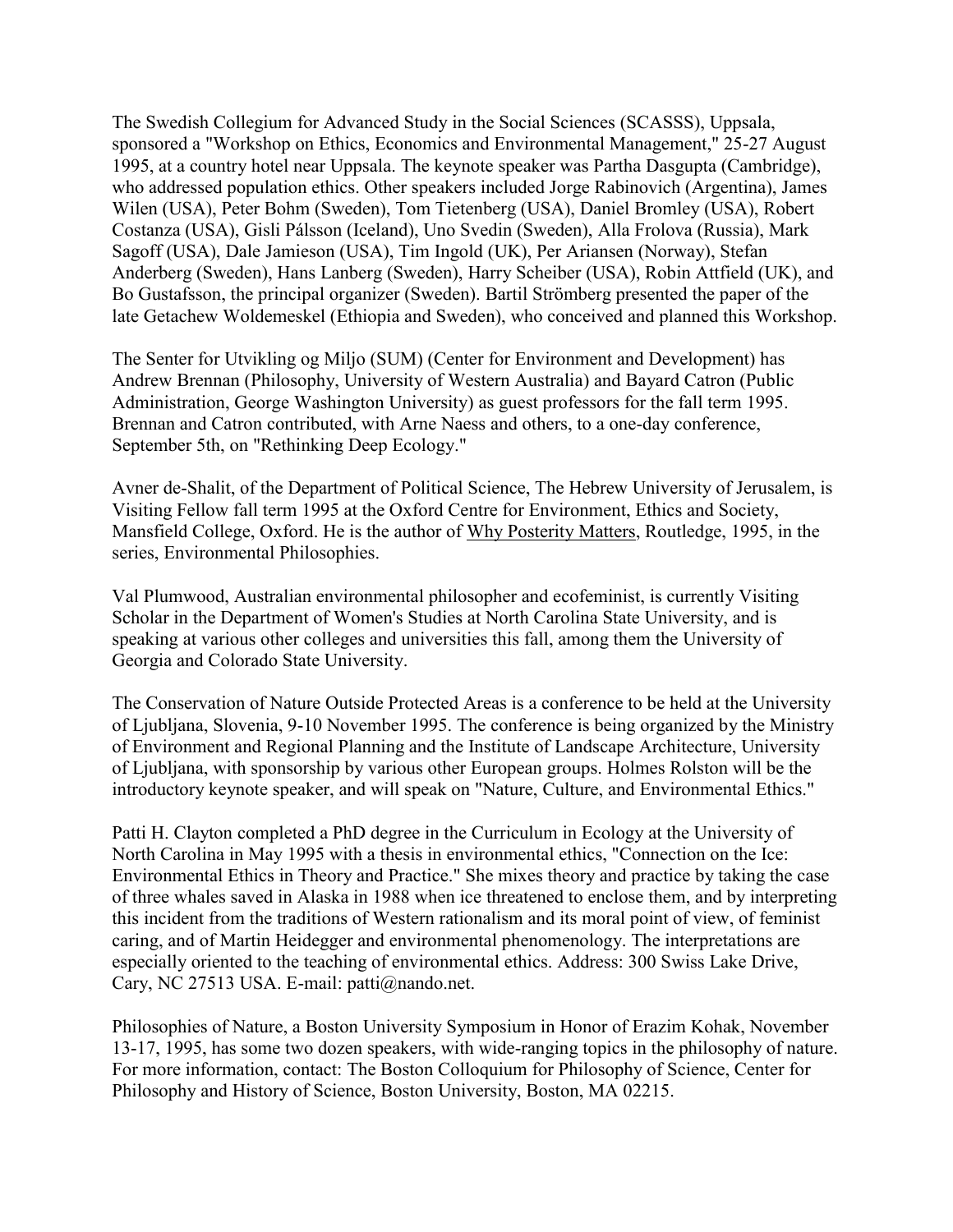The Swedish Collegium for Advanced Study in the Social Sciences (SCASSS), Uppsala, sponsored a "Workshop on Ethics, Economics and Environmental Management," 25-27 August 1995, at a country hotel near Uppsala. The keynote speaker was Partha Dasgupta (Cambridge), who addressed population ethics. Other speakers included Jorge Rabinovich (Argentina), James Wilen (USA), Peter Bohm (Sweden), Tom Tietenberg (USA), Daniel Bromley (USA), Robert Costanza (USA), Gisli Pálsson (Iceland), Uno Svedin (Sweden), Alla Frolova (Russia), Mark Sagoff (USA), Dale Jamieson (USA), Tim Ingold (UK), Per Ariansen (Norway), Stefan Anderberg (Sweden), Hans Lanberg (Sweden), Harry Scheiber (USA), Robin Attfield (UK), and Bo Gustafsson, the principal organizer (Sweden). Bartil Strömberg presented the paper of the late Getachew Woldemeskel (Ethiopia and Sweden), who conceived and planned this Workshop.

The Senter for Utvikling og Miljo (SUM) (Center for Environment and Development) has Andrew Brennan (Philosophy, University of Western Australia) and Bayard Catron (Public Administration, George Washington University) as guest professors for the fall term 1995. Brennan and Catron contributed, with Arne Naess and others, to a one-day conference, September 5th, on "Rethinking Deep Ecology."

Avner de-Shalit, of the Department of Political Science, The Hebrew University of Jerusalem, is Visiting Fellow fall term 1995 at the Oxford Centre for Environment, Ethics and Society, Mansfield College, Oxford. He is the author of Why Posterity Matters, Routledge, 1995, in the series, Environmental Philosophies.

Val Plumwood, Australian environmental philosopher and ecofeminist, is currently Visiting Scholar in the Department of Women's Studies at North Carolina State University, and is speaking at various other colleges and universities this fall, among them the University of Georgia and Colorado State University.

The Conservation of Nature Outside Protected Areas is a conference to be held at the University of Ljubljana, Slovenia, 9-10 November 1995. The conference is being organized by the Ministry of Environment and Regional Planning and the Institute of Landscape Architecture, University of Ljubljana, with sponsorship by various other European groups. Holmes Rolston will be the introductory keynote speaker, and will speak on "Nature, Culture, and Environmental Ethics."

Patti H. Clayton completed a PhD degree in the Curriculum in Ecology at the University of North Carolina in May 1995 with a thesis in environmental ethics, "Connection on the Ice: Environmental Ethics in Theory and Practice." She mixes theory and practice by taking the case of three whales saved in Alaska in 1988 when ice threatened to enclose them, and by interpreting this incident from the traditions of Western rationalism and its moral point of view, of feminist caring, and of Martin Heidegger and environmental phenomenology. The interpretations are especially oriented to the teaching of environmental ethics. Address: 300 Swiss Lake Drive, Cary, NC 27513 USA. E-mail: patti@nando.net.

Philosophies of Nature, a Boston University Symposium in Honor of Erazim Kohak, November 13-17, 1995, has some two dozen speakers, with wide-ranging topics in the philosophy of nature. For more information, contact: The Boston Colloquium for Philosophy of Science, Center for Philosophy and History of Science, Boston University, Boston, MA 02215.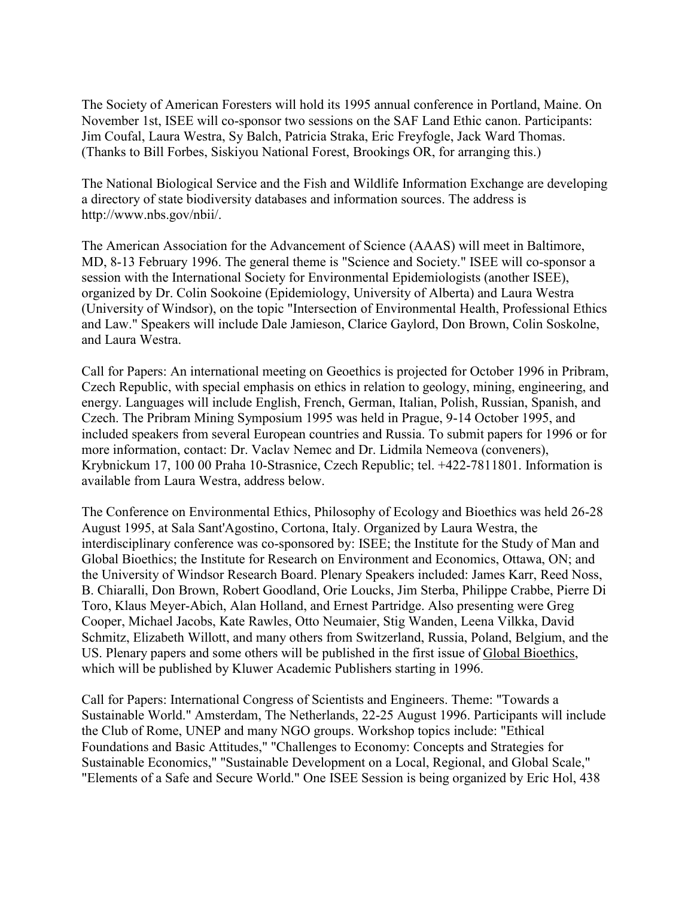The Society of American Foresters will hold its 1995 annual conference in Portland, Maine. On November 1st, ISEE will co-sponsor two sessions on the SAF Land Ethic canon. Participants: Jim Coufal, Laura Westra, Sy Balch, Patricia Straka, Eric Freyfogle, Jack Ward Thomas. (Thanks to Bill Forbes, Siskiyou National Forest, Brookings OR, for arranging this.)

The National Biological Service and the Fish and Wildlife Information Exchange are developing a directory of state biodiversity databases and information sources. The address is http://www.nbs.gov/nbii/.

The American Association for the Advancement of Science (AAAS) will meet in Baltimore, MD, 8-13 February 1996. The general theme is "Science and Society." ISEE will co-sponsor a session with the International Society for Environmental Epidemiologists (another ISEE), organized by Dr. Colin Sookoine (Epidemiology, University of Alberta) and Laura Westra (University of Windsor), on the topic "Intersection of Environmental Health, Professional Ethics and Law." Speakers will include Dale Jamieson, Clarice Gaylord, Don Brown, Colin Soskolne, and Laura Westra.

Call for Papers: An international meeting on Geoethics is projected for October 1996 in Pribram, Czech Republic, with special emphasis on ethics in relation to geology, mining, engineering, and energy. Languages will include English, French, German, Italian, Polish, Russian, Spanish, and Czech. The Pribram Mining Symposium 1995 was held in Prague, 9-14 October 1995, and included speakers from several European countries and Russia. To submit papers for 1996 or for more information, contact: Dr. Vaclav Nemec and Dr. Lidmila Nemeova (conveners), Krybnickum 17, 100 00 Praha 10-Strasnice, Czech Republic; tel. +422-7811801. Information is available from Laura Westra, address below.

The Conference on Environmental Ethics, Philosophy of Ecology and Bioethics was held 26-28 August 1995, at Sala Sant'Agostino, Cortona, Italy. Organized by Laura Westra, the interdisciplinary conference was co-sponsored by: ISEE; the Institute for the Study of Man and Global Bioethics; the Institute for Research on Environment and Economics, Ottawa, ON; and the University of Windsor Research Board. Plenary Speakers included: James Karr, Reed Noss, B. Chiaralli, Don Brown, Robert Goodland, Orie Loucks, Jim Sterba, Philippe Crabbe, Pierre Di Toro, Klaus Meyer-Abich, Alan Holland, and Ernest Partridge. Also presenting were Greg Cooper, Michael Jacobs, Kate Rawles, Otto Neumaier, Stig Wanden, Leena Vilkka, David Schmitz, Elizabeth Willott, and many others from Switzerland, Russia, Poland, Belgium, and the US. Plenary papers and some others will be published in the first issue of Global Bioethics, which will be published by Kluwer Academic Publishers starting in 1996.

Call for Papers: International Congress of Scientists and Engineers. Theme: "Towards a Sustainable World." Amsterdam, The Netherlands, 22-25 August 1996. Participants will include the Club of Rome, UNEP and many NGO groups. Workshop topics include: "Ethical Foundations and Basic Attitudes," "Challenges to Economy: Concepts and Strategies for Sustainable Economics," "Sustainable Development on a Local, Regional, and Global Scale," "Elements of a Safe and Secure World." One ISEE Session is being organized by Eric Hol, 438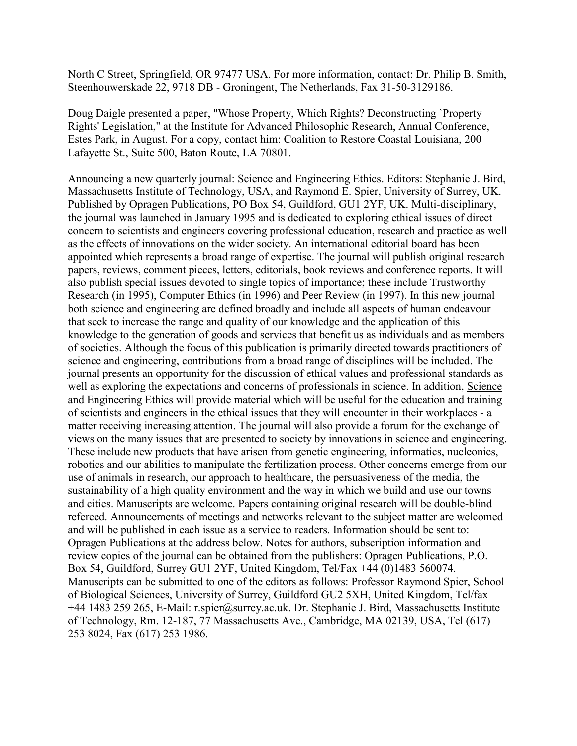North C Street, Springfield, OR 97477 USA. For more information, contact: Dr. Philip B. Smith, Steenhouwerskade 22, 9718 DB - Groningent, The Netherlands, Fax 31-50-3129186.

Doug Daigle presented a paper, "Whose Property, Which Rights? Deconstructing `Property Rights' Legislation," at the Institute for Advanced Philosophic Research, Annual Conference, Estes Park, in August. For a copy, contact him: Coalition to Restore Coastal Louisiana, 200 Lafayette St., Suite 500, Baton Route, LA 70801.

Announcing a new quarterly journal: Science and Engineering Ethics. Editors: Stephanie J. Bird, Massachusetts Institute of Technology, USA, and Raymond E. Spier, University of Surrey, UK. Published by Opragen Publications, PO Box 54, Guildford, GU1 2YF, UK. Multi-disciplinary, the journal was launched in January 1995 and is dedicated to exploring ethical issues of direct concern to scientists and engineers covering professional education, research and practice as well as the effects of innovations on the wider society. An international editorial board has been appointed which represents a broad range of expertise. The journal will publish original research papers, reviews, comment pieces, letters, editorials, book reviews and conference reports. It will also publish special issues devoted to single topics of importance; these include Trustworthy Research (in 1995), Computer Ethics (in 1996) and Peer Review (in 1997). In this new journal both science and engineering are defined broadly and include all aspects of human endeavour that seek to increase the range and quality of our knowledge and the application of this knowledge to the generation of goods and services that benefit us as individuals and as members of societies. Although the focus of this publication is primarily directed towards practitioners of science and engineering, contributions from a broad range of disciplines will be included. The journal presents an opportunity for the discussion of ethical values and professional standards as well as exploring the expectations and concerns of professionals in science. In addition, Science and Engineering Ethics will provide material which will be useful for the education and training of scientists and engineers in the ethical issues that they will encounter in their workplaces - a matter receiving increasing attention. The journal will also provide a forum for the exchange of views on the many issues that are presented to society by innovations in science and engineering. These include new products that have arisen from genetic engineering, informatics, nucleonics, robotics and our abilities to manipulate the fertilization process. Other concerns emerge from our use of animals in research, our approach to healthcare, the persuasiveness of the media, the sustainability of a high quality environment and the way in which we build and use our towns and cities. Manuscripts are welcome. Papers containing original research will be double-blind refereed. Announcements of meetings and networks relevant to the subject matter are welcomed and will be published in each issue as a service to readers. Information should be sent to: Opragen Publications at the address below. Notes for authors, subscription information and review copies of the journal can be obtained from the publishers: Opragen Publications, P.O. Box 54, Guildford, Surrey GU1 2YF, United Kingdom, Tel/Fax +44 (0)1483 560074. Manuscripts can be submitted to one of the editors as follows: Professor Raymond Spier, School of Biological Sciences, University of Surrey, Guildford GU2 5XH, United Kingdom, Tel/fax +44 1483 259 265, E-Mail: r.spier@surrey.ac.uk. Dr. Stephanie J. Bird, Massachusetts Institute of Technology, Rm. 12-187, 77 Massachusetts Ave., Cambridge, MA 02139, USA, Tel (617) 253 8024, Fax (617) 253 1986.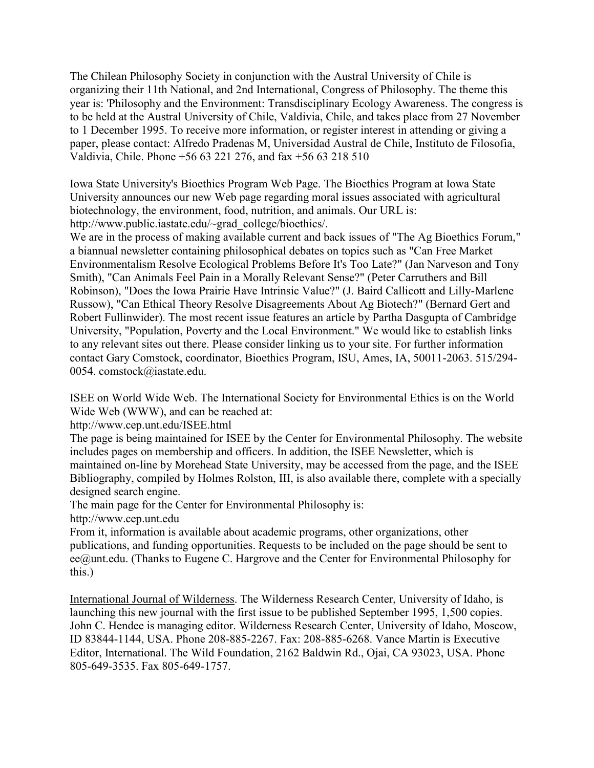The Chilean Philosophy Society in conjunction with the Austral University of Chile is organizing their 11th National, and 2nd International, Congress of Philosophy. The theme this year is: 'Philosophy and the Environment: Transdisciplinary Ecology Awareness. The congress is to be held at the Austral University of Chile, Valdivia, Chile, and takes place from 27 November to 1 December 1995. To receive more information, or register interest in attending or giving a paper, please contact: Alfredo Pradenas M, Universidad Austral de Chile, Instituto de Filosofia, Valdivia, Chile. Phone +56 63 221 276, and fax +56 63 218 510

Iowa State University's Bioethics Program Web Page. The Bioethics Program at Iowa State University announces our new Web page regarding moral issues associated with agricultural biotechnology, the environment, food, nutrition, and animals. Our URL is: http://www.public.iastate.edu/~grad_college/bioethics/.
We are in the process of making available current and back issues of "The Ag Bioethics Forum," a biannual newsletter containing philosophical debates on topics such as "Can Free Market Environmentalism Resolve Ecological Problems Before It's Too Late?" (Jan Narveson and Tony Smith), "Can Animals Feel Pain in a Morally Relevant Sense?" (Peter Carruthers and Bill Robinson), "Does the Iowa Prairie Have Intrinsic Value?" (J. Baird Callicott and Lilly-Marlene Russow), "Can Ethical Theory Resolve Disagreements About Ag Biotech?" (Bernard Gert and Robert Fullinwider). The most recent issue features an article by Partha Dasgupta of Cambridge University, "Population, Poverty and the Local Environment." We would like to establish links to any relevant sites out there. Please consider linking us to your site. For further information contact Gary Comstock, coordinator, Bioethics Program, ISU, Ames, IA, 50011-2063. 515/294-0054. comstock@iastate.edu.

ISEE on World Wide Web. The International Society for Environmental Ethics is on the World Wide Web (WWW), and can be reached at:
http://www.cep.unt.edu/ISEE.html
The page is being maintained for ISEE by the Center for Environmental Philosophy. The website includes pages on membership and officers. In addition, the ISEE Newsletter, which is maintained on-line by Morehead State University, may be accessed from the page, and the ISEE Bibliography, compiled by Holmes Rolston, III, is also available there, complete with a specially designed search engine.
The main page for the Center for Environmental Philosophy is:
http://www.cep.unt.edu
From it, information is available about academic programs, other organizations, other publications, and funding opportunities. Requests to be included on the page should be sent to ee@unt.edu. (Thanks to Eugene C. Hargrove and the Center for Environmental Philosophy for this.)

International Journal of Wilderness. The Wilderness Research Center, University of Idaho, is launching this new journal with the first issue to be published September 1995, 1,500 copies. John C. Hendee is managing editor. Wilderness Research Center, University of Idaho, Moscow, ID 83844-1144, USA. Phone 208-885-2267. Fax: 208-885-6268. Vance Martin is Executive Editor, International. The Wild Foundation, 2162 Baldwin Rd., Ojai, CA 93023, USA. Phone 805-649-3535. Fax 805-649-1757.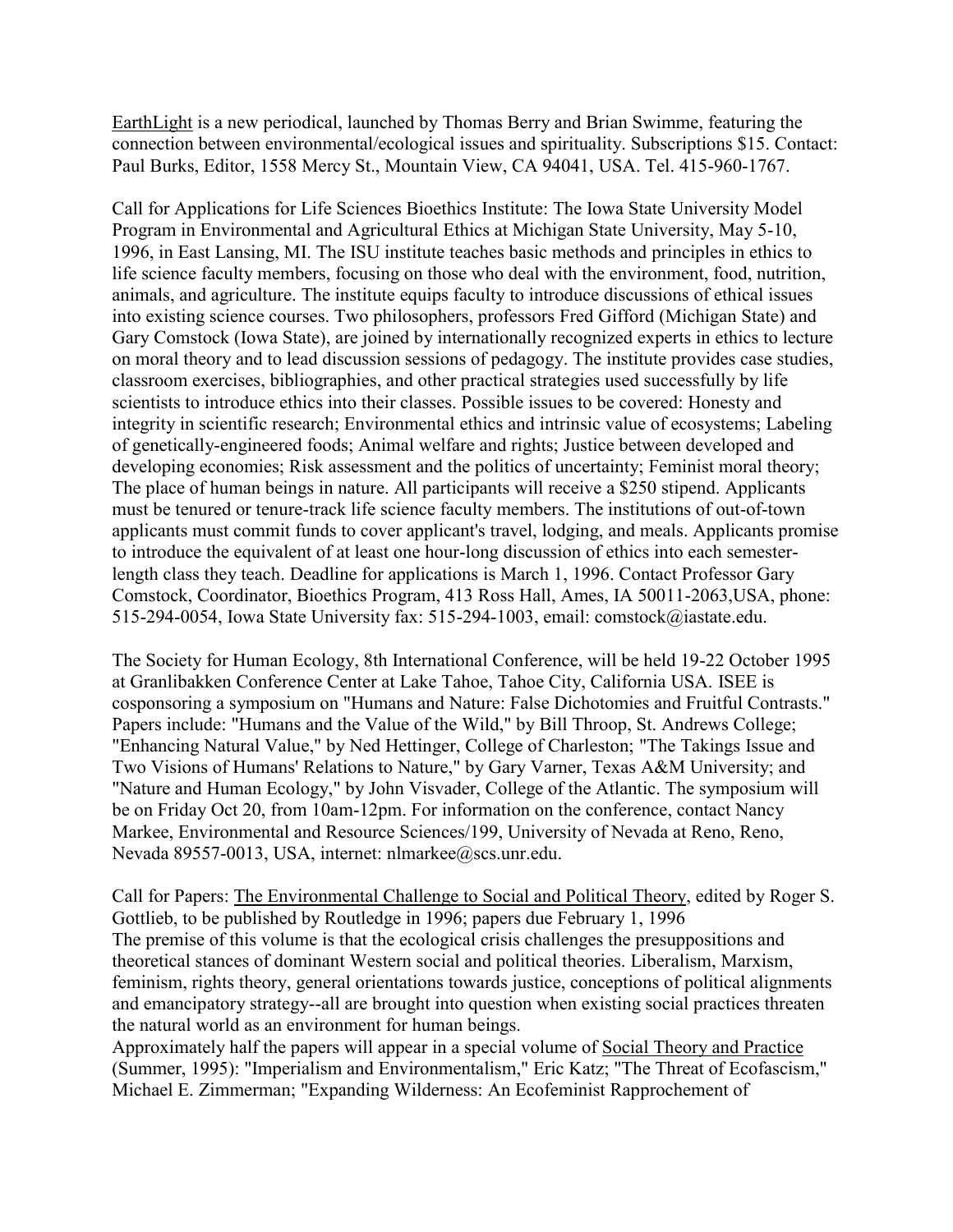EarthLight is a new periodical, launched by Thomas Berry and Brian Swimme, featuring the connection between environmental/ecological issues and spirituality. Subscriptions $15. Contact: Paul Burks, Editor, 1558 Mercy St., Mountain View, CA 94041, USA. Tel. 415-960-1767.

Call for Applications for Life Sciences Bioethics Institute: The Iowa State University Model Program in Environmental and Agricultural Ethics at Michigan State University, May 5-10, 1996, in East Lansing, MI. The ISU institute teaches basic methods and principles in ethics to life science faculty members, focusing on those who deal with the environment, food, nutrition, animals, and agriculture. The institute equips faculty to introduce discussions of ethical issues into existing science courses. Two philosophers, professors Fred Gifford (Michigan State) and Gary Comstock (Iowa State), are joined by internationally recognized experts in ethics to lecture on moral theory and to lead discussion sessions of pedagogy. The institute provides case studies, classroom exercises, bibliographies, and other practical strategies used successfully by life scientists to introduce ethics into their classes. Possible issues to be covered: Honesty and integrity in scientific research; Environmental ethics and intrinsic value of ecosystems; Labeling of genetically-engineered foods; Animal welfare and rights; Justice between developed and developing economies; Risk assessment and the politics of uncertainty; Feminist moral theory; The place of human beings in nature. All participants will receive a $250 stipend. Applicants must be tenured or tenure-track life science faculty members. The institutions of out-of-town applicants must commit funds to cover applicant's travel, lodging, and meals. Applicants promise to introduce the equivalent of at least one hour-long discussion of ethics into each semester-length class they teach. Deadline for applications is March 1, 1996. Contact Professor Gary Comstock, Coordinator, Bioethics Program, 413 Ross Hall, Ames, IA 50011-2063,USA, phone: 515-294-0054, Iowa State University fax: 515-294-1003, email: comstock@iastate.edu.

The Society for Human Ecology, 8th International Conference, will be held 19-22 October 1995 at Granlibakken Conference Center at Lake Tahoe, Tahoe City, California USA. ISEE is cosponsoring a symposium on "Humans and Nature: False Dichotomies and Fruitful Contrasts." Papers include: "Humans and the Value of the Wild," by Bill Throop, St. Andrews College; "Enhancing Natural Value," by Ned Hettinger, College of Charleston; "The Takings Issue and Two Visions of Humans' Relations to Nature," by Gary Varner, Texas A&M University; and "Nature and Human Ecology," by John Visvader, College of the Atlantic. The symposium will be on Friday Oct 20, from 10am-12pm. For information on the conference, contact Nancy Markee, Environmental and Resource Sciences/199, University of Nevada at Reno, Reno, Nevada 89557-0013, USA, internet: nlmarkee@scs.unr.edu.

Call for Papers: The Environmental Challenge to Social and Political Theory, edited by Roger S. Gottlieb, to be published by Routledge in 1996; papers due February 1, 1996
The premise of this volume is that the ecological crisis challenges the presuppositions and theoretical stances of dominant Western social and political theories. Liberalism, Marxism, feminism, rights theory, general orientations towards justice, conceptions of political alignments and emancipatory strategy--all are brought into question when existing social practices threaten the natural world as an environment for human beings.
Approximately half the papers will appear in a special volume of Social Theory and Practice (Summer, 1995): "Imperialism and Environmentalism," Eric Katz; "The Threat of Ecofascism," Michael E. Zimmerman; "Expanding Wilderness: An Ecofeminist Rapprochement of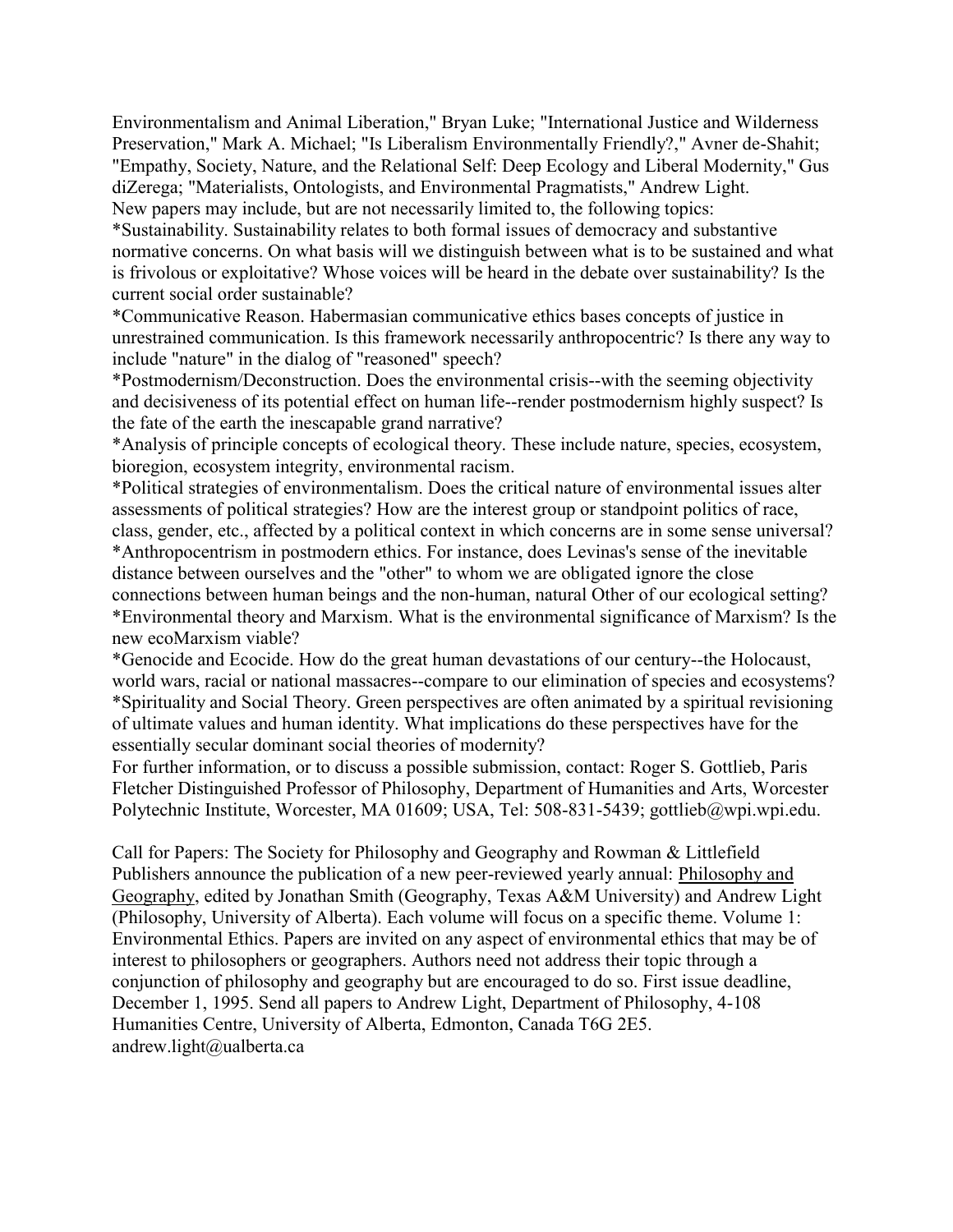Environmentalism and Animal Liberation," Bryan Luke; "International Justice and Wilderness Preservation," Mark A. Michael; "Is Liberalism Environmentally Friendly?," Avner de-Shahit; "Empathy, Society, Nature, and the Relational Self: Deep Ecology and Liberal Modernity," Gus diZerega; "Materialists, Ontologists, and Environmental Pragmatists," Andrew Light.

New papers may include, but are not necessarily limited to, the following topics:

*Sustainability. Sustainability relates to both formal issues of democracy and substantive normative concerns. On what basis will we distinguish between what is to be sustained and what is frivolous or exploitative? Whose voices will be heard in the debate over sustainability? Is the current social order sustainable?

*Communicative Reason. Habermasian communicative ethics bases concepts of justice in unrestrained communication. Is this framework necessarily anthropocentric? Is there any way to include "nature" in the dialog of "reasoned" speech?

*Postmodernism/Deconstruction. Does the environmental crisis--with the seeming objectivity and decisiveness of its potential effect on human life--render postmodernism highly suspect? Is the fate of the earth the inescapable grand narrative?

*Analysis of principle concepts of ecological theory. These include nature, species, ecosystem, bioregion, ecosystem integrity, environmental racism.

*Political strategies of environmentalism. Does the critical nature of environmental issues alter assessments of political strategies? How are the interest group or standpoint politics of race, class, gender, etc., affected by a political context in which concerns are in some sense universal?

*Anthropocentrism in postmodern ethics. For instance, does Levinas's sense of the inevitable distance between ourselves and the "other" to whom we are obligated ignore the close connections between human beings and the non-human, natural Other of our ecological setting?

*Environmental theory and Marxism. What is the environmental significance of Marxism? Is the new ecoMarxism viable?

*Genocide and Ecocide. How do the great human devastations of our century--the Holocaust, world wars, racial or national massacres--compare to our elimination of species and ecosystems?

*Spirituality and Social Theory. Green perspectives are often animated by a spiritual revisioning of ultimate values and human identity. What implications do these perspectives have for the essentially secular dominant social theories of modernity?

For further information, or to discuss a possible submission, contact: Roger S. Gottlieb, Paris Fletcher Distinguished Professor of Philosophy, Department of Humanities and Arts, Worcester Polytechnic Institute, Worcester, MA 01609; USA, Tel: 508-831-5439; gottlieb@wpi.wpi.edu.

Call for Papers: The Society for Philosophy and Geography and Rowman & Littlefield Publishers announce the publication of a new peer-reviewed yearly annual: Philosophy and Geography, edited by Jonathan Smith (Geography, Texas A&M University) and Andrew Light (Philosophy, University of Alberta). Each volume will focus on a specific theme. Volume 1: Environmental Ethics. Papers are invited on any aspect of environmental ethics that may be of interest to philosophers or geographers. Authors need not address their topic through a conjunction of philosophy and geography but are encouraged to do so. First issue deadline, December 1, 1995. Send all papers to Andrew Light, Department of Philosophy, 4-108 Humanities Centre, University of Alberta, Edmonton, Canada T6G 2E5. andrew.light@ualberta.ca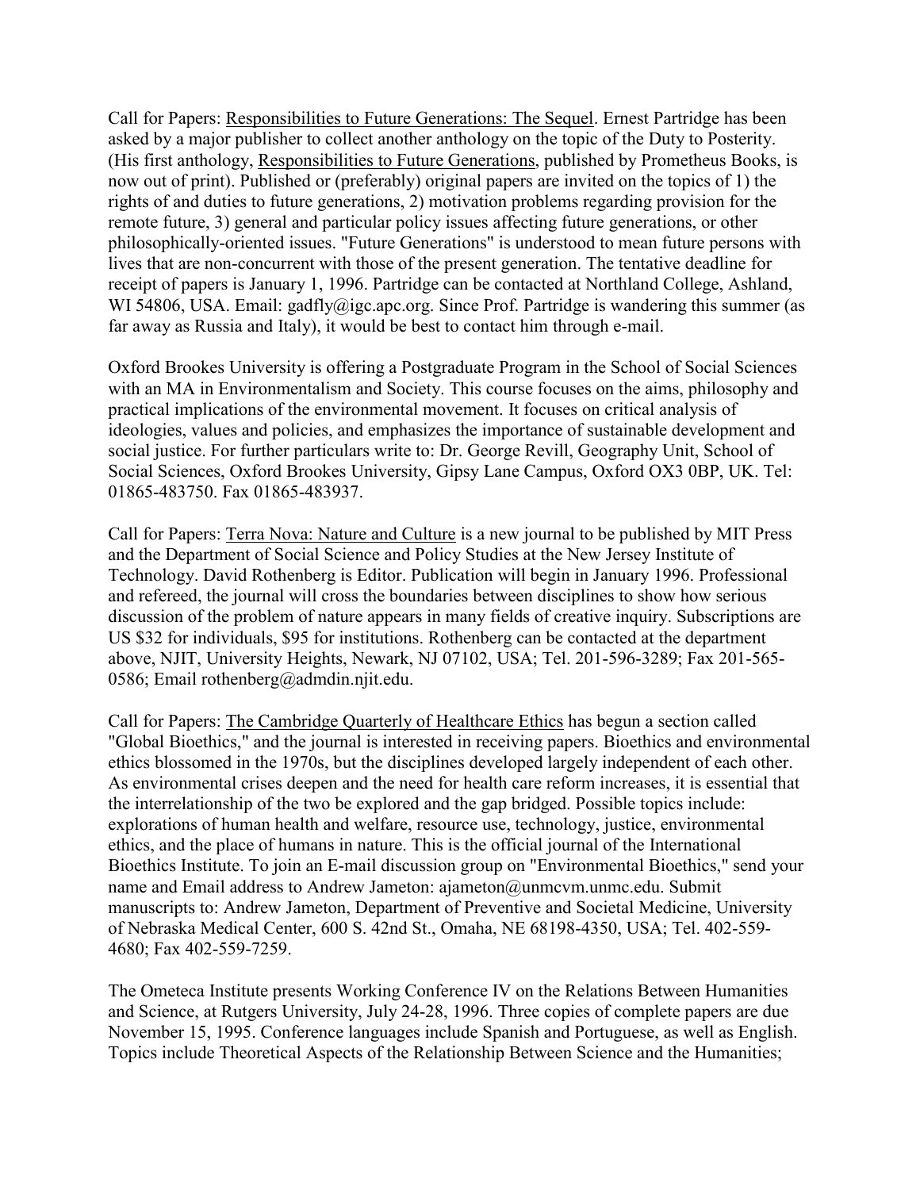Call for Papers: Responsibilities to Future Generations: The Sequel. Ernest Partridge has been asked by a major publisher to collect another anthology on the topic of the Duty to Posterity. (His first anthology, Responsibilities to Future Generations, published by Prometheus Books, is now out of print). Published or (preferably) original papers are invited on the topics of 1) the rights of and duties to future generations, 2) motivation problems regarding provision for the remote future, 3) general and particular policy issues affecting future generations, or other philosophically-oriented issues. "Future Generations" is understood to mean future persons with lives that are non-concurrent with those of the present generation. The tentative deadline for receipt of papers is January 1, 1996. Partridge can be contacted at Northland College, Ashland, WI 54806, USA. Email: gadfly@igc.apc.org. Since Prof. Partridge is wandering this summer (as far away as Russia and Italy), it would be best to contact him through e-mail.

Oxford Brookes University is offering a Postgraduate Program in the School of Social Sciences with an MA in Environmentalism and Society. This course focuses on the aims, philosophy and practical implications of the environmental movement. It focuses on critical analysis of ideologies, values and policies, and emphasizes the importance of sustainable development and social justice. For further particulars write to: Dr. George Revill, Geography Unit, School of Social Sciences, Oxford Brookes University, Gipsy Lane Campus, Oxford OX3 0BP, UK. Tel: 01865-483750. Fax 01865-483937.

Call for Papers: Terra Nova: Nature and Culture is a new journal to be published by MIT Press and the Department of Social Science and Policy Studies at the New Jersey Institute of Technology. David Rothenberg is Editor. Publication will begin in January 1996. Professional and refereed, the journal will cross the boundaries between disciplines to show how serious discussion of the problem of nature appears in many fields of creative inquiry. Subscriptions are US $32 for individuals, $95 for institutions. Rothenberg can be contacted at the department above, NJIT, University Heights, Newark, NJ 07102, USA; Tel. 201-596-3289; Fax 201-565-0586; Email rothenberg@admdin.njit.edu.

Call for Papers: The Cambridge Quarterly of Healthcare Ethics has begun a section called "Global Bioethics," and the journal is interested in receiving papers. Bioethics and environmental ethics blossomed in the 1970s, but the disciplines developed largely independent of each other. As environmental crises deepen and the need for health care reform increases, it is essential that the interrelationship of the two be explored and the gap bridged. Possible topics include: explorations of human health and welfare, resource use, technology, justice, environmental ethics, and the place of humans in nature. This is the official journal of the International Bioethics Institute. To join an E-mail discussion group on "Environmental Bioethics," send your name and Email address to Andrew Jameton: ajameton@unmcvm.unmc.edu. Submit manuscripts to: Andrew Jameton, Department of Preventive and Societal Medicine, University of Nebraska Medical Center, 600 S. 42nd St., Omaha, NE 68198-4350, USA; Tel. 402-559-4680; Fax 402-559-7259.

The Ometeca Institute presents Working Conference IV on the Relations Between Humanities and Science, at Rutgers University, July 24-28, 1996. Three copies of complete papers are due November 15, 1995. Conference languages include Spanish and Portuguese, as well as English. Topics include Theoretical Aspects of the Relationship Between Science and the Humanities;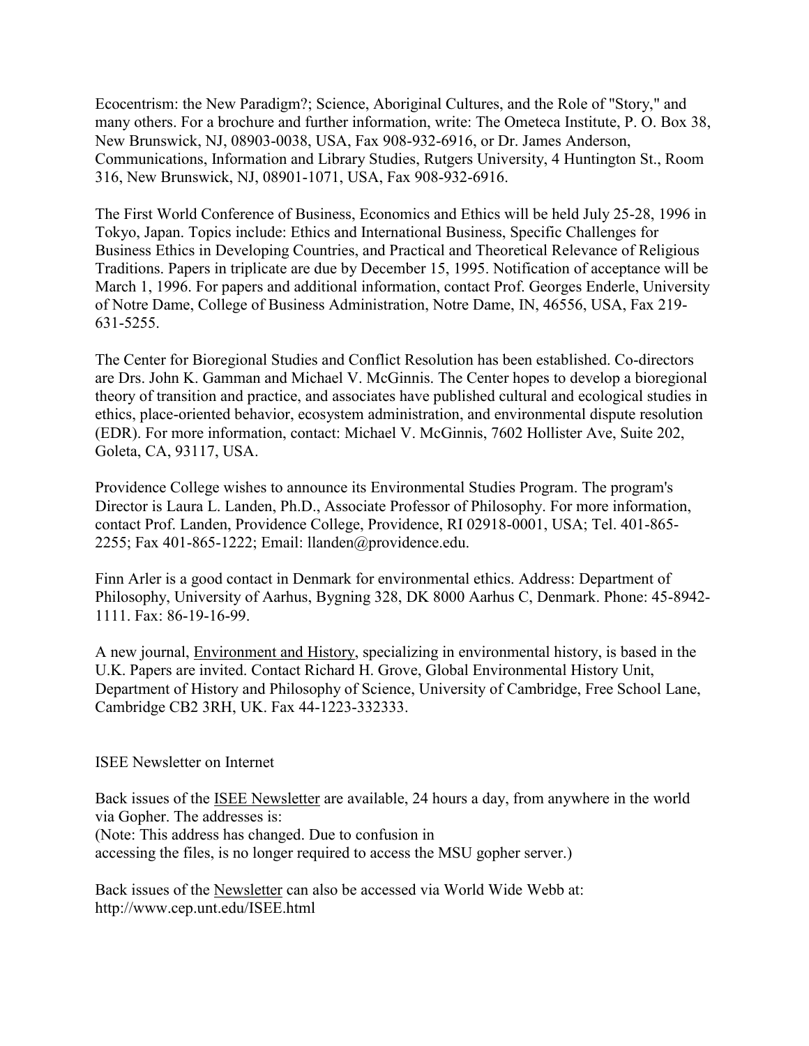Ecocentrism: the New Paradigm?; Science, Aboriginal Cultures, and the Role of "Story," and many others. For a brochure and further information, write: The Ometeca Institute, P. O. Box 38, New Brunswick, NJ, 08903-0038, USA, Fax 908-932-6916, or Dr. James Anderson, Communications, Information and Library Studies, Rutgers University, 4 Huntington St., Room 316, New Brunswick, NJ, 08901-1071, USA, Fax 908-932-6916.

The First World Conference of Business, Economics and Ethics will be held July 25-28, 1996 in Tokyo, Japan. Topics include: Ethics and International Business, Specific Challenges for Business Ethics in Developing Countries, and Practical and Theoretical Relevance of Religious Traditions. Papers in triplicate are due by December 15, 1995. Notification of acceptance will be March 1, 1996. For papers and additional information, contact Prof. Georges Enderle, University of Notre Dame, College of Business Administration, Notre Dame, IN, 46556, USA, Fax 219-631-5255.

The Center for Bioregional Studies and Conflict Resolution has been established. Co-directors are Drs. John K. Gamman and Michael V. McGinnis. The Center hopes to develop a bioregional theory of transition and practice, and associates have published cultural and ecological studies in ethics, place-oriented behavior, ecosystem administration, and environmental dispute resolution (EDR). For more information, contact: Michael V. McGinnis, 7602 Hollister Ave, Suite 202, Goleta, CA, 93117, USA.

Providence College wishes to announce its Environmental Studies Program. The program's Director is Laura L. Landen, Ph.D., Associate Professor of Philosophy. For more information, contact Prof. Landen, Providence College, Providence, RI 02918-0001, USA; Tel. 401-865-2255; Fax 401-865-1222; Email: llanden@providence.edu.

Finn Arler is a good contact in Denmark for environmental ethics. Address: Department of Philosophy, University of Aarhus, Bygning 328, DK 8000 Aarhus C, Denmark. Phone: 45-8942-1111. Fax: 86-19-16-99.

A new journal, Environment and History, specializing in environmental history, is based in the U.K. Papers are invited. Contact Richard H. Grove, Global Environmental History Unit, Department of History and Philosophy of Science, University of Cambridge, Free School Lane, Cambridge CB2 3RH, UK. Fax 44-1223-332333.

## ISEE Newsletter on Internet

Back issues of the ISEE Newsletter are available, 24 hours a day, from anywhere in the world via Gopher. The addresses is:
(Note: This address has changed. Due to confusion in
accessing the files, is no longer required to access the MSU gopher server.)

Back issues of the Newsletter can also be accessed via World Wide Webb at:
http://www.cep.unt.edu/ISEE.html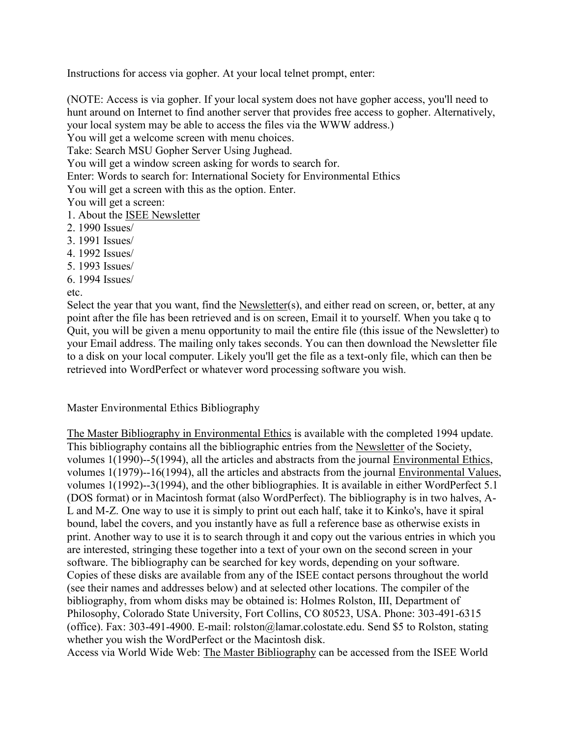Instructions for access via gopher. At your local telnet prompt, enter:

(NOTE: Access is via gopher. If your local system does not have gopher access, you'll need to hunt around on Internet to find another server that provides free access to gopher. Alternatively, your local system may be able to access the files via the WWW address.)
You will get a welcome screen with menu choices.
Take: Search MSU Gopher Server Using Jughead.
You will get a window screen asking for words to search for.
Enter: Words to search for: International Society for Environmental Ethics
You will get a screen with this as the option. Enter.
You will get a screen:

1. About the ISEE Newsletter
2. 1990 Issues/
3. 1991 Issues/
4. 1992 Issues/
5. 1993 Issues/
6. 1994 Issues/

etc.

Select the year that you want, find the Newsletter(s), and either read on screen, or, better, at any point after the file has been retrieved and is on screen, Email it to yourself. When you take q to Quit, you will be given a menu opportunity to mail the entire file (this issue of the Newsletter) to your Email address. The mailing only takes seconds. You can then download the Newsletter file to a disk on your local computer. Likely you'll get the file as a text-only file, which can then be retrieved into WordPerfect or whatever word processing software you wish.

## Master Environmental Ethics Bibliography

The Master Bibliography in Environmental Ethics is available with the completed 1994 update. This bibliography contains all the bibliographic entries from the Newsletter of the Society, volumes 1(1990)--5(1994), all the articles and abstracts from the journal Environmental Ethics, volumes 1(1979)--16(1994), all the articles and abstracts from the journal Environmental Values, volumes 1(1992)--3(1994), and the other bibliographies. It is available in either WordPerfect 5.1 (DOS format) or in Macintosh format (also WordPerfect). The bibliography is in two halves, A-L and M-Z. One way to use it is simply to print out each half, take it to Kinko's, have it spiral bound, label the covers, and you instantly have as full a reference base as otherwise exists in print. Another way to use it is to search through it and copy out the various entries in which you are interested, stringing these together into a text of your own on the second screen in your software. The bibliography can be searched for key words, depending on your software. Copies of these disks are available from any of the ISEE contact persons throughout the world (see their names and addresses below) and at selected other locations. The compiler of the bibliography, from whom disks may be obtained is: Holmes Rolston, III, Department of Philosophy, Colorado State University, Fort Collins, CO 80523, USA. Phone: 303-491-6315 (office). Fax: 303-491-4900. E-mail: rolston@lamar.colostate.edu. Send $5 to Rolston, stating whether you wish the WordPerfect or the Macintosh disk.
Access via World Wide Web: The Master Bibliography can be accessed from the ISEE World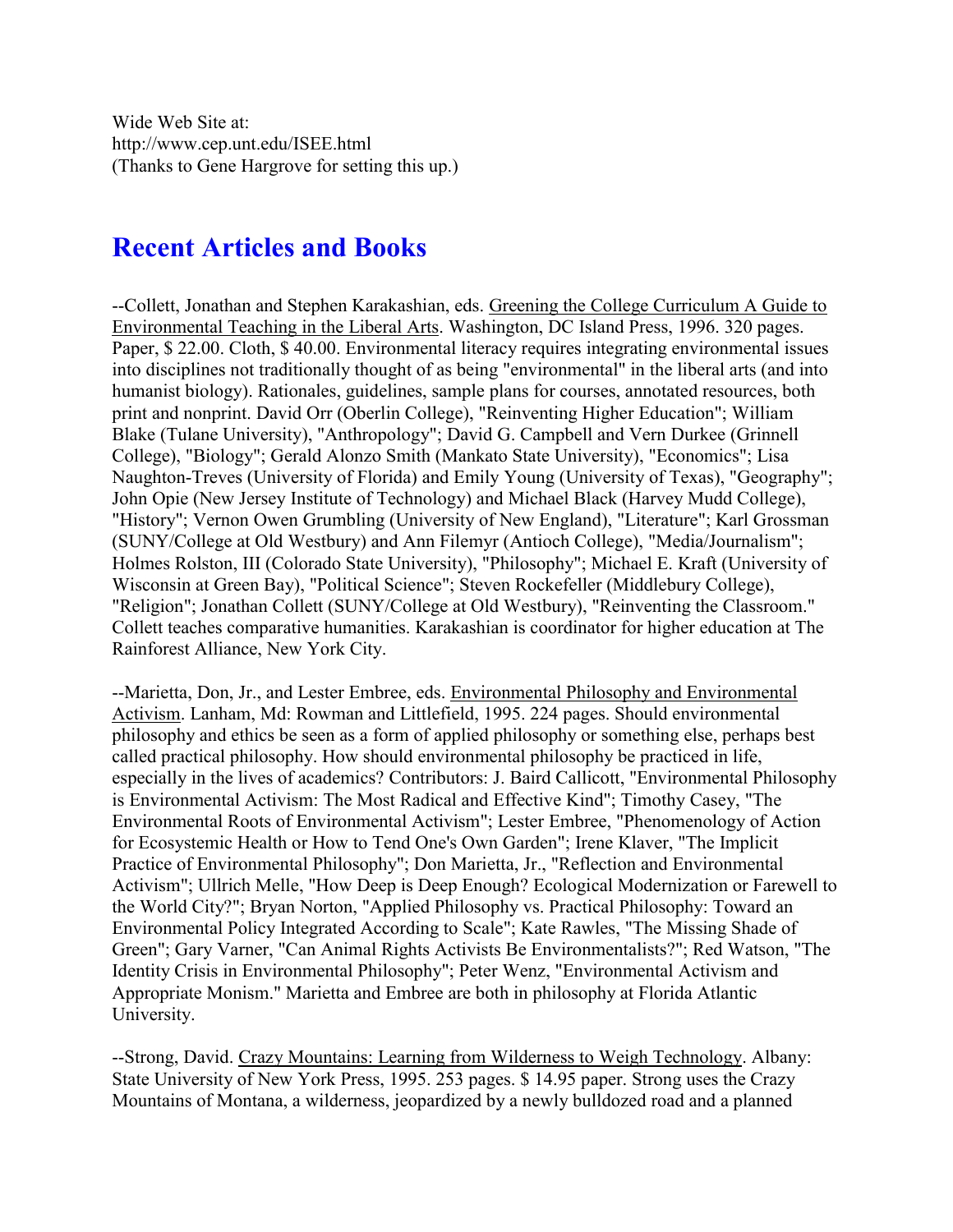Wide Web Site at:
http://www.cep.unt.edu/ISEE.html
(Thanks to Gene Hargrove for setting this up.)

## Recent Articles and Books

--Collett, Jonathan and Stephen Karakashian, eds. Greening the College Curriculum A Guide to Environmental Teaching in the Liberal Arts. Washington, DC Island Press, 1996. 320 pages. Paper, $ 22.00. Cloth, $ 40.00. Environmental literacy requires integrating environmental issues into disciplines not traditionally thought of as being "environmental" in the liberal arts (and into humanist biology). Rationales, guidelines, sample plans for courses, annotated resources, both print and nonprint. David Orr (Oberlin College), "Reinventing Higher Education"; William Blake (Tulane University), "Anthropology"; David G. Campbell and Vern Durkee (Grinnell College), "Biology"; Gerald Alonzo Smith (Mankato State University), "Economics"; Lisa Naughton-Treves (University of Florida) and Emily Young (University of Texas), "Geography"; John Opie (New Jersey Institute of Technology) and Michael Black (Harvey Mudd College), "History"; Vernon Owen Grumbling (University of New England), "Literature"; Karl Grossman (SUNY/College at Old Westbury) and Ann Filemyr (Antioch College), "Media/Journalism"; Holmes Rolston, III (Colorado State University), "Philosophy"; Michael E. Kraft (University of Wisconsin at Green Bay), "Political Science"; Steven Rockefeller (Middlebury College), "Religion"; Jonathan Collett (SUNY/College at Old Westbury), "Reinventing the Classroom." Collett teaches comparative humanities. Karakashian is coordinator for higher education at The Rainforest Alliance, New York City.

--Marietta, Don, Jr., and Lester Embree, eds. Environmental Philosophy and Environmental Activism. Lanham, Md: Rowman and Littlefield, 1995. 224 pages. Should environmental philosophy and ethics be seen as a form of applied philosophy or something else, perhaps best called practical philosophy. How should environmental philosophy be practiced in life, especially in the lives of academics? Contributors: J. Baird Callicott, "Environmental Philosophy is Environmental Activism: The Most Radical and Effective Kind"; Timothy Casey, "The Environmental Roots of Environmental Activism"; Lester Embree, "Phenomenology of Action for Ecosystemic Health or How to Tend One's Own Garden"; Irene Klaver, "The Implicit Practice of Environmental Philosophy"; Don Marietta, Jr., "Reflection and Environmental Activism"; Ullrich Melle, "How Deep is Deep Enough? Ecological Modernization or Farewell to the World City?"; Bryan Norton, "Applied Philosophy vs. Practical Philosophy: Toward an Environmental Policy Integrated According to Scale"; Kate Rawles, "The Missing Shade of Green"; Gary Varner, "Can Animal Rights Activists Be Environmentalists?"; Red Watson, "The Identity Crisis in Environmental Philosophy"; Peter Wenz, "Environmental Activism and Appropriate Monism." Marietta and Embree are both in philosophy at Florida Atlantic University.

--Strong, David. Crazy Mountains: Learning from Wilderness to Weigh Technology. Albany: State University of New York Press, 1995. 253 pages. $ 14.95 paper. Strong uses the Crazy Mountains of Montana, a wilderness, jeopardized by a newly bulldozed road and a planned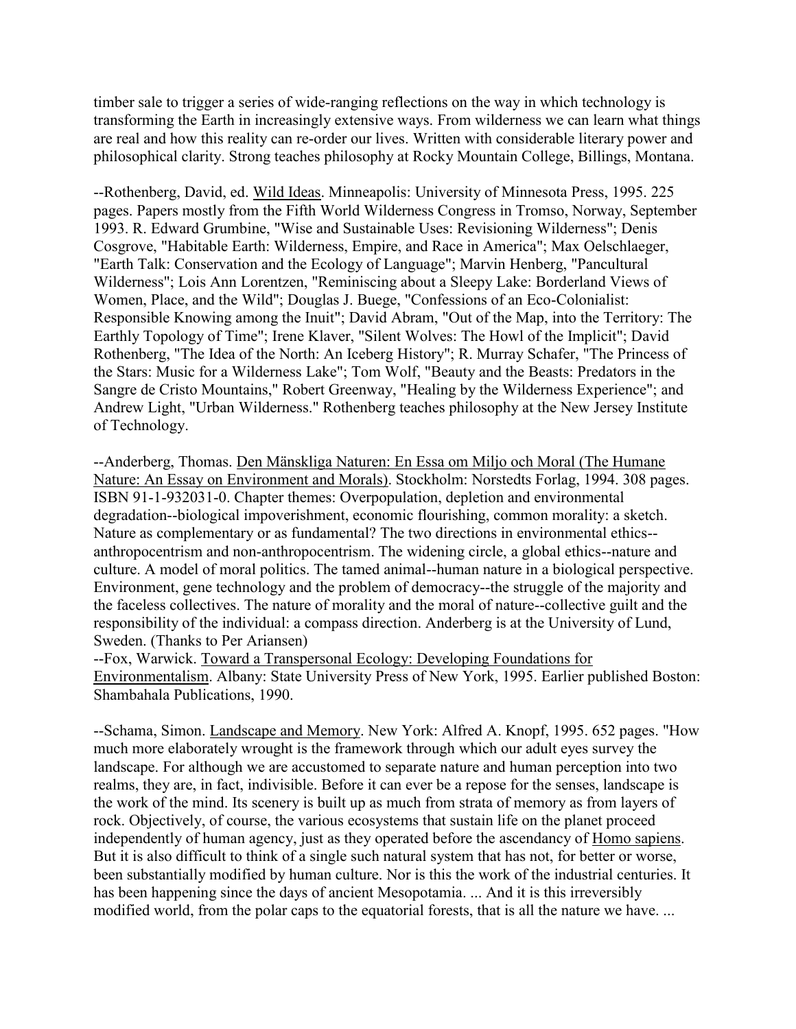timber sale to trigger a series of wide-ranging reflections on the way in which technology is transforming the Earth in increasingly extensive ways. From wilderness we can learn what things are real and how this reality can re-order our lives. Written with considerable literary power and philosophical clarity. Strong teaches philosophy at Rocky Mountain College, Billings, Montana.

--Rothenberg, David, ed. Wild Ideas. Minneapolis: University of Minnesota Press, 1995. 225 pages. Papers mostly from the Fifth World Wilderness Congress in Tromso, Norway, September 1993. R. Edward Grumbine, "Wise and Sustainable Uses: Revisioning Wilderness"; Denis Cosgrove, "Habitable Earth: Wilderness, Empire, and Race in America"; Max Oelschlaeger, "Earth Talk: Conservation and the Ecology of Language"; Marvin Henberg, "Pancultural Wilderness"; Lois Ann Lorentzen, "Reminiscing about a Sleepy Lake: Borderland Views of Women, Place, and the Wild"; Douglas J. Buege, "Confessions of an Eco-Colonialist: Responsible Knowing among the Inuit"; David Abram, "Out of the Map, into the Territory: The Earthly Topology of Time"; Irene Klaver, "Silent Wolves: The Howl of the Implicit"; David Rothenberg, "The Idea of the North: An Iceberg History"; R. Murray Schafer, "The Princess of the Stars: Music for a Wilderness Lake"; Tom Wolf, "Beauty and the Beasts: Predators in the Sangre de Cristo Mountains," Robert Greenway, "Healing by the Wilderness Experience"; and Andrew Light, "Urban Wilderness." Rothenberg teaches philosophy at the New Jersey Institute of Technology.

--Anderberg, Thomas. Den Mänskliga Naturen: En Essa om Miljo och Moral (The Humane Nature: An Essay on Environment and Morals). Stockholm: Norstedts Forlag, 1994. 308 pages. ISBN 91-1-932031-0. Chapter themes: Overpopulation, depletion and environmental degradation--biological impoverishment, economic flourishing, common morality: a sketch. Nature as complementary or as fundamental? The two directions in environmental ethics--anthropocentrism and non-anthropocentrism. The widening circle, a global ethics--nature and culture. A model of moral politics. The tamed animal--human nature in a biological perspective. Environment, gene technology and the problem of democracy--the struggle of the majority and the faceless collectives. The nature of morality and the moral of nature--collective guilt and the responsibility of the individual: a compass direction. Anderberg is at the University of Lund, Sweden. (Thanks to Per Ariansen)

--Fox, Warwick. Toward a Transpersonal Ecology: Developing Foundations for Environmentalism. Albany: State University Press of New York, 1995. Earlier published Boston: Shambahala Publications, 1990.

--Schama, Simon. Landscape and Memory. New York: Alfred A. Knopf, 1995. 652 pages. "How much more elaborately wrought is the framework through which our adult eyes survey the landscape. For although we are accustomed to separate nature and human perception into two realms, they are, in fact, indivisible. Before it can ever be a repose for the senses, landscape is the work of the mind. Its scenery is built up as much from strata of memory as from layers of rock. Objectively, of course, the various ecosystems that sustain life on the planet proceed independently of human agency, just as they operated before the ascendancy of Homo sapiens. But it is also difficult to think of a single such natural system that has not, for better or worse, been substantially modified by human culture. Nor is this the work of the industrial centuries. It has been happening since the days of ancient Mesopotamia. ... And it is this irreversibly modified world, from the polar caps to the equatorial forests, that is all the nature we have. ...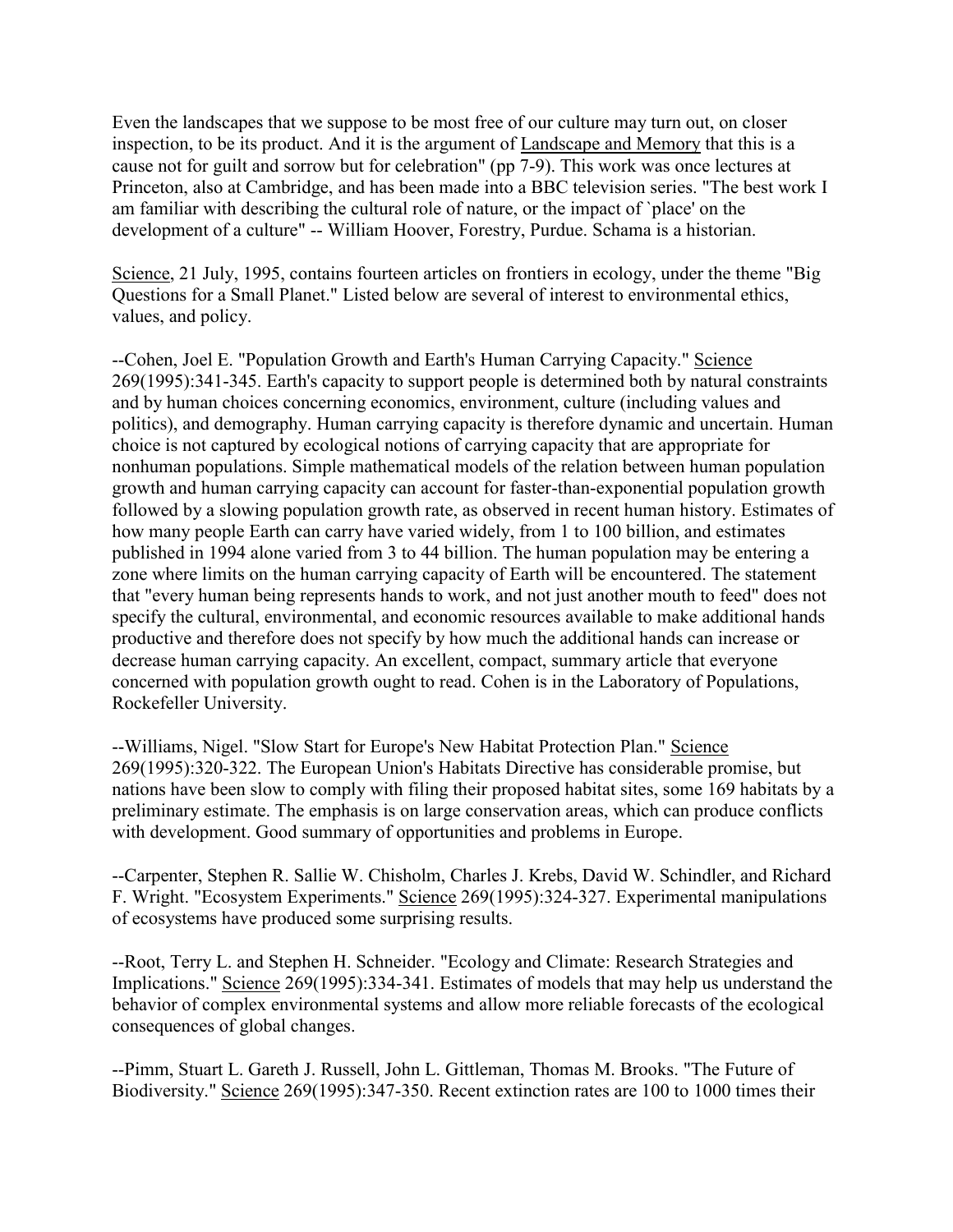Even the landscapes that we suppose to be most free of our culture may turn out, on closer inspection, to be its product. And it is the argument of Landscape and Memory that this is a cause not for guilt and sorrow but for celebration" (pp 7-9). This work was once lectures at Princeton, also at Cambridge, and has been made into a BBC television series. "The best work I am familiar with describing the cultural role of nature, or the impact of `place' on the development of a culture" -- William Hoover, Forestry, Purdue. Schama is a historian.

Science, 21 July, 1995, contains fourteen articles on frontiers in ecology, under the theme "Big Questions for a Small Planet." Listed below are several of interest to environmental ethics, values, and policy.

--Cohen, Joel E. "Population Growth and Earth's Human Carrying Capacity." Science 269(1995):341-345. Earth's capacity to support people is determined both by natural constraints and by human choices concerning economics, environment, culture (including values and politics), and demography. Human carrying capacity is therefore dynamic and uncertain. Human choice is not captured by ecological notions of carrying capacity that are appropriate for nonhuman populations. Simple mathematical models of the relation between human population growth and human carrying capacity can account for faster-than-exponential population growth followed by a slowing population growth rate, as observed in recent human history. Estimates of how many people Earth can carry have varied widely, from 1 to 100 billion, and estimates published in 1994 alone varied from 3 to 44 billion. The human population may be entering a zone where limits on the human carrying capacity of Earth will be encountered. The statement that "every human being represents hands to work, and not just another mouth to feed" does not specify the cultural, environmental, and economic resources available to make additional hands productive and therefore does not specify by how much the additional hands can increase or decrease human carrying capacity. An excellent, compact, summary article that everyone concerned with population growth ought to read. Cohen is in the Laboratory of Populations, Rockefeller University.

--Williams, Nigel. "Slow Start for Europe's New Habitat Protection Plan." Science 269(1995):320-322. The European Union's Habitats Directive has considerable promise, but nations have been slow to comply with filing their proposed habitat sites, some 169 habitats by a preliminary estimate. The emphasis is on large conservation areas, which can produce conflicts with development. Good summary of opportunities and problems in Europe.

--Carpenter, Stephen R. Sallie W. Chisholm, Charles J. Krebs, David W. Schindler, and Richard F. Wright. "Ecosystem Experiments." Science 269(1995):324-327. Experimental manipulations of ecosystems have produced some surprising results.

--Root, Terry L. and Stephen H. Schneider. "Ecology and Climate: Research Strategies and Implications." Science 269(1995):334-341. Estimates of models that may help us understand the behavior of complex environmental systems and allow more reliable forecasts of the ecological consequences of global changes.

--Pimm, Stuart L. Gareth J. Russell, John L. Gittleman, Thomas M. Brooks. "The Future of Biodiversity." Science 269(1995):347-350. Recent extinction rates are 100 to 1000 times their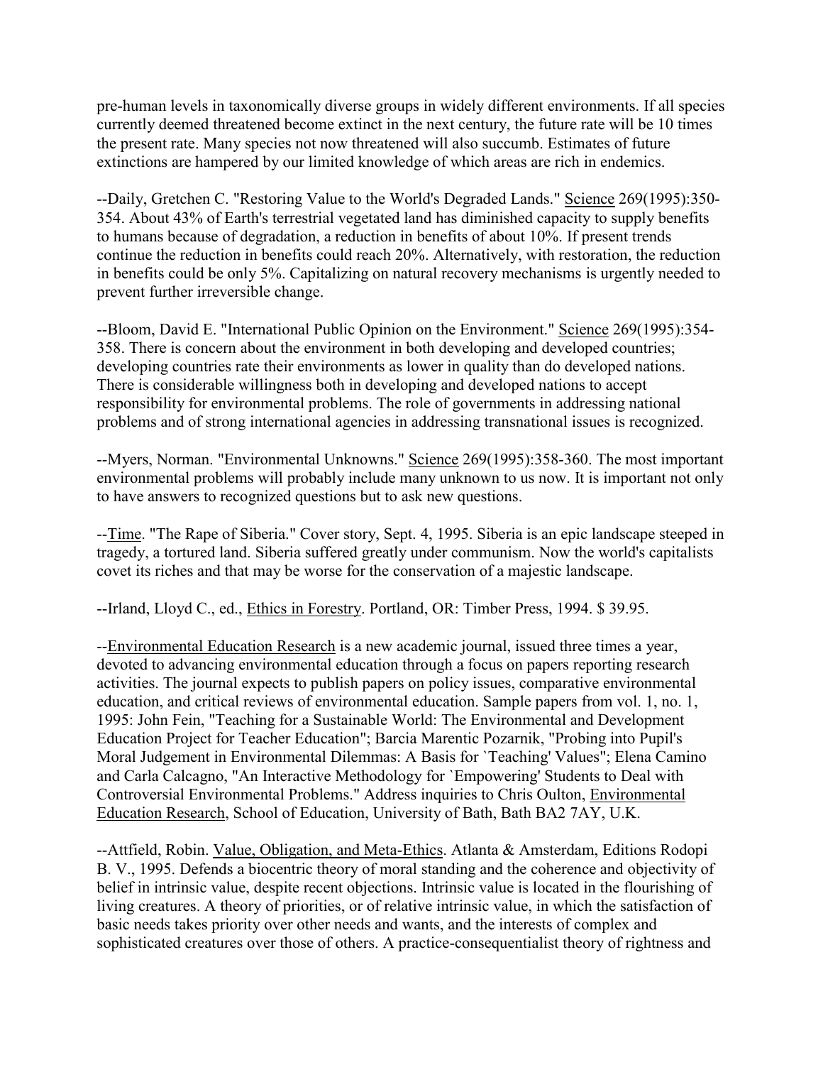pre-human levels in taxonomically diverse groups in widely different environments. If all species currently deemed threatened become extinct in the next century, the future rate will be 10 times the present rate. Many species not now threatened will also succumb. Estimates of future extinctions are hampered by our limited knowledge of which areas are rich in endemics.

--Daily, Gretchen C. "Restoring Value to the World's Degraded Lands." Science 269(1995):350-354. About 43% of Earth's terrestrial vegetated land has diminished capacity to supply benefits to humans because of degradation, a reduction in benefits of about 10%. If present trends continue the reduction in benefits could reach 20%. Alternatively, with restoration, the reduction in benefits could be only 5%. Capitalizing on natural recovery mechanisms is urgently needed to prevent further irreversible change.

--Bloom, David E. "International Public Opinion on the Environment." Science 269(1995):354-358. There is concern about the environment in both developing and developed countries; developing countries rate their environments as lower in quality than do developed nations. There is considerable willingness both in developing and developed nations to accept responsibility for environmental problems. The role of governments in addressing national problems and of strong international agencies in addressing transnational issues is recognized.

--Myers, Norman. "Environmental Unknowns." Science 269(1995):358-360. The most important environmental problems will probably include many unknown to us now. It is important not only to have answers to recognized questions but to ask new questions.

--Time. "The Rape of Siberia." Cover story, Sept. 4, 1995. Siberia is an epic landscape steeped in tragedy, a tortured land. Siberia suffered greatly under communism. Now the world's capitalists covet its riches and that may be worse for the conservation of a majestic landscape.

--Irland, Lloyd C., ed., Ethics in Forestry. Portland, OR: Timber Press, 1994. $ 39.95.

--Environmental Education Research is a new academic journal, issued three times a year, devoted to advancing environmental education through a focus on papers reporting research activities. The journal expects to publish papers on policy issues, comparative environmental education, and critical reviews of environmental education. Sample papers from vol. 1, no. 1, 1995: John Fein, "Teaching for a Sustainable World: The Environmental and Development Education Project for Teacher Education"; Barcia Marentic Pozarnik, "Probing into Pupil's Moral Judgement in Environmental Dilemmas: A Basis for `Teaching' Values"; Elena Camino and Carla Calcagno, "An Interactive Methodology for `Empowering' Students to Deal with Controversial Environmental Problems." Address inquiries to Chris Oulton, Environmental Education Research, School of Education, University of Bath, Bath BA2 7AY, U.K.

--Attfield, Robin. Value, Obligation, and Meta-Ethics. Atlanta & Amsterdam, Editions Rodopi B. V., 1995. Defends a biocentric theory of moral standing and the coherence and objectivity of belief in intrinsic value, despite recent objections. Intrinsic value is located in the flourishing of living creatures. A theory of priorities, or of relative intrinsic value, in which the satisfaction of basic needs takes priority over other needs and wants, and the interests of complex and sophisticated creatures over those of others. A practice-consequentialist theory of rightness and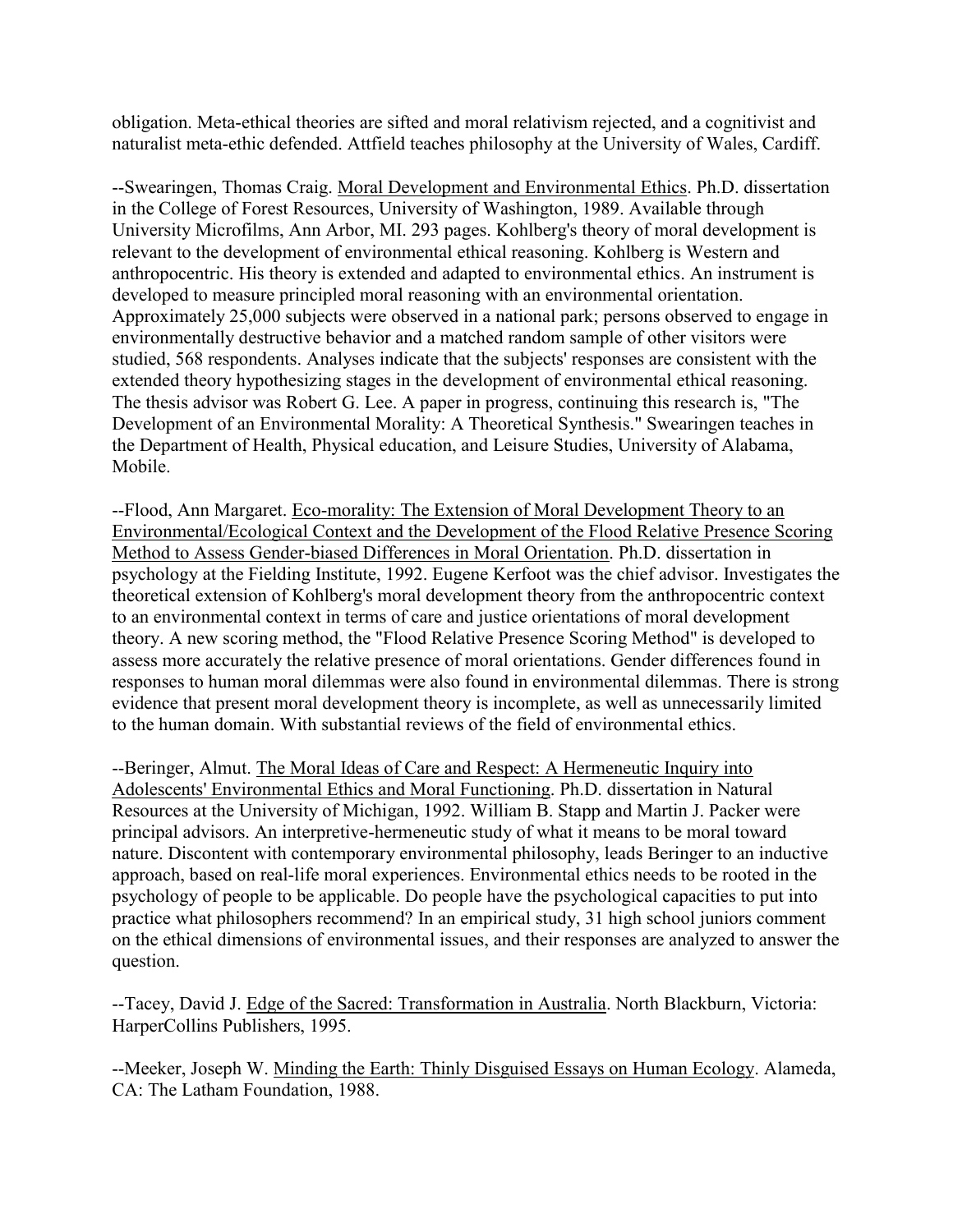obligation. Meta-ethical theories are sifted and moral relativism rejected, and a cognitivist and naturalist meta-ethic defended. Attfield teaches philosophy at the University of Wales, Cardiff.

--Swearingen, Thomas Craig. Moral Development and Environmental Ethics. Ph.D. dissertation in the College of Forest Resources, University of Washington, 1989. Available through University Microfilms, Ann Arbor, MI. 293 pages. Kohlberg's theory of moral development is relevant to the development of environmental ethical reasoning. Kohlberg is Western and anthropocentric. His theory is extended and adapted to environmental ethics. An instrument is developed to measure principled moral reasoning with an environmental orientation. Approximately 25,000 subjects were observed in a national park; persons observed to engage in environmentally destructive behavior and a matched random sample of other visitors were studied, 568 respondents. Analyses indicate that the subjects' responses are consistent with the extended theory hypothesizing stages in the development of environmental ethical reasoning. The thesis advisor was Robert G. Lee. A paper in progress, continuing this research is, "The Development of an Environmental Morality: A Theoretical Synthesis." Swearingen teaches in the Department of Health, Physical education, and Leisure Studies, University of Alabama, Mobile.

--Flood, Ann Margaret. Eco-morality: The Extension of Moral Development Theory to an Environmental/Ecological Context and the Development of the Flood Relative Presence Scoring Method to Assess Gender-biased Differences in Moral Orientation. Ph.D. dissertation in psychology at the Fielding Institute, 1992. Eugene Kerfoot was the chief advisor. Investigates the theoretical extension of Kohlberg's moral development theory from the anthropocentric context to an environmental context in terms of care and justice orientations of moral development theory. A new scoring method, the "Flood Relative Presence Scoring Method" is developed to assess more accurately the relative presence of moral orientations. Gender differences found in responses to human moral dilemmas were also found in environmental dilemmas. There is strong evidence that present moral development theory is incomplete, as well as unnecessarily limited to the human domain. With substantial reviews of the field of environmental ethics.

--Beringer, Almut. The Moral Ideas of Care and Respect: A Hermeneutic Inquiry into Adolescents' Environmental Ethics and Moral Functioning. Ph.D. dissertation in Natural Resources at the University of Michigan, 1992. William B. Stapp and Martin J. Packer were principal advisors. An interpretive-hermeneutic study of what it means to be moral toward nature. Discontent with contemporary environmental philosophy, leads Beringer to an inductive approach, based on real-life moral experiences. Environmental ethics needs to be rooted in the psychology of people to be applicable. Do people have the psychological capacities to put into practice what philosophers recommend? In an empirical study, 31 high school juniors comment on the ethical dimensions of environmental issues, and their responses are analyzed to answer the question.

--Tacey, David J. Edge of the Sacred: Transformation in Australia. North Blackburn, Victoria: HarperCollins Publishers, 1995.

--Meeker, Joseph W. Minding the Earth: Thinly Disguised Essays on Human Ecology. Alameda, CA: The Latham Foundation, 1988.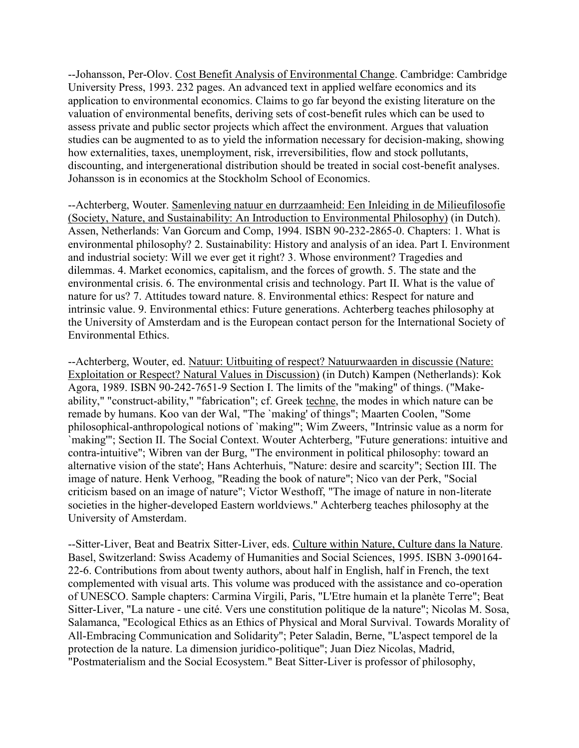--Johansson, Per-Olov. Cost Benefit Analysis of Environmental Change. Cambridge: Cambridge University Press, 1993. 232 pages. An advanced text in applied welfare economics and its application to environmental economics. Claims to go far beyond the existing literature on the valuation of environmental benefits, deriving sets of cost-benefit rules which can be used to assess private and public sector projects which affect the environment. Argues that valuation studies can be augmented to as to yield the information necessary for decision-making, showing how externalities, taxes, unemployment, risk, irreversibilities, flow and stock pollutants, discounting, and intergenerational distribution should be treated in social cost-benefit analyses. Johansson is in economics at the Stockholm School of Economics.

--Achterberg, Wouter. Samenleving natuur en durrzaamheid: Een Inleiding in de Milieufilosofie (Society, Nature, and Sustainability: An Introduction to Environmental Philosophy) (in Dutch). Assen, Netherlands: Van Gorcum and Comp, 1994. ISBN 90-232-2865-0. Chapters: 1. What is environmental philosophy? 2. Sustainability: History and analysis of an idea. Part I. Environment and industrial society: Will we ever get it right? 3. Whose environment? Tragedies and dilemmas. 4. Market economics, capitalism, and the forces of growth. 5. The state and the environmental crisis. 6. The environmental crisis and technology. Part II. What is the value of nature for us? 7. Attitudes toward nature. 8. Environmental ethics: Respect for nature and intrinsic value. 9. Environmental ethics: Future generations. Achterberg teaches philosophy at the University of Amsterdam and is the European contact person for the International Society of Environmental Ethics.

--Achterberg, Wouter, ed. Natuur: Uitbuiting of respect? Natuurwaarden in discussie (Nature: Exploitation or Respect? Natural Values in Discussion) (in Dutch) Kampen (Netherlands): Kok Agora, 1989. ISBN 90-242-7651-9 Section I. The limits of the "making" of things. ("Make-ability," "construct-ability," "fabrication"; cf. Greek techne, the modes in which nature can be remade by humans. Koo van der Wal, "The `making' of things"; Maarten Coolen, "Some philosophical-anthropological notions of `making'"; Wim Zweers, "Intrinsic value as a norm for `making'"; Section II. The Social Context. Wouter Achterberg, "Future generations: intuitive and contra-intuitive"; Wibren van der Burg, "The environment in political philosophy: toward an alternative vision of the state'; Hans Achterhuis, "Nature: desire and scarcity"; Section III. The image of nature. Henk Verhoog, "Reading the book of nature"; Nico van der Perk, "Social criticism based on an image of nature"; Victor Westhoff, "The image of nature in non-literate societies in the higher-developed Eastern worldviews." Achterberg teaches philosophy at the University of Amsterdam.

--Sitter-Liver, Beat and Beatrix Sitter-Liver, eds. Culture within Nature, Culture dans la Nature. Basel, Switzerland: Swiss Academy of Humanities and Social Sciences, 1995. ISBN 3-090164-22-6. Contributions from about twenty authors, about half in English, half in French, the text complemented with visual arts. This volume was produced with the assistance and co-operation of UNESCO. Sample chapters: Carmina Virgili, Paris, "L'Etre humain et la planète Terre"; Beat Sitter-Liver, "La nature - une cité. Vers une constitution politique de la nature"; Nicolas M. Sosa, Salamanca, "Ecological Ethics as an Ethics of Physical and Moral Survival. Towards Morality of All-Embracing Communication and Solidarity"; Peter Saladin, Berne, "L'aspect temporel de la protection de la nature. La dimension juridico-politique"; Juan Diez Nicolas, Madrid, "Postmaterialism and the Social Ecosystem." Beat Sitter-Liver is professor of philosophy,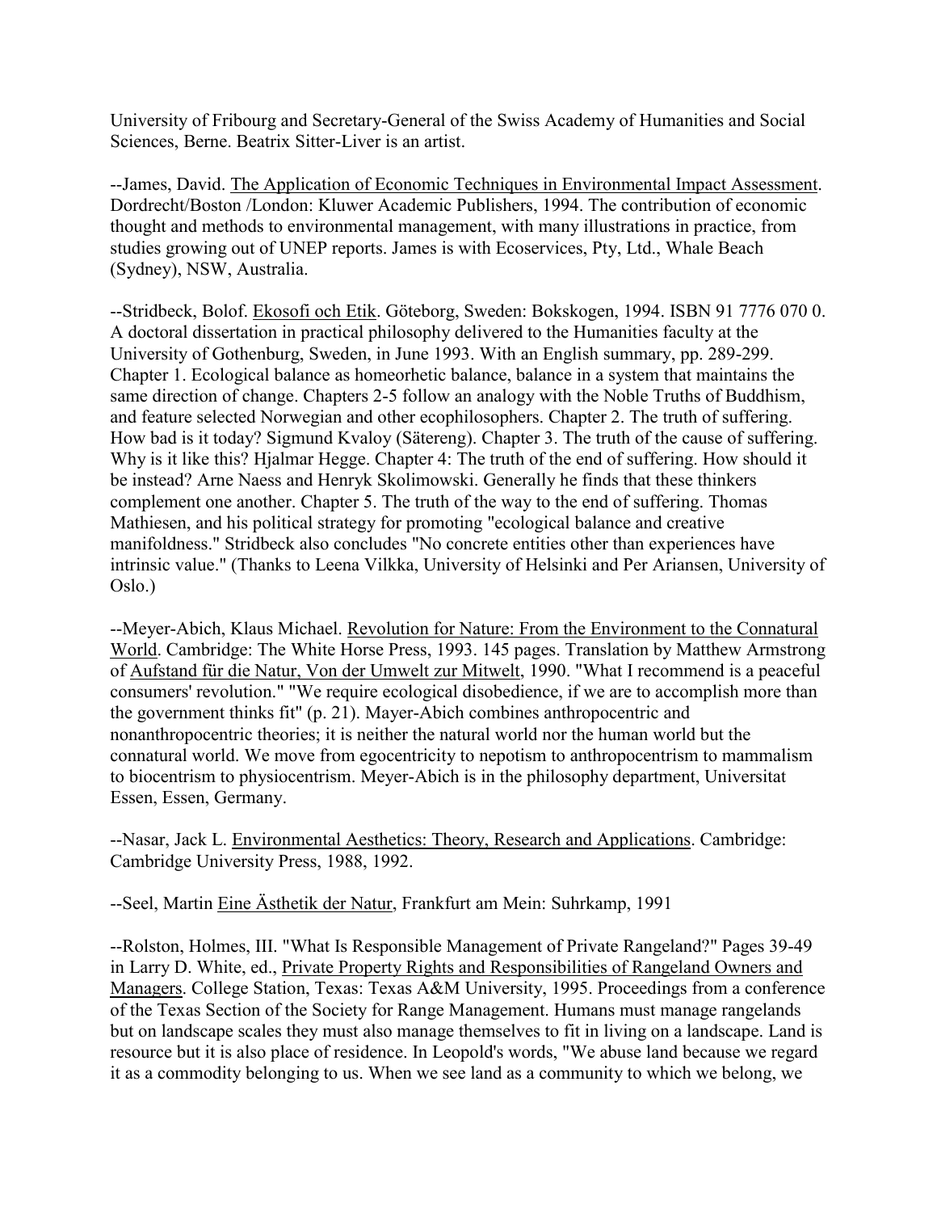University of Fribourg and Secretary-General of the Swiss Academy of Humanities and Social Sciences, Berne. Beatrix Sitter-Liver is an artist.

--James, David. The Application of Economic Techniques in Environmental Impact Assessment. Dordrecht/Boston /London: Kluwer Academic Publishers, 1994. The contribution of economic thought and methods to environmental management, with many illustrations in practice, from studies growing out of UNEP reports. James is with Ecoservices, Pty, Ltd., Whale Beach (Sydney), NSW, Australia.

--Stridbeck, Bolof. Ekosofi och Etik. Göteborg, Sweden: Bokskogen, 1994. ISBN 91 7776 070 0. A doctoral dissertation in practical philosophy delivered to the Humanities faculty at the University of Gothenburg, Sweden, in June 1993. With an English summary, pp. 289-299. Chapter 1. Ecological balance as homeorhetic balance, balance in a system that maintains the same direction of change. Chapters 2-5 follow an analogy with the Noble Truths of Buddhism, and feature selected Norwegian and other ecophilosophers. Chapter 2. The truth of suffering. How bad is it today? Sigmund Kvaloy (Sätereng). Chapter 3. The truth of the cause of suffering. Why is it like this? Hjalmar Hegge. Chapter 4: The truth of the end of suffering. How should it be instead? Arne Naess and Henryk Skolimowski. Generally he finds that these thinkers complement one another. Chapter 5. The truth of the way to the end of suffering. Thomas Mathiesen, and his political strategy for promoting "ecological balance and creative manifoldness." Stridbeck also concludes "No concrete entities other than experiences have intrinsic value." (Thanks to Leena Vilkka, University of Helsinki and Per Ariansen, University of Oslo.)

--Meyer-Abich, Klaus Michael. Revolution for Nature: From the Environment to the Connatural World. Cambridge: The White Horse Press, 1993. 145 pages. Translation by Matthew Armstrong of Aufstand für die Natur, Von der Umwelt zur Mitwelt, 1990. "What I recommend is a peaceful consumers' revolution." "We require ecological disobedience, if we are to accomplish more than the government thinks fit" (p. 21). Mayer-Abich combines anthropocentric and nonanthropocentric theories; it is neither the natural world nor the human world but the connatural world. We move from egocentricity to nepotism to anthropocentrism to mammalism to biocentrism to physiocentrism. Meyer-Abich is in the philosophy department, Universitat Essen, Essen, Germany.

--Nasar, Jack L. Environmental Aesthetics: Theory, Research and Applications. Cambridge: Cambridge University Press, 1988, 1992.

--Seel, Martin Eine Ästhetik der Natur, Frankfurt am Mein: Suhrkamp, 1991

--Rolston, Holmes, III. "What Is Responsible Management of Private Rangeland?" Pages 39-49 in Larry D. White, ed., Private Property Rights and Responsibilities of Rangeland Owners and Managers. College Station, Texas: Texas A&M University, 1995. Proceedings from a conference of the Texas Section of the Society for Range Management. Humans must manage rangelands but on landscape scales they must also manage themselves to fit in living on a landscape. Land is resource but it is also place of residence. In Leopold's words, "We abuse land because we regard it as a commodity belonging to us. When we see land as a community to which we belong, we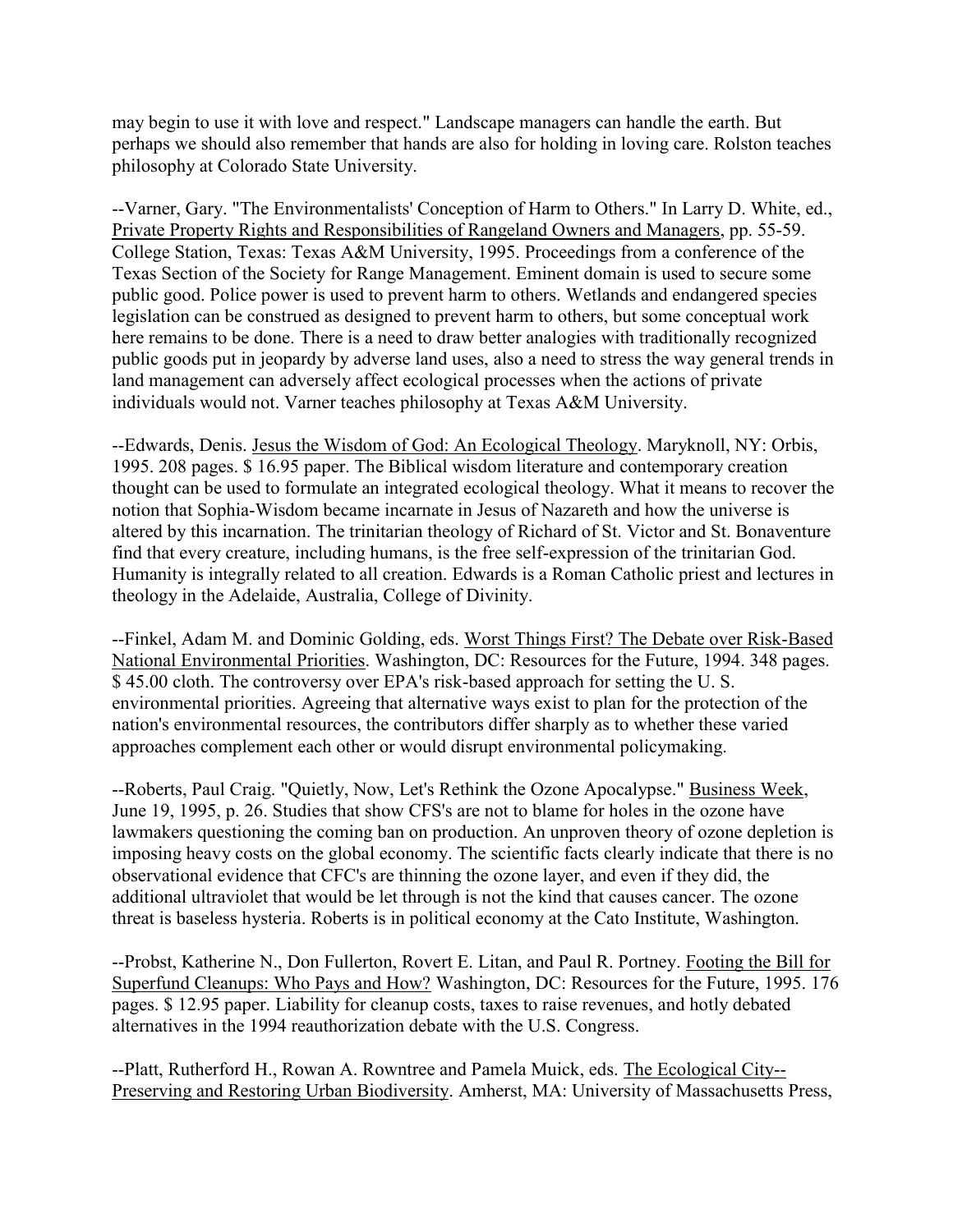may begin to use it with love and respect." Landscape managers can handle the earth. But perhaps we should also remember that hands are also for holding in loving care. Rolston teaches philosophy at Colorado State University.

--Varner, Gary. "The Environmentalists' Conception of Harm to Others." In Larry D. White, ed., Private Property Rights and Responsibilities of Rangeland Owners and Managers, pp. 55-59. College Station, Texas: Texas A&M University, 1995. Proceedings from a conference of the Texas Section of the Society for Range Management. Eminent domain is used to secure some public good. Police power is used to prevent harm to others. Wetlands and endangered species legislation can be construed as designed to prevent harm to others, but some conceptual work here remains to be done. There is a need to draw better analogies with traditionally recognized public goods put in jeopardy by adverse land uses, also a need to stress the way general trends in land management can adversely affect ecological processes when the actions of private individuals would not. Varner teaches philosophy at Texas A&M University.

--Edwards, Denis. Jesus the Wisdom of God: An Ecological Theology. Maryknoll, NY: Orbis, 1995. 208 pages. $ 16.95 paper. The Biblical wisdom literature and contemporary creation thought can be used to formulate an integrated ecological theology. What it means to recover the notion that Sophia-Wisdom became incarnate in Jesus of Nazareth and how the universe is altered by this incarnation. The trinitarian theology of Richard of St. Victor and St. Bonaventure find that every creature, including humans, is the free self-expression of the trinitarian God. Humanity is integrally related to all creation. Edwards is a Roman Catholic priest and lectures in theology in the Adelaide, Australia, College of Divinity.

--Finkel, Adam M. and Dominic Golding, eds. Worst Things First? The Debate over Risk-Based National Environmental Priorities. Washington, DC: Resources for the Future, 1994. 348 pages. $ 45.00 cloth. The controversy over EPA's risk-based approach for setting the U. S. environmental priorities. Agreeing that alternative ways exist to plan for the protection of the nation's environmental resources, the contributors differ sharply as to whether these varied approaches complement each other or would disrupt environmental policymaking.

--Roberts, Paul Craig. "Quietly, Now, Let's Rethink the Ozone Apocalypse." Business Week, June 19, 1995, p. 26. Studies that show CFS's are not to blame for holes in the ozone have lawmakers questioning the coming ban on production. An unproven theory of ozone depletion is imposing heavy costs on the global economy. The scientific facts clearly indicate that there is no observational evidence that CFC's are thinning the ozone layer, and even if they did, the additional ultraviolet that would be let through is not the kind that causes cancer. The ozone threat is baseless hysteria. Roberts is in political economy at the Cato Institute, Washington.

--Probst, Katherine N., Don Fullerton, Rovert E. Litan, and Paul R. Portney. Footing the Bill for Superfund Cleanups: Who Pays and How? Washington, DC: Resources for the Future, 1995. 176 pages. $ 12.95 paper. Liability for cleanup costs, taxes to raise revenues, and hotly debated alternatives in the 1994 reauthorization debate with the U.S. Congress.

--Platt, Rutherford H., Rowan A. Rowntree and Pamela Muick, eds. The Ecological City--Preserving and Restoring Urban Biodiversity. Amherst, MA: University of Massachusetts Press,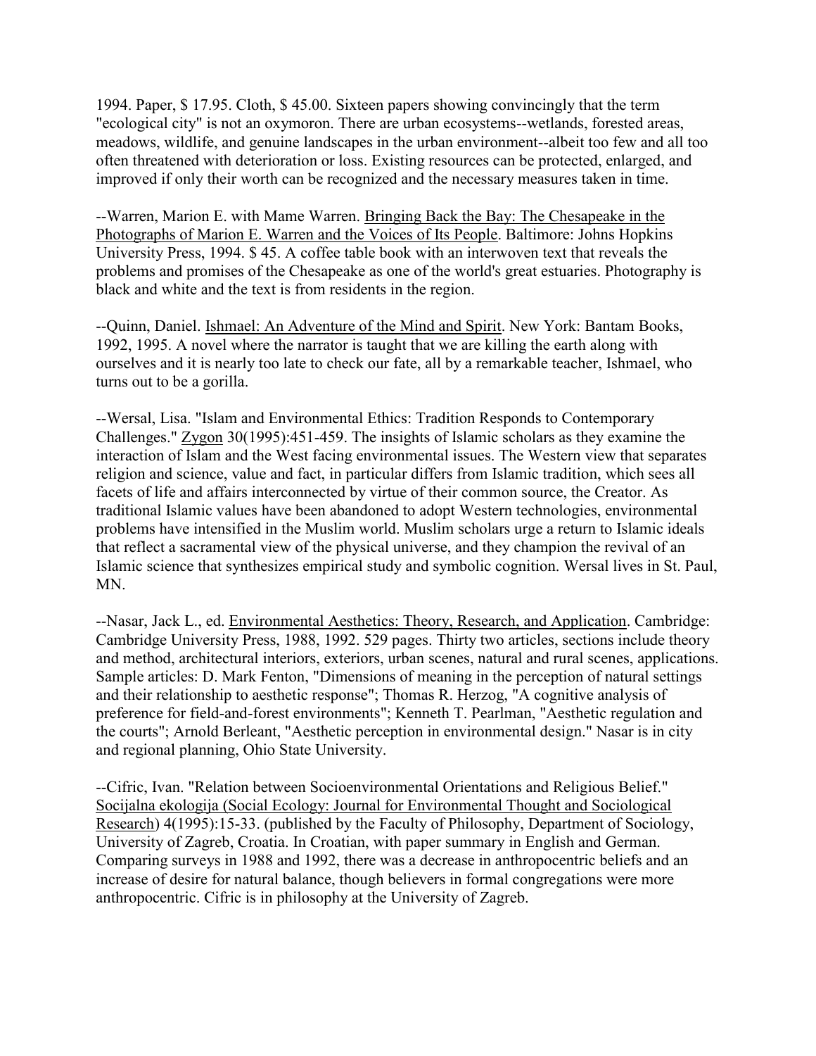1994. Paper, $ 17.95. Cloth, $ 45.00. Sixteen papers showing convincingly that the term "ecological city" is not an oxymoron. There are urban ecosystems--wetlands, forested areas, meadows, wildlife, and genuine landscapes in the urban environment--albeit too few and all too often threatened with deterioration or loss. Existing resources can be protected, enlarged, and improved if only their worth can be recognized and the necessary measures taken in time.

--Warren, Marion E. with Mame Warren. Bringing Back the Bay: The Chesapeake in the Photographs of Marion E. Warren and the Voices of Its People. Baltimore: Johns Hopkins University Press, 1994. $ 45. A coffee table book with an interwoven text that reveals the problems and promises of the Chesapeake as one of the world's great estuaries. Photography is black and white and the text is from residents in the region.

--Quinn, Daniel. Ishmael: An Adventure of the Mind and Spirit. New York: Bantam Books, 1992, 1995. A novel where the narrator is taught that we are killing the earth along with ourselves and it is nearly too late to check our fate, all by a remarkable teacher, Ishmael, who turns out to be a gorilla.

--Wersal, Lisa. "Islam and Environmental Ethics: Tradition Responds to Contemporary Challenges." Zygon 30(1995):451-459. The insights of Islamic scholars as they examine the interaction of Islam and the West facing environmental issues. The Western view that separates religion and science, value and fact, in particular differs from Islamic tradition, which sees all facets of life and affairs interconnected by virtue of their common source, the Creator. As traditional Islamic values have been abandoned to adopt Western technologies, environmental problems have intensified in the Muslim world. Muslim scholars urge a return to Islamic ideals that reflect a sacramental view of the physical universe, and they champion the revival of an Islamic science that synthesizes empirical study and symbolic cognition. Wersal lives in St. Paul, MN.

--Nasar, Jack L., ed. Environmental Aesthetics: Theory, Research, and Application. Cambridge: Cambridge University Press, 1988, 1992. 529 pages. Thirty two articles, sections include theory and method, architectural interiors, exteriors, urban scenes, natural and rural scenes, applications. Sample articles: D. Mark Fenton, "Dimensions of meaning in the perception of natural settings and their relationship to aesthetic response"; Thomas R. Herzog, "A cognitive analysis of preference for field-and-forest environments"; Kenneth T. Pearlman, "Aesthetic regulation and the courts"; Arnold Berleant, "Aesthetic perception in environmental design." Nasar is in city and regional planning, Ohio State University.

--Cifric, Ivan. "Relation between Socioenvironmental Orientations and Religious Belief." Socijalna ekologija (Social Ecology: Journal for Environmental Thought and Sociological Research) 4(1995):15-33. (published by the Faculty of Philosophy, Department of Sociology, University of Zagreb, Croatia. In Croatian, with paper summary in English and German. Comparing surveys in 1988 and 1992, there was a decrease in anthropocentric beliefs and an increase of desire for natural balance, though believers in formal congregations were more anthropocentric. Cifric is in philosophy at the University of Zagreb.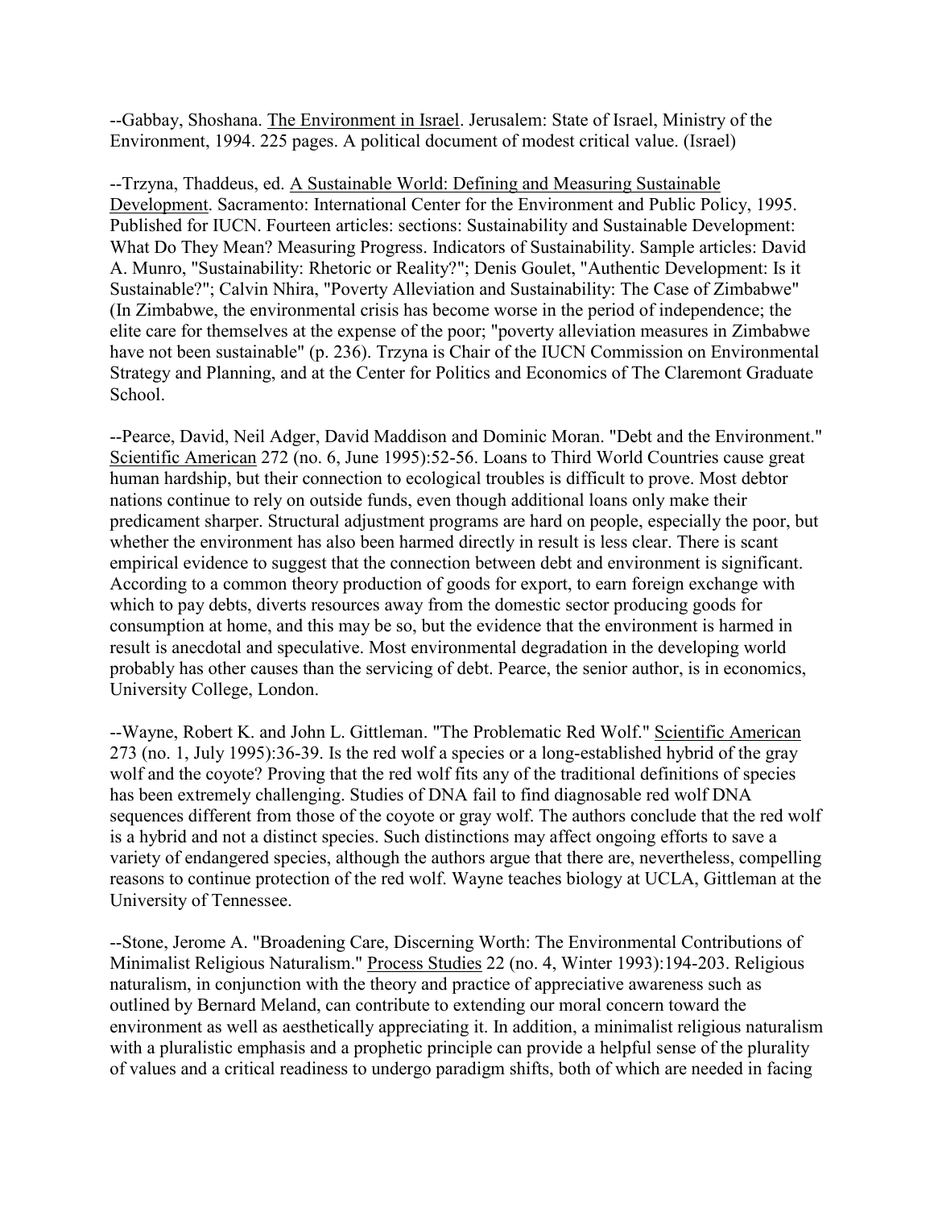--Gabbay, Shoshana. The Environment in Israel. Jerusalem: State of Israel, Ministry of the Environment, 1994. 225 pages. A political document of modest critical value. (Israel)

--Trzyna, Thaddeus, ed. A Sustainable World: Defining and Measuring Sustainable Development. Sacramento: International Center for the Environment and Public Policy, 1995. Published for IUCN. Fourteen articles: sections: Sustainability and Sustainable Development: What Do They Mean? Measuring Progress. Indicators of Sustainability. Sample articles: David A. Munro, "Sustainability: Rhetoric or Reality?"; Denis Goulet, "Authentic Development: Is it Sustainable?"; Calvin Nhira, "Poverty Alleviation and Sustainability: The Case of Zimbabwe" (In Zimbabwe, the environmental crisis has become worse in the period of independence; the elite care for themselves at the expense of the poor; "poverty alleviation measures in Zimbabwe have not been sustainable" (p. 236). Trzyna is Chair of the IUCN Commission on Environmental Strategy and Planning, and at the Center for Politics and Economics of The Claremont Graduate School.

--Pearce, David, Neil Adger, David Maddison and Dominic Moran. "Debt and the Environment." Scientific American 272 (no. 6, June 1995):52-56. Loans to Third World Countries cause great human hardship, but their connection to ecological troubles is difficult to prove. Most debtor nations continue to rely on outside funds, even though additional loans only make their predicament sharper. Structural adjustment programs are hard on people, especially the poor, but whether the environment has also been harmed directly in result is less clear. There is scant empirical evidence to suggest that the connection between debt and environment is significant. According to a common theory production of goods for export, to earn foreign exchange with which to pay debts, diverts resources away from the domestic sector producing goods for consumption at home, and this may be so, but the evidence that the environment is harmed in result is anecdotal and speculative. Most environmental degradation in the developing world probably has other causes than the servicing of debt. Pearce, the senior author, is in economics, University College, London.

--Wayne, Robert K. and John L. Gittleman. "The Problematic Red Wolf." Scientific American 273 (no. 1, July 1995):36-39. Is the red wolf a species or a long-established hybrid of the gray wolf and the coyote? Proving that the red wolf fits any of the traditional definitions of species has been extremely challenging. Studies of DNA fail to find diagnosable red wolf DNA sequences different from those of the coyote or gray wolf. The authors conclude that the red wolf is a hybrid and not a distinct species. Such distinctions may affect ongoing efforts to save a variety of endangered species, although the authors argue that there are, nevertheless, compelling reasons to continue protection of the red wolf. Wayne teaches biology at UCLA, Gittleman at the University of Tennessee.

--Stone, Jerome A. "Broadening Care, Discerning Worth: The Environmental Contributions of Minimalist Religious Naturalism." Process Studies 22 (no. 4, Winter 1993):194-203. Religious naturalism, in conjunction with the theory and practice of appreciative awareness such as outlined by Bernard Meland, can contribute to extending our moral concern toward the environment as well as aesthetically appreciating it. In addition, a minimalist religious naturalism with a pluralistic emphasis and a prophetic principle can provide a helpful sense of the plurality of values and a critical readiness to undergo paradigm shifts, both of which are needed in facing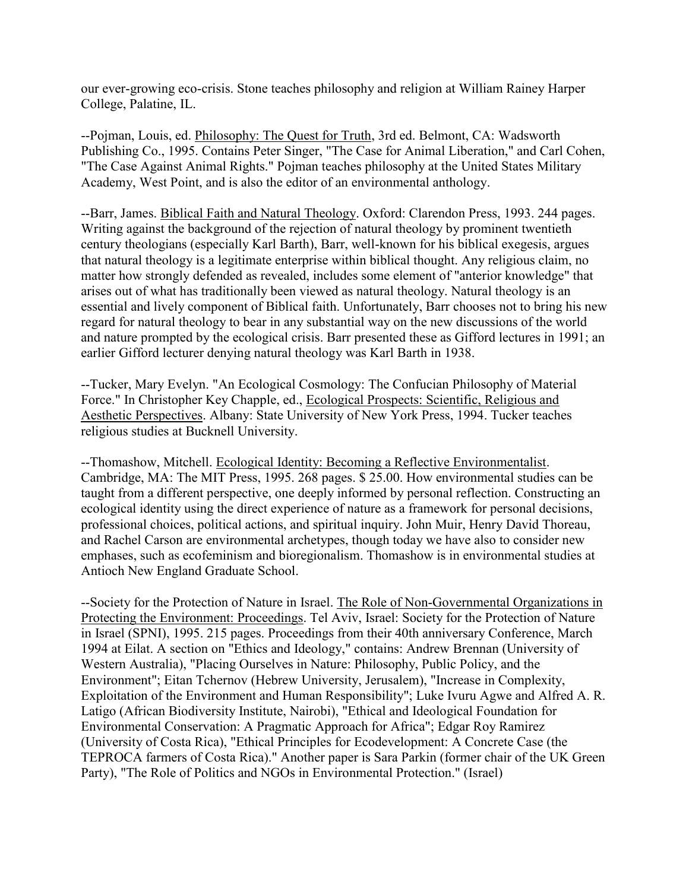our ever-growing eco-crisis. Stone teaches philosophy and religion at William Rainey Harper College, Palatine, IL.

--Pojman, Louis, ed. Philosophy: The Quest for Truth, 3rd ed. Belmont, CA: Wadsworth Publishing Co., 1995. Contains Peter Singer, "The Case for Animal Liberation," and Carl Cohen, "The Case Against Animal Rights." Pojman teaches philosophy at the United States Military Academy, West Point, and is also the editor of an environmental anthology.

--Barr, James. Biblical Faith and Natural Theology. Oxford: Clarendon Press, 1993. 244 pages. Writing against the background of the rejection of natural theology by prominent twentieth century theologians (especially Karl Barth), Barr, well-known for his biblical exegesis, argues that natural theology is a legitimate enterprise within biblical thought. Any religious claim, no matter how strongly defended as revealed, includes some element of "anterior knowledge" that arises out of what has traditionally been viewed as natural theology. Natural theology is an essential and lively component of Biblical faith. Unfortunately, Barr chooses not to bring his new regard for natural theology to bear in any substantial way on the new discussions of the world and nature prompted by the ecological crisis. Barr presented these as Gifford lectures in 1991; an earlier Gifford lecturer denying natural theology was Karl Barth in 1938.

--Tucker, Mary Evelyn. "An Ecological Cosmology: The Confucian Philosophy of Material Force." In Christopher Key Chapple, ed., Ecological Prospects: Scientific, Religious and Aesthetic Perspectives. Albany: State University of New York Press, 1994. Tucker teaches religious studies at Bucknell University.

--Thomashow, Mitchell. Ecological Identity: Becoming a Reflective Environmentalist. Cambridge, MA: The MIT Press, 1995. 268 pages. $ 25.00. How environmental studies can be taught from a different perspective, one deeply informed by personal reflection. Constructing an ecological identity using the direct experience of nature as a framework for personal decisions, professional choices, political actions, and spiritual inquiry. John Muir, Henry David Thoreau, and Rachel Carson are environmental archetypes, though today we have also to consider new emphases, such as ecofeminism and bioregionalism. Thomashow is in environmental studies at Antioch New England Graduate School.

--Society for the Protection of Nature in Israel. The Role of Non-Governmental Organizations in Protecting the Environment: Proceedings. Tel Aviv, Israel: Society for the Protection of Nature in Israel (SPNI), 1995. 215 pages. Proceedings from their 40th anniversary Conference, March 1994 at Eilat. A section on "Ethics and Ideology," contains: Andrew Brennan (University of Western Australia), "Placing Ourselves in Nature: Philosophy, Public Policy, and the Environment"; Eitan Tchernov (Hebrew University, Jerusalem), "Increase in Complexity, Exploitation of the Environment and Human Responsibility"; Luke Ivuru Agwe and Alfred A. R. Latigo (African Biodiversity Institute, Nairobi), "Ethical and Ideological Foundation for Environmental Conservation: A Pragmatic Approach for Africa"; Edgar Roy Ramirez (University of Costa Rica), "Ethical Principles for Ecodevelopment: A Concrete Case (the TEPROCA farmers of Costa Rica)." Another paper is Sara Parkin (former chair of the UK Green Party), "The Role of Politics and NGOs in Environmental Protection." (Israel)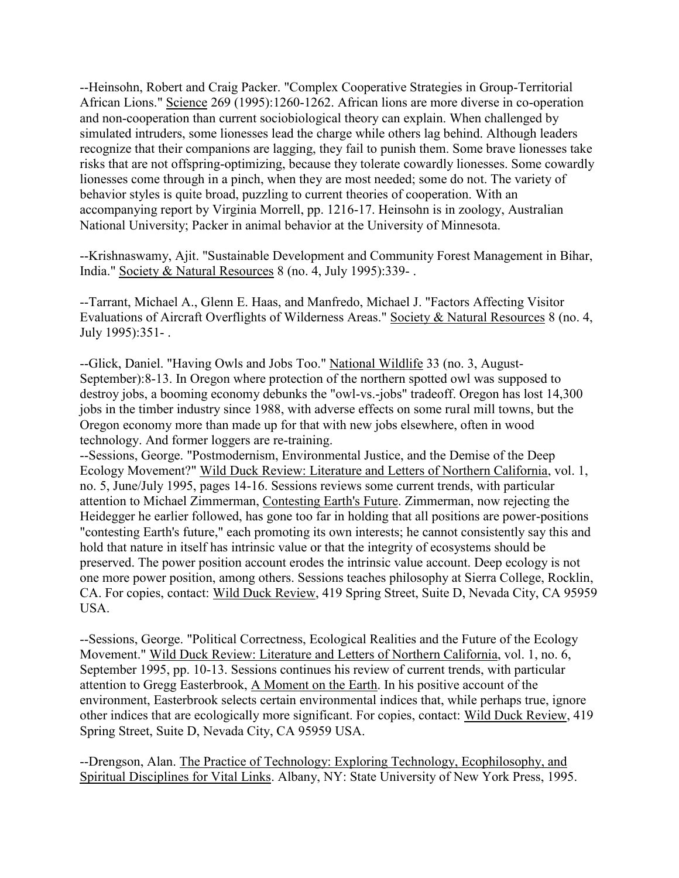--Heinsohn, Robert and Craig Packer. "Complex Cooperative Strategies in Group-Territorial African Lions." Science 269 (1995):1260-1262. African lions are more diverse in co-operation and non-cooperation than current sociobiological theory can explain. When challenged by simulated intruders, some lionesses lead the charge while others lag behind. Although leaders recognize that their companions are lagging, they fail to punish them. Some brave lionesses take risks that are not offspring-optimizing, because they tolerate cowardly lionesses. Some cowardly lionesses come through in a pinch, when they are most needed; some do not. The variety of behavior styles is quite broad, puzzling to current theories of cooperation. With an accompanying report by Virginia Morrell, pp. 1216-17. Heinsohn is in zoology, Australian National University; Packer in animal behavior at the University of Minnesota.

--Krishnaswamy, Ajit. "Sustainable Development and Community Forest Management in Bihar, India." Society & Natural Resources 8 (no. 4, July 1995):339- .

--Tarrant, Michael A., Glenn E. Haas, and Manfredo, Michael J. "Factors Affecting Visitor Evaluations of Aircraft Overflights of Wilderness Areas." Society & Natural Resources 8 (no. 4, July 1995):351- .

--Glick, Daniel. "Having Owls and Jobs Too." National Wildlife 33 (no. 3, August-September):8-13. In Oregon where protection of the northern spotted owl was supposed to destroy jobs, a booming economy debunks the "owl-vs.-jobs" tradeoff. Oregon has lost 14,300 jobs in the timber industry since 1988, with adverse effects on some rural mill towns, but the Oregon economy more than made up for that with new jobs elsewhere, often in wood technology. And former loggers are re-training.

--Sessions, George. "Postmodernism, Environmental Justice, and the Demise of the Deep Ecology Movement?" Wild Duck Review: Literature and Letters of Northern California, vol. 1, no. 5, June/July 1995, pages 14-16. Sessions reviews some current trends, with particular attention to Michael Zimmerman, Contesting Earth's Future. Zimmerman, now rejecting the Heidegger he earlier followed, has gone too far in holding that all positions are power-positions "contesting Earth's future," each promoting its own interests; he cannot consistently say this and hold that nature in itself has intrinsic value or that the integrity of ecosystems should be preserved. The power position account erodes the intrinsic value account. Deep ecology is not one more power position, among others. Sessions teaches philosophy at Sierra College, Rocklin, CA. For copies, contact: Wild Duck Review, 419 Spring Street, Suite D, Nevada City, CA 95959 USA.

--Sessions, George. "Political Correctness, Ecological Realities and the Future of the Ecology Movement." Wild Duck Review: Literature and Letters of Northern California, vol. 1, no. 6, September 1995, pp. 10-13. Sessions continues his review of current trends, with particular attention to Gregg Easterbrook, A Moment on the Earth. In his positive account of the environment, Easterbrook selects certain environmental indices that, while perhaps true, ignore other indices that are ecologically more significant. For copies, contact: Wild Duck Review, 419 Spring Street, Suite D, Nevada City, CA 95959 USA.

--Drengson, Alan. The Practice of Technology: Exploring Technology, Ecophilosophy, and Spiritual Disciplines for Vital Links. Albany, NY: State University of New York Press, 1995.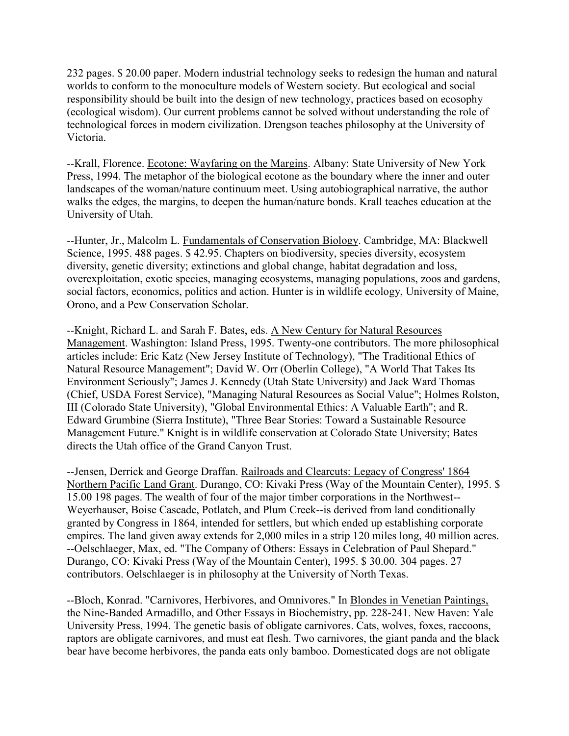232 pages. $ 20.00 paper. Modern industrial technology seeks to redesign the human and natural worlds to conform to the monoculture models of Western society. But ecological and social responsibility should be built into the design of new technology, practices based on ecosophy (ecological wisdom). Our current problems cannot be solved without understanding the role of technological forces in modern civilization. Drengson teaches philosophy at the University of Victoria.

--Krall, Florence. Ecotone: Wayfaring on the Margins. Albany: State University of New York Press, 1994. The metaphor of the biological ecotone as the boundary where the inner and outer landscapes of the woman/nature continuum meet. Using autobiographical narrative, the author walks the edges, the margins, to deepen the human/nature bonds. Krall teaches education at the University of Utah.

--Hunter, Jr., Malcolm L. Fundamentals of Conservation Biology. Cambridge, MA: Blackwell Science, 1995. 488 pages. $ 42.95. Chapters on biodiversity, species diversity, ecosystem diversity, genetic diversity; extinctions and global change, habitat degradation and loss, overexploitation, exotic species, managing ecosystems, managing populations, zoos and gardens, social factors, economics, politics and action. Hunter is in wildlife ecology, University of Maine, Orono, and a Pew Conservation Scholar.

--Knight, Richard L. and Sarah F. Bates, eds. A New Century for Natural Resources Management. Washington: Island Press, 1995. Twenty-one contributors. The more philosophical articles include: Eric Katz (New Jersey Institute of Technology), "The Traditional Ethics of Natural Resource Management"; David W. Orr (Oberlin College), "A World That Takes Its Environment Seriously"; James J. Kennedy (Utah State University) and Jack Ward Thomas (Chief, USDA Forest Service), "Managing Natural Resources as Social Value"; Holmes Rolston, III (Colorado State University), "Global Environmental Ethics: A Valuable Earth"; and R. Edward Grumbine (Sierra Institute), "Three Bear Stories: Toward a Sustainable Resource Management Future." Knight is in wildlife conservation at Colorado State University; Bates directs the Utah office of the Grand Canyon Trust.

--Jensen, Derrick and George Draffan. Railroads and Clearcuts: Legacy of Congress' 1864 Northern Pacific Land Grant. Durango, CO: Kivaki Press (Way of the Mountain Center), 1995. $ 15.00 198 pages. The wealth of four of the major timber corporations in the Northwest--Weyerhauser, Boise Cascade, Potlatch, and Plum Creek--is derived from land conditionally granted by Congress in 1864, intended for settlers, but which ended up establishing corporate empires. The land given away extends for 2,000 miles in a strip 120 miles long, 40 million acres.

--Oelschlaeger, Max, ed. "The Company of Others: Essays in Celebration of Paul Shepard." Durango, CO: Kivaki Press (Way of the Mountain Center), 1995. $ 30.00. 304 pages. 27 contributors. Oelschlaeger is in philosophy at the University of North Texas.

--Bloch, Konrad. "Carnivores, Herbivores, and Omnivores." In Blondes in Venetian Paintings, the Nine-Banded Armadillo, and Other Essays in Biochemistry, pp. 228-241. New Haven: Yale University Press, 1994. The genetic basis of obligate carnivores. Cats, wolves, foxes, raccoons, raptors are obligate carnivores, and must eat flesh. Two carnivores, the giant panda and the black bear have become herbivores, the panda eats only bamboo. Domesticated dogs are not obligate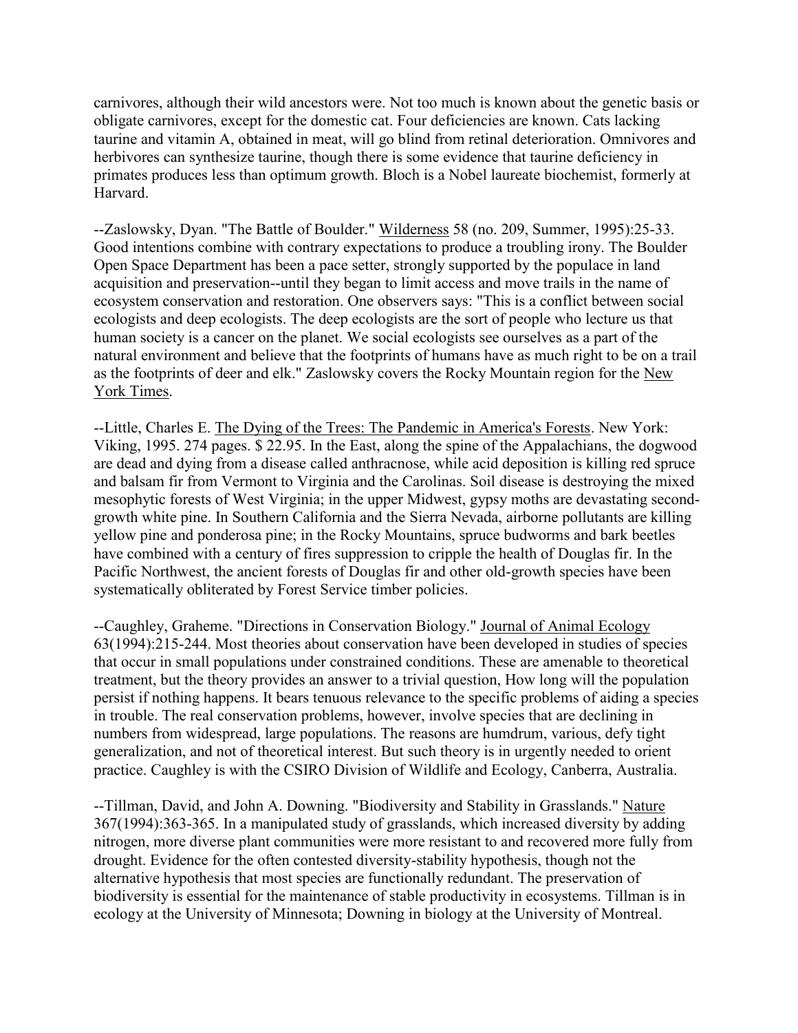carnivores, although their wild ancestors were. Not too much is known about the genetic basis or obligate carnivores, except for the domestic cat. Four deficiencies are known. Cats lacking taurine and vitamin A, obtained in meat, will go blind from retinal deterioration. Omnivores and herbivores can synthesize taurine, though there is some evidence that taurine deficiency in primates produces less than optimum growth. Bloch is a Nobel laureate biochemist, formerly at Harvard.

--Zaslowsky, Dyan. "The Battle of Boulder." Wilderness 58 (no. 209, Summer, 1995):25-33. Good intentions combine with contrary expectations to produce a troubling irony. The Boulder Open Space Department has been a pace setter, strongly supported by the populace in land acquisition and preservation--until they began to limit access and move trails in the name of ecosystem conservation and restoration. One observers says: "This is a conflict between social ecologists and deep ecologists. The deep ecologists are the sort of people who lecture us that human society is a cancer on the planet. We social ecologists see ourselves as a part of the natural environment and believe that the footprints of humans have as much right to be on a trail as the footprints of deer and elk." Zaslowsky covers the Rocky Mountain region for the New York Times.

--Little, Charles E. The Dying of the Trees: The Pandemic in America's Forests. New York: Viking, 1995. 274 pages. $ 22.95. In the East, along the spine of the Appalachians, the dogwood are dead and dying from a disease called anthracnose, while acid deposition is killing red spruce and balsam fir from Vermont to Virginia and the Carolinas. Soil disease is destroying the mixed mesophytic forests of West Virginia; in the upper Midwest, gypsy moths are devastating second-growth white pine. In Southern California and the Sierra Nevada, airborne pollutants are killing yellow pine and ponderosa pine; in the Rocky Mountains, spruce budworms and bark beetles have combined with a century of fires suppression to cripple the health of Douglas fir. In the Pacific Northwest, the ancient forests of Douglas fir and other old-growth species have been systematically obliterated by Forest Service timber policies.

--Caughley, Graheme. "Directions in Conservation Biology." Journal of Animal Ecology 63(1994):215-244. Most theories about conservation have been developed in studies of species that occur in small populations under constrained conditions. These are amenable to theoretical treatment, but the theory provides an answer to a trivial question, How long will the population persist if nothing happens. It bears tenuous relevance to the specific problems of aiding a species in trouble. The real conservation problems, however, involve species that are declining in numbers from widespread, large populations. The reasons are humdrum, various, defy tight generalization, and not of theoretical interest. But such theory is in urgently needed to orient practice. Caughley is with the CSIRO Division of Wildlife and Ecology, Canberra, Australia.

--Tillman, David, and John A. Downing. "Biodiversity and Stability in Grasslands." Nature 367(1994):363-365. In a manipulated study of grasslands, which increased diversity by adding nitrogen, more diverse plant communities were more resistant to and recovered more fully from drought. Evidence for the often contested diversity-stability hypothesis, though not the alternative hypothesis that most species are functionally redundant. The preservation of biodiversity is essential for the maintenance of stable productivity in ecosystems. Tillman is in ecology at the University of Minnesota; Downing in biology at the University of Montreal.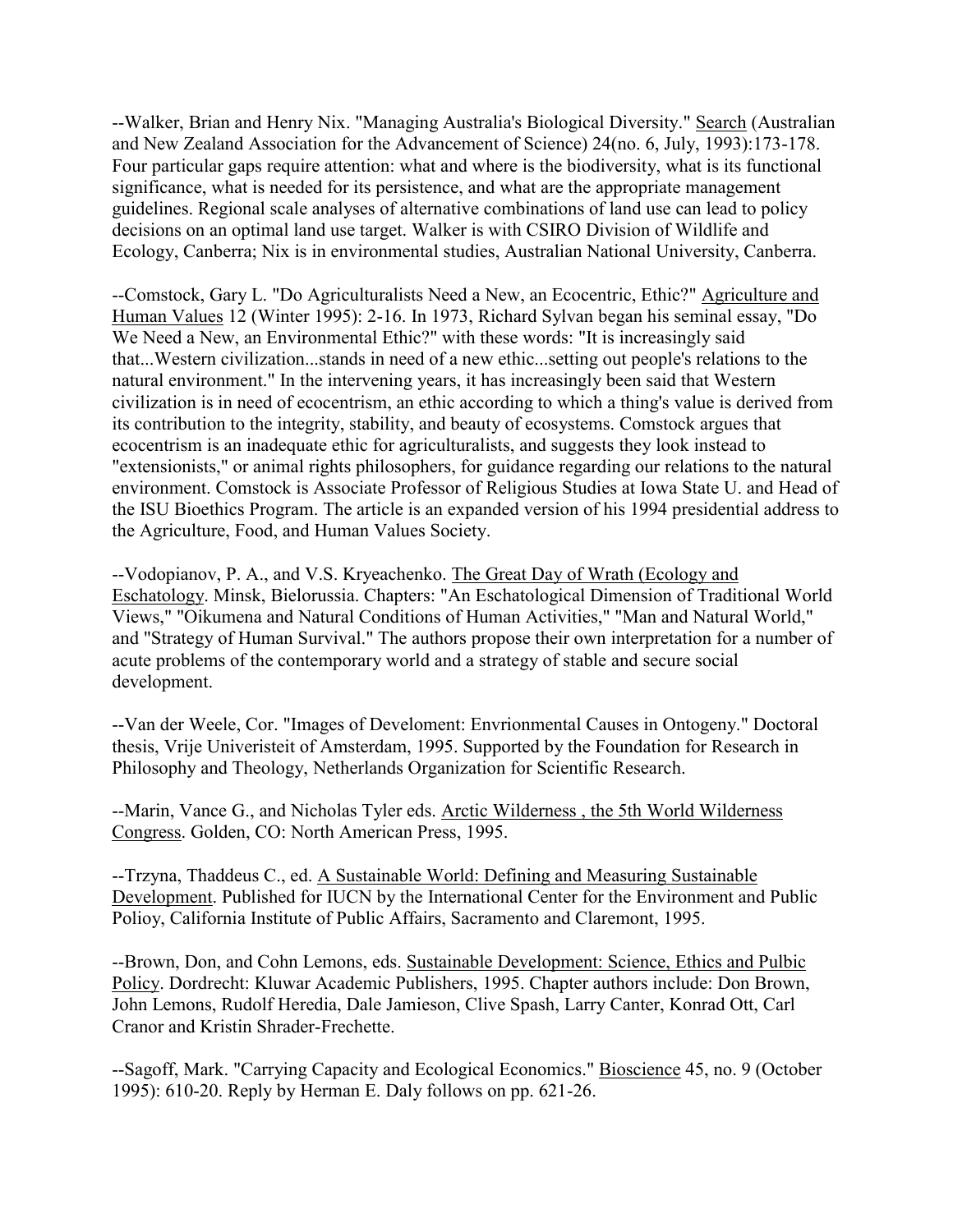--Walker, Brian and Henry Nix. "Managing Australia's Biological Diversity." Search (Australian and New Zealand Association for the Advancement of Science) 24(no. 6, July, 1993):173-178. Four particular gaps require attention: what and where is the biodiversity, what is its functional significance, what is needed for its persistence, and what are the appropriate management guidelines. Regional scale analyses of alternative combinations of land use can lead to policy decisions on an optimal land use target. Walker is with CSIRO Division of Wildlife and Ecology, Canberra; Nix is in environmental studies, Australian National University, Canberra.

--Comstock, Gary L. "Do Agriculturalists Need a New, an Ecocentric, Ethic?" Agriculture and Human Values 12 (Winter 1995): 2-16. In 1973, Richard Sylvan began his seminal essay, "Do We Need a New, an Environmental Ethic?" with these words: "It is increasingly said that...Western civilization...stands in need of a new ethic...setting out people's relations to the natural environment." In the intervening years, it has increasingly been said that Western civilization is in need of ecocentrism, an ethic according to which a thing's value is derived from its contribution to the integrity, stability, and beauty of ecosystems. Comstock argues that ecocentrism is an inadequate ethic for agriculturalists, and suggests they look instead to "extensionists," or animal rights philosophers, for guidance regarding our relations to the natural environment. Comstock is Associate Professor of Religious Studies at Iowa State U. and Head of the ISU Bioethics Program. The article is an expanded version of his 1994 presidential address to the Agriculture, Food, and Human Values Society.

--Vodopianov, P. A., and V.S. Kryeachenko. The Great Day of Wrath (Ecology and Eschatology. Minsk, Bielorussia. Chapters: "An Eschatological Dimension of Traditional World Views," "Oikumena and Natural Conditions of Human Activities," "Man and Natural World," and "Strategy of Human Survival." The authors propose their own interpretation for a number of acute problems of the contemporary world and a strategy of stable and secure social development.

--Van der Weele, Cor. "Images of Develoment: Envrionmental Causes in Ontogeny." Doctoral thesis, Vrije Univeristeit of Amsterdam, 1995. Supported by the Foundation for Research in Philosophy and Theology, Netherlands Organization for Scientific Research.

--Marin, Vance G., and Nicholas Tyler eds. Arctic Wilderness , the 5th World Wilderness Congress. Golden, CO: North American Press, 1995.

--Trzyna, Thaddeus C., ed. A Sustainable World: Defining and Measuring Sustainable Development. Published for IUCN by the International Center for the Environment and Public Polioy, California Institute of Public Affairs, Sacramento and Claremont, 1995.

--Brown, Don, and Cohn Lemons, eds. Sustainable Development: Science, Ethics and Pulbic Policy. Dordrecht: Kluwar Academic Publishers, 1995. Chapter authors include: Don Brown, John Lemons, Rudolf Heredia, Dale Jamieson, Clive Spash, Larry Canter, Konrad Ott, Carl Cranor and Kristin Shrader-Frechette.

--Sagoff, Mark. "Carrying Capacity and Ecological Economics." Bioscience 45, no. 9 (October 1995): 610-20. Reply by Herman E. Daly follows on pp. 621-26.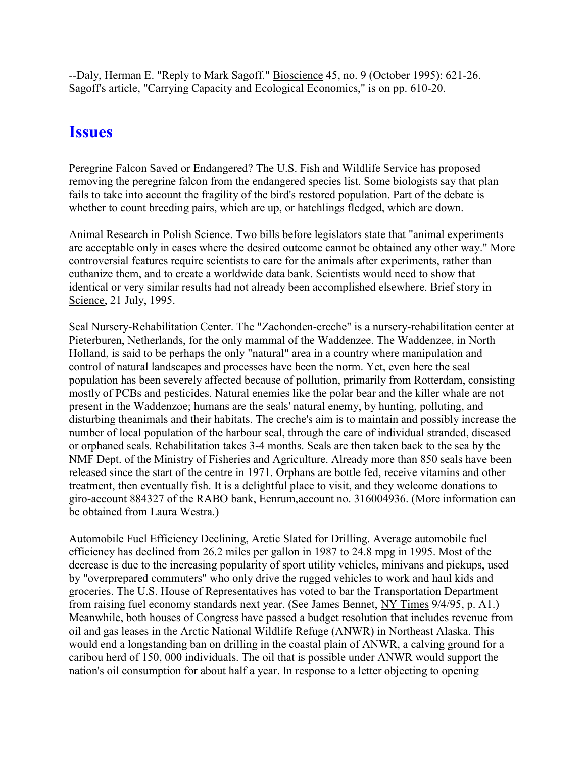--Daly, Herman E. "Reply to Mark Sagoff." Bioscience 45, no. 9 (October 1995): 621-26. Sagoff's article, "Carrying Capacity and Ecological Economics," is on pp. 610-20.

## Issues

Peregrine Falcon Saved or Endangered? The U.S. Fish and Wildlife Service has proposed removing the peregrine falcon from the endangered species list. Some biologists say that plan fails to take into account the fragility of the bird's restored population. Part of the debate is whether to count breeding pairs, which are up, or hatchlings fledged, which are down.

Animal Research in Polish Science. Two bills before legislators state that "animal experiments are acceptable only in cases where the desired outcome cannot be obtained any other way." More controversial features require scientists to care for the animals after experiments, rather than euthanize them, and to create a worldwide data bank. Scientists would need to show that identical or very similar results had not already been accomplished elsewhere. Brief story in Science, 21 July, 1995.

Seal Nursery-Rehabilitation Center. The "Zachonden-creche" is a nursery-rehabilitation center at Pieterburen, Netherlands, for the only mammal of the Waddenzee. The Waddenzee, in North Holland, is said to be perhaps the only "natural" area in a country where manipulation and control of natural landscapes and processes have been the norm. Yet, even here the seal population has been severely affected because of pollution, primarily from Rotterdam, consisting mostly of PCBs and pesticides. Natural enemies like the polar bear and the killer whale are not present in the Waddenzoe; humans are the seals' natural enemy, by hunting, polluting, and disturbing theanimals and their habitats. The creche's aim is to maintain and possibly increase the number of local population of the harbour seal, through the care of individual stranded, diseased or orphaned seals. Rehabilitation takes 3-4 months. Seals are then taken back to the sea by the NMF Dept. of the Ministry of Fisheries and Agriculture. Already more than 850 seals have been released since the start of the centre in 1971. Orphans are bottle fed, receive vitamins and other treatment, then eventually fish. It is a delightful place to visit, and they welcome donations to giro-account 884327 of the RABO bank, Eenrum,account no. 316004936. (More information can be obtained from Laura Westra.)

Automobile Fuel Efficiency Declining, Arctic Slated for Drilling. Average automobile fuel efficiency has declined from 26.2 miles per gallon in 1987 to 24.8 mpg in 1995. Most of the decrease is due to the increasing popularity of sport utility vehicles, minivans and pickups, used by "overprepared commuters" who only drive the rugged vehicles to work and haul kids and groceries. The U.S. House of Representatives has voted to bar the Transportation Department from raising fuel economy standards next year. (See James Bennet, NY Times 9/4/95, p. A1.) Meanwhile, both houses of Congress have passed a budget resolution that includes revenue from oil and gas leases in the Arctic National Wildlife Refuge (ANWR) in Northeast Alaska. This would end a longstanding ban on drilling in the coastal plain of ANWR, a calving ground for a caribou herd of 150, 000 individuals. The oil that is possible under ANWR would support the nation's oil consumption for about half a year. In response to a letter objecting to opening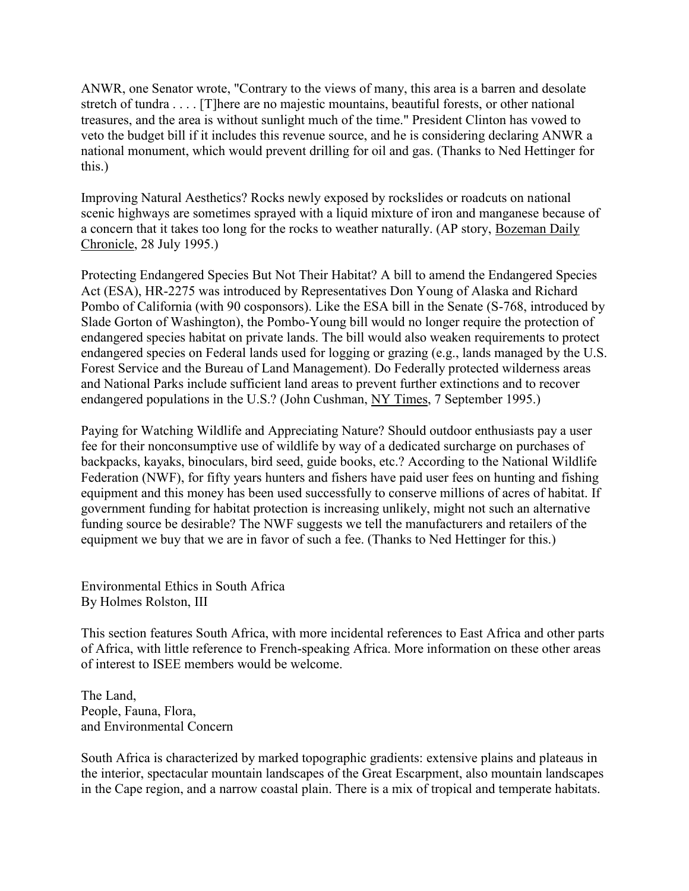ANWR, one Senator wrote, "Contrary to the views of many, this area is a barren and desolate stretch of tundra . . . . [T]here are no majestic mountains, beautiful forests, or other national treasures, and the area is without sunlight much of the time." President Clinton has vowed to veto the budget bill if it includes this revenue source, and he is considering declaring ANWR a national monument, which would prevent drilling for oil and gas. (Thanks to Ned Hettinger for this.)

Improving Natural Aesthetics? Rocks newly exposed by rockslides or roadcuts on national scenic highways are sometimes sprayed with a liquid mixture of iron and manganese because of a concern that it takes too long for the rocks to weather naturally. (AP story, Bozeman Daily Chronicle, 28 July 1995.)

Protecting Endangered Species But Not Their Habitat? A bill to amend the Endangered Species Act (ESA), HR-2275 was introduced by Representatives Don Young of Alaska and Richard Pombo of California (with 90 cosponsors). Like the ESA bill in the Senate (S-768, introduced by Slade Gorton of Washington), the Pombo-Young bill would no longer require the protection of endangered species habitat on private lands. The bill would also weaken requirements to protect endangered species on Federal lands used for logging or grazing (e.g., lands managed by the U.S. Forest Service and the Bureau of Land Management). Do Federally protected wilderness areas and National Parks include sufficient land areas to prevent further extinctions and to recover endangered populations in the U.S.? (John Cushman, NY Times, 7 September 1995.)

Paying for Watching Wildlife and Appreciating Nature? Should outdoor enthusiasts pay a user fee for their nonconsumptive use of wildlife by way of a dedicated surcharge on purchases of backpacks, kayaks, binoculars, bird seed, guide books, etc.? According to the National Wildlife Federation (NWF), for fifty years hunters and fishers have paid user fees on hunting and fishing equipment and this money has been used successfully to conserve millions of acres of habitat. If government funding for habitat protection is increasing unlikely, might not such an alternative funding source be desirable? The NWF suggests we tell the manufacturers and retailers of the equipment we buy that we are in favor of such a fee. (Thanks to Ned Hettinger for this.)

## Environmental Ethics in South Africa

By Holmes Rolston, III

This section features South Africa, with more incidental references to East Africa and other parts of Africa, with little reference to French-speaking Africa. More information on these other areas of interest to ISEE members would be welcome.

### The Land, People, Fauna, Flora, and Environmental Concern

South Africa is characterized by marked topographic gradients: extensive plains and plateaus in the interior, spectacular mountain landscapes of the Great Escarpment, also mountain landscapes in the Cape region, and a narrow coastal plain. There is a mix of tropical and temperate habitats.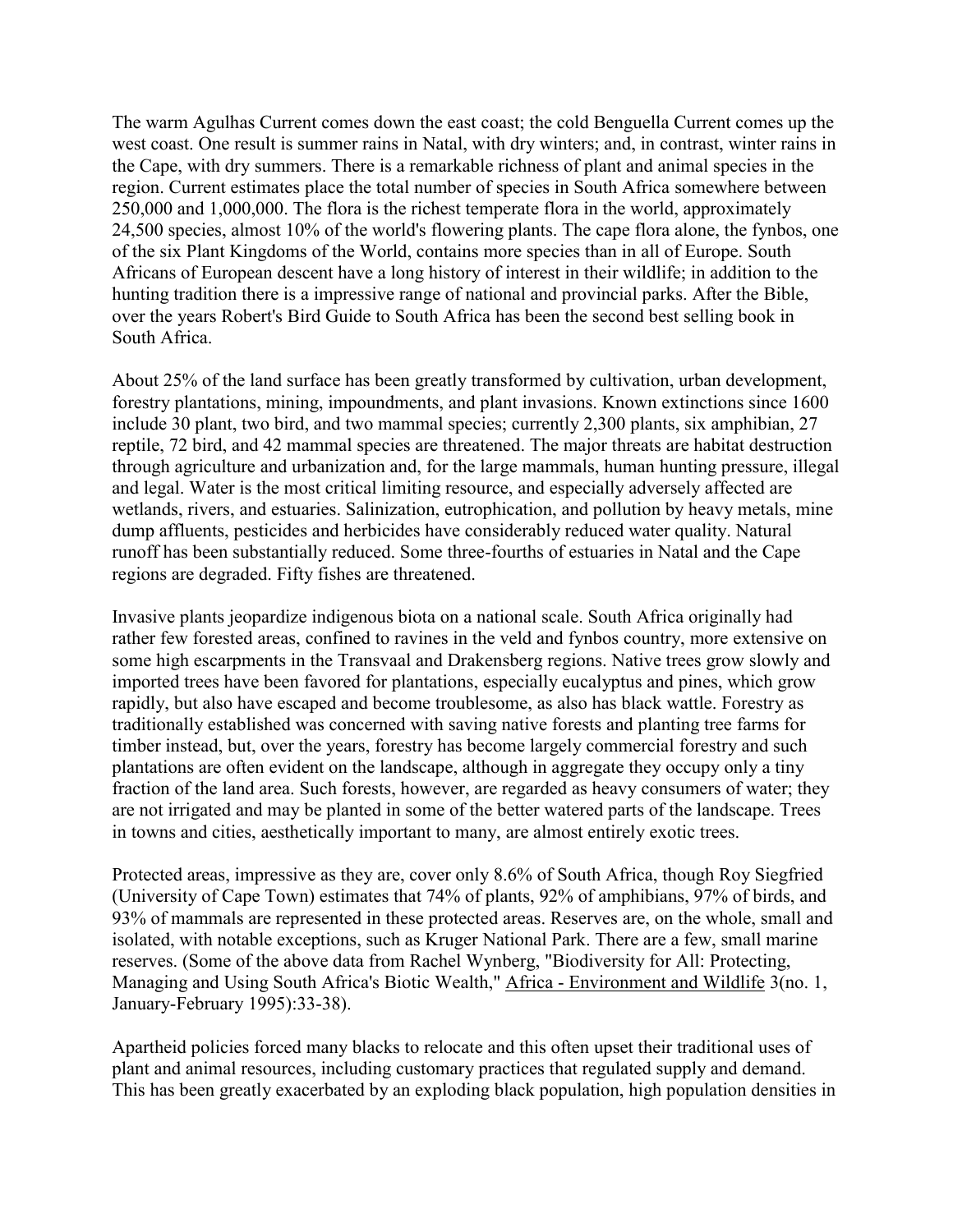The warm Agulhas Current comes down the east coast; the cold Benguella Current comes up the west coast. One result is summer rains in Natal, with dry winters; and, in contrast, winter rains in the Cape, with dry summers. There is a remarkable richness of plant and animal species in the region. Current estimates place the total number of species in South Africa somewhere between 250,000 and 1,000,000. The flora is the richest temperate flora in the world, approximately 24,500 species, almost 10% of the world's flowering plants. The cape flora alone, the fynbos, one of the six Plant Kingdoms of the World, contains more species than in all of Europe. South Africans of European descent have a long history of interest in their wildlife; in addition to the hunting tradition there is a impressive range of national and provincial parks. After the Bible, over the years Robert's Bird Guide to South Africa has been the second best selling book in South Africa.

About 25% of the land surface has been greatly transformed by cultivation, urban development, forestry plantations, mining, impoundments, and plant invasions. Known extinctions since 1600 include 30 plant, two bird, and two mammal species; currently 2,300 plants, six amphibian, 27 reptile, 72 bird, and 42 mammal species are threatened. The major threats are habitat destruction through agriculture and urbanization and, for the large mammals, human hunting pressure, illegal and legal. Water is the most critical limiting resource, and especially adversely affected are wetlands, rivers, and estuaries. Salinization, eutrophication, and pollution by heavy metals, mine dump affluents, pesticides and herbicides have considerably reduced water quality. Natural runoff has been substantially reduced. Some three-fourths of estuaries in Natal and the Cape regions are degraded. Fifty fishes are threatened.

Invasive plants jeopardize indigenous biota on a national scale. South Africa originally had rather few forested areas, confined to ravines in the veld and fynbos country, more extensive on some high escarpments in the Transvaal and Drakensberg regions. Native trees grow slowly and imported trees have been favored for plantations, especially eucalyptus and pines, which grow rapidly, but also have escaped and become troublesome, as also has black wattle. Forestry as traditionally established was concerned with saving native forests and planting tree farms for timber instead, but, over the years, forestry has become largely commercial forestry and such plantations are often evident on the landscape, although in aggregate they occupy only a tiny fraction of the land area. Such forests, however, are regarded as heavy consumers of water; they are not irrigated and may be planted in some of the better watered parts of the landscape. Trees in towns and cities, aesthetically important to many, are almost entirely exotic trees.

Protected areas, impressive as they are, cover only 8.6% of South Africa, though Roy Siegfried (University of Cape Town) estimates that 74% of plants, 92% of amphibians, 97% of birds, and 93% of mammals are represented in these protected areas. Reserves are, on the whole, small and isolated, with notable exceptions, such as Kruger National Park. There are a few, small marine reserves. (Some of the above data from Rachel Wynberg, "Biodiversity for All: Protecting, Managing and Using South Africa's Biotic Wealth," Africa - Environment and Wildlife 3(no. 1, January-February 1995):33-38).

Apartheid policies forced many blacks to relocate and this often upset their traditional uses of plant and animal resources, including customary practices that regulated supply and demand. This has been greatly exacerbated by an exploding black population, high population densities in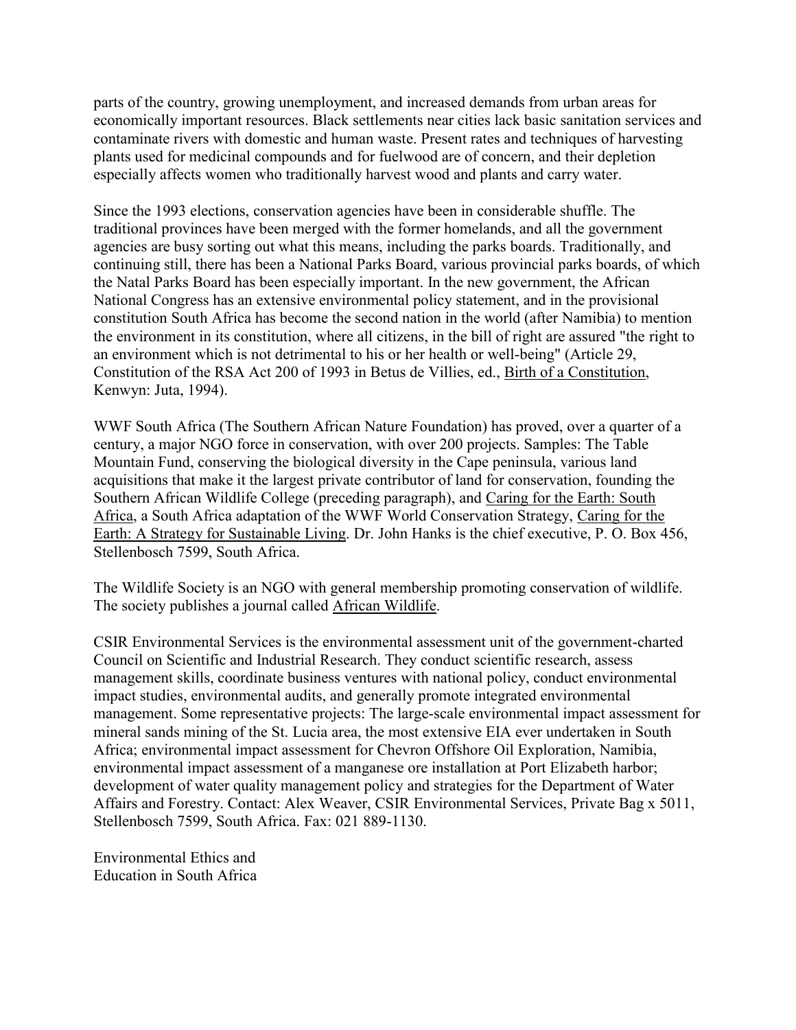parts of the country, growing unemployment, and increased demands from urban areas for economically important resources. Black settlements near cities lack basic sanitation services and contaminate rivers with domestic and human waste. Present rates and techniques of harvesting plants used for medicinal compounds and for fuelwood are of concern, and their depletion especially affects women who traditionally harvest wood and plants and carry water.

Since the 1993 elections, conservation agencies have been in considerable shuffle. The traditional provinces have been merged with the former homelands, and all the government agencies are busy sorting out what this means, including the parks boards. Traditionally, and continuing still, there has been a National Parks Board, various provincial parks boards, of which the Natal Parks Board has been especially important. In the new government, the African National Congress has an extensive environmental policy statement, and in the provisional constitution South Africa has become the second nation in the world (after Namibia) to mention the environment in its constitution, where all citizens, in the bill of right are assured "the right to an environment which is not detrimental to his or her health or well-being" (Article 29, Constitution of the RSA Act 200 of 1993 in Betus de Villies, ed., Birth of a Constitution, Kenwyn: Juta, 1994).

WWF South Africa (The Southern African Nature Foundation) has proved, over a quarter of a century, a major NGO force in conservation, with over 200 projects. Samples: The Table Mountain Fund, conserving the biological diversity in the Cape peninsula, various land acquisitions that make it the largest private contributor of land for conservation, founding the Southern African Wildlife College (preceding paragraph), and Caring for the Earth: South Africa, a South Africa adaptation of the WWF World Conservation Strategy, Caring for the Earth: A Strategy for Sustainable Living. Dr. John Hanks is the chief executive, P. O. Box 456, Stellenbosch 7599, South Africa.

The Wildlife Society is an NGO with general membership promoting conservation of wildlife. The society publishes a journal called African Wildlife.

CSIR Environmental Services is the environmental assessment unit of the government-charted Council on Scientific and Industrial Research. They conduct scientific research, assess management skills, coordinate business ventures with national policy, conduct environmental impact studies, environmental audits, and generally promote integrated environmental management. Some representative projects: The large-scale environmental impact assessment for mineral sands mining of the St. Lucia area, the most extensive EIA ever undertaken in South Africa; environmental impact assessment for Chevron Offshore Oil Exploration, Namibia, environmental impact assessment of a manganese ore installation at Port Elizabeth harbor; development of water quality management policy and strategies for the Department of Water Affairs and Forestry. Contact: Alex Weaver, CSIR Environmental Services, Private Bag x 5011, Stellenbosch 7599, South Africa. Fax: 021 889-1130.

## Environmental Ethics and Education in South Africa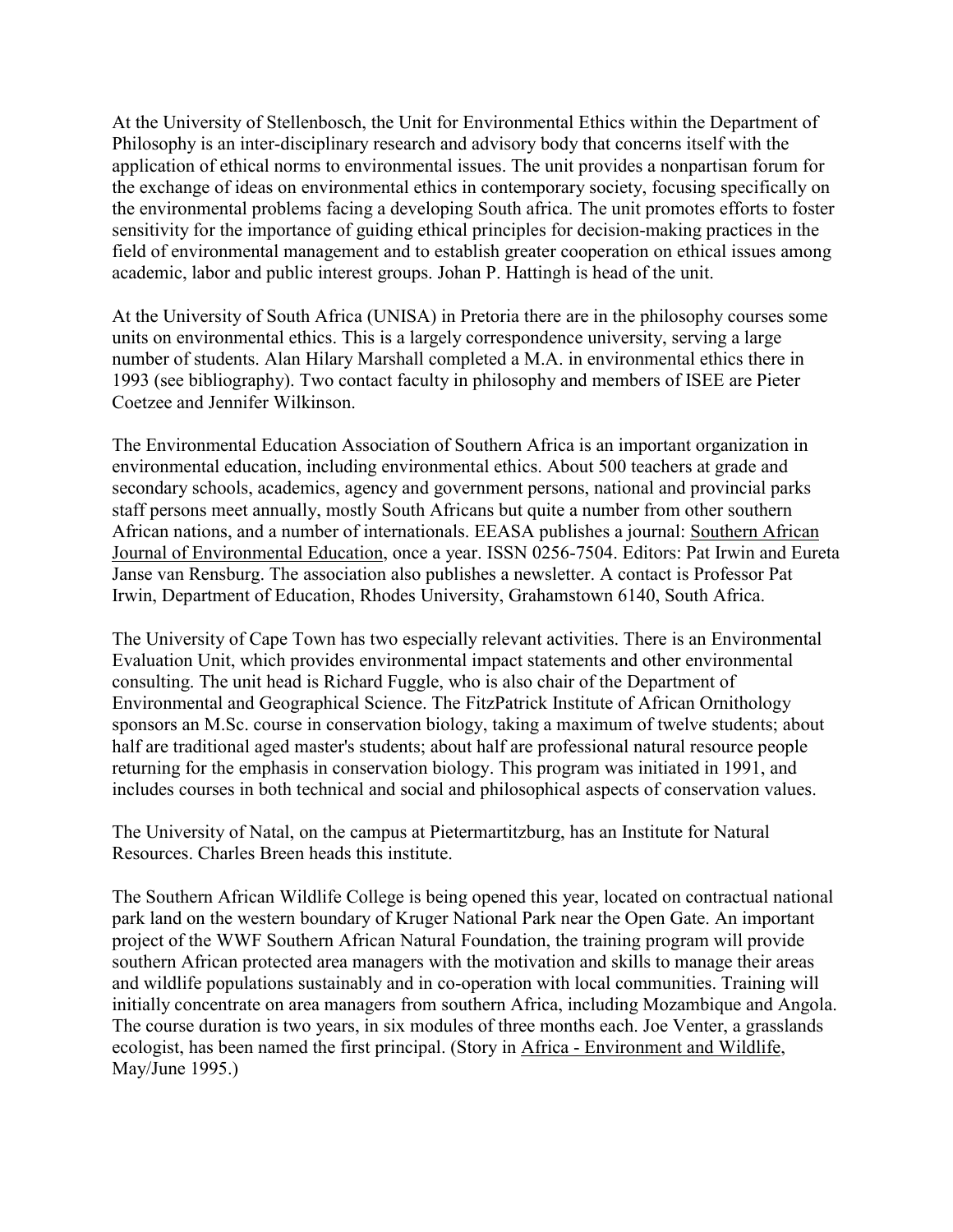At the University of Stellenbosch, the Unit for Environmental Ethics within the Department of Philosophy is an inter-disciplinary research and advisory body that concerns itself with the application of ethical norms to environmental issues. The unit provides a nonpartisan forum for the exchange of ideas on environmental ethics in contemporary society, focusing specifically on the environmental problems facing a developing South africa. The unit promotes efforts to foster sensitivity for the importance of guiding ethical principles for decision-making practices in the field of environmental management and to establish greater cooperation on ethical issues among academic, labor and public interest groups. Johan P. Hattingh is head of the unit.

At the University of South Africa (UNISA) in Pretoria there are in the philosophy courses some units on environmental ethics. This is a largely correspondence university, serving a large number of students. Alan Hilary Marshall completed a M.A. in environmental ethics there in 1993 (see bibliography). Two contact faculty in philosophy and members of ISEE are Pieter Coetzee and Jennifer Wilkinson.

The Environmental Education Association of Southern Africa is an important organization in environmental education, including environmental ethics. About 500 teachers at grade and secondary schools, academics, agency and government persons, national and provincial parks staff persons meet annually, mostly South Africans but quite a number from other southern African nations, and a number of internationals. EEASA publishes a journal: Southern African Journal of Environmental Education, once a year. ISSN 0256-7504. Editors: Pat Irwin and Eureta Janse van Rensburg. The association also publishes a newsletter. A contact is Professor Pat Irwin, Department of Education, Rhodes University, Grahamstown 6140, South Africa.

The University of Cape Town has two especially relevant activities. There is an Environmental Evaluation Unit, which provides environmental impact statements and other environmental consulting. The unit head is Richard Fuggle, who is also chair of the Department of Environmental and Geographical Science. The FitzPatrick Institute of African Ornithology sponsors an M.Sc. course in conservation biology, taking a maximum of twelve students; about half are traditional aged master's students; about half are professional natural resource people returning for the emphasis in conservation biology. This program was initiated in 1991, and includes courses in both technical and social and philosophical aspects of conservation values.

The University of Natal, on the campus at Pietermartitzburg, has an Institute for Natural Resources. Charles Breen heads this institute.

The Southern African Wildlife College is being opened this year, located on contractual national park land on the western boundary of Kruger National Park near the Open Gate. An important project of the WWF Southern African Natural Foundation, the training program will provide southern African protected area managers with the motivation and skills to manage their areas and wildlife populations sustainably and in co-operation with local communities. Training will initially concentrate on area managers from southern Africa, including Mozambique and Angola. The course duration is two years, in six modules of three months each. Joe Venter, a grasslands ecologist, has been named the first principal. (Story in Africa - Environment and Wildlife, May/June 1995.)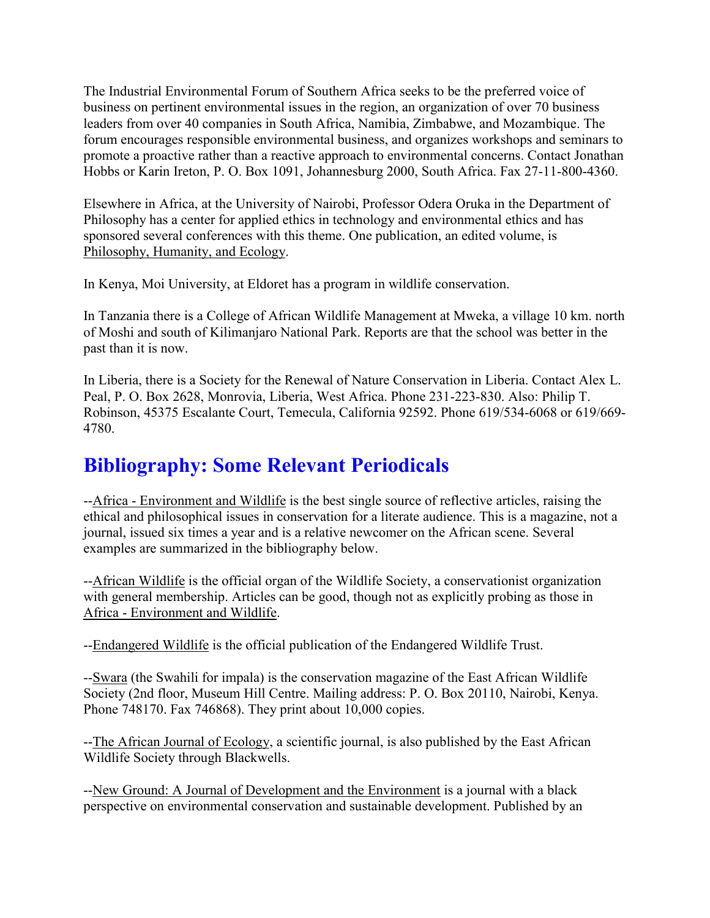The Industrial Environmental Forum of Southern Africa seeks to be the preferred voice of business on pertinent environmental issues in the region, an organization of over 70 business leaders from over 40 companies in South Africa, Namibia, Zimbabwe, and Mozambique. The forum encourages responsible environmental business, and organizes workshops and seminars to promote a proactive rather than a reactive approach to environmental concerns. Contact Jonathan Hobbs or Karin Ireton, P. O. Box 1091, Johannesburg 2000, South Africa. Fax 27-11-800-4360.

Elsewhere in Africa, at the University of Nairobi, Professor Odera Oruka in the Department of Philosophy has a center for applied ethics in technology and environmental ethics and has sponsored several conferences with this theme. One publication, an edited volume, is Philosophy, Humanity, and Ecology.

In Kenya, Moi University, at Eldoret has a program in wildlife conservation.

In Tanzania there is a College of African Wildlife Management at Mweka, a village 10 km. north of Moshi and south of Kilimanjaro National Park. Reports are that the school was better in the past than it is now.

In Liberia, there is a Society for the Renewal of Nature Conservation in Liberia. Contact Alex L. Peal, P. O. Box 2628, Monrovia, Liberia, West Africa. Phone 231-223-830. Also: Philip T. Robinson, 45375 Escalante Court, Temecula, California 92592. Phone 619/534-6068 or 619/669-4780.

## Bibliography: Some Relevant Periodicals

--Africa - Environment and Wildlife is the best single source of reflective articles, raising the ethical and philosophical issues in conservation for a literate audience. This is a magazine, not a journal, issued six times a year and is a relative newcomer on the African scene. Several examples are summarized in the bibliography below.

--African Wildlife is the official organ of the Wildlife Society, a conservationist organization with general membership. Articles can be good, though not as explicitly probing as those in Africa - Environment and Wildlife.

--Endangered Wildlife is the official publication of the Endangered Wildlife Trust.

--Swara (the Swahili for impala) is the conservation magazine of the East African Wildlife Society (2nd floor, Museum Hill Centre. Mailing address: P. O. Box 20110, Nairobi, Kenya. Phone 748170. Fax 746868). They print about 10,000 copies.

--The African Journal of Ecology, a scientific journal, is also published by the East African Wildlife Society through Blackwells.

--New Ground: A Journal of Development and the Environment is a journal with a black perspective on environmental conservation and sustainable development. Published by an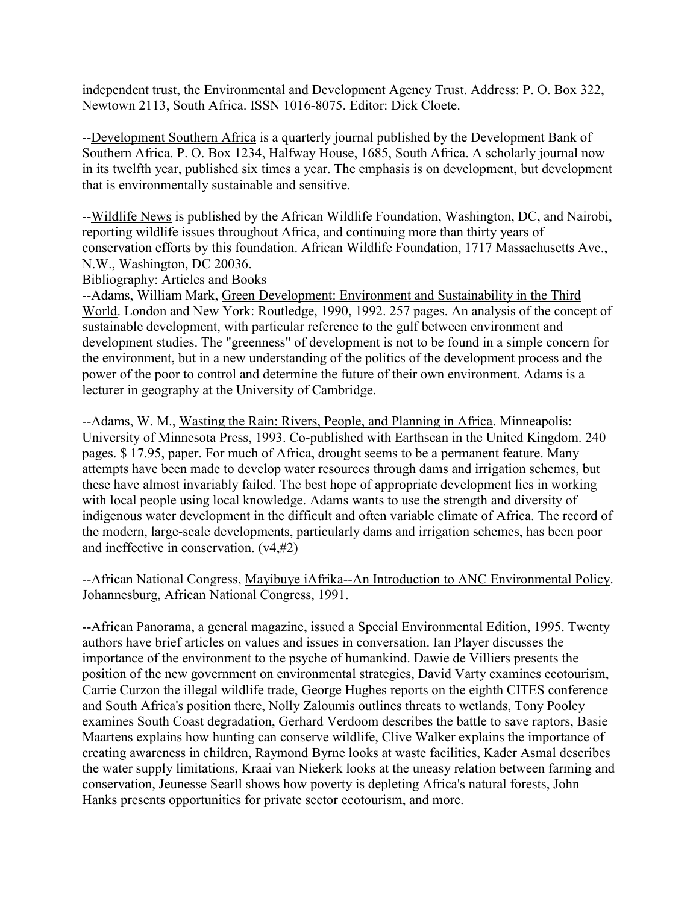independent trust, the Environmental and Development Agency Trust. Address: P. O. Box 322, Newtown 2113, South Africa. ISSN 1016-8075. Editor: Dick Cloete.

--Development Southern Africa is a quarterly journal published by the Development Bank of Southern Africa. P. O. Box 1234, Halfway House, 1685, South Africa. A scholarly journal now in its twelfth year, published six times a year. The emphasis is on development, but development that is environmentally sustainable and sensitive.

--Wildlife News is published by the African Wildlife Foundation, Washington, DC, and Nairobi, reporting wildlife issues throughout Africa, and continuing more than thirty years of conservation efforts by this foundation. African Wildlife Foundation, 1717 Massachusetts Ave., N.W., Washington, DC 20036.

Bibliography: Articles and Books

--Adams, William Mark, Green Development: Environment and Sustainability in the Third World. London and New York: Routledge, 1990, 1992. 257 pages. An analysis of the concept of sustainable development, with particular reference to the gulf between environment and development studies. The "greenness" of development is not to be found in a simple concern for the environment, but in a new understanding of the politics of the development process and the power of the poor to control and determine the future of their own environment. Adams is a lecturer in geography at the University of Cambridge.

--Adams, W. M., Wasting the Rain: Rivers, People, and Planning in Africa. Minneapolis: University of Minnesota Press, 1993. Co-published with Earthscan in the United Kingdom. 240 pages. $ 17.95, paper. For much of Africa, drought seems to be a permanent feature. Many attempts have been made to develop water resources through dams and irrigation schemes, but these have almost invariably failed. The best hope of appropriate development lies in working with local people using local knowledge. Adams wants to use the strength and diversity of indigenous water development in the difficult and often variable climate of Africa. The record of the modern, large-scale developments, particularly dams and irrigation schemes, has been poor and ineffective in conservation. (v4,#2)

--African National Congress, Mayibuye iAfrika--An Introduction to ANC Environmental Policy. Johannesburg, African National Congress, 1991.

--African Panorama, a general magazine, issued a Special Environmental Edition, 1995. Twenty authors have brief articles on values and issues in conversation. Ian Player discusses the importance of the environment to the psyche of humankind. Dawie de Villiers presents the position of the new government on environmental strategies, David Varty examines ecotourism, Carrie Curzon the illegal wildlife trade, George Hughes reports on the eighth CITES conference and South Africa's position there, Nolly Zaloumis outlines threats to wetlands, Tony Pooley examines South Coast degradation, Gerhard Verdoom describes the battle to save raptors, Basie Maartens explains how hunting can conserve wildlife, Clive Walker explains the importance of creating awareness in children, Raymond Byrne looks at waste facilities, Kader Asmal describes the water supply limitations, Kraai van Niekerk looks at the uneasy relation between farming and conservation, Jeunesse Searll shows how poverty is depleting Africa's natural forests, John Hanks presents opportunities for private sector ecotourism, and more.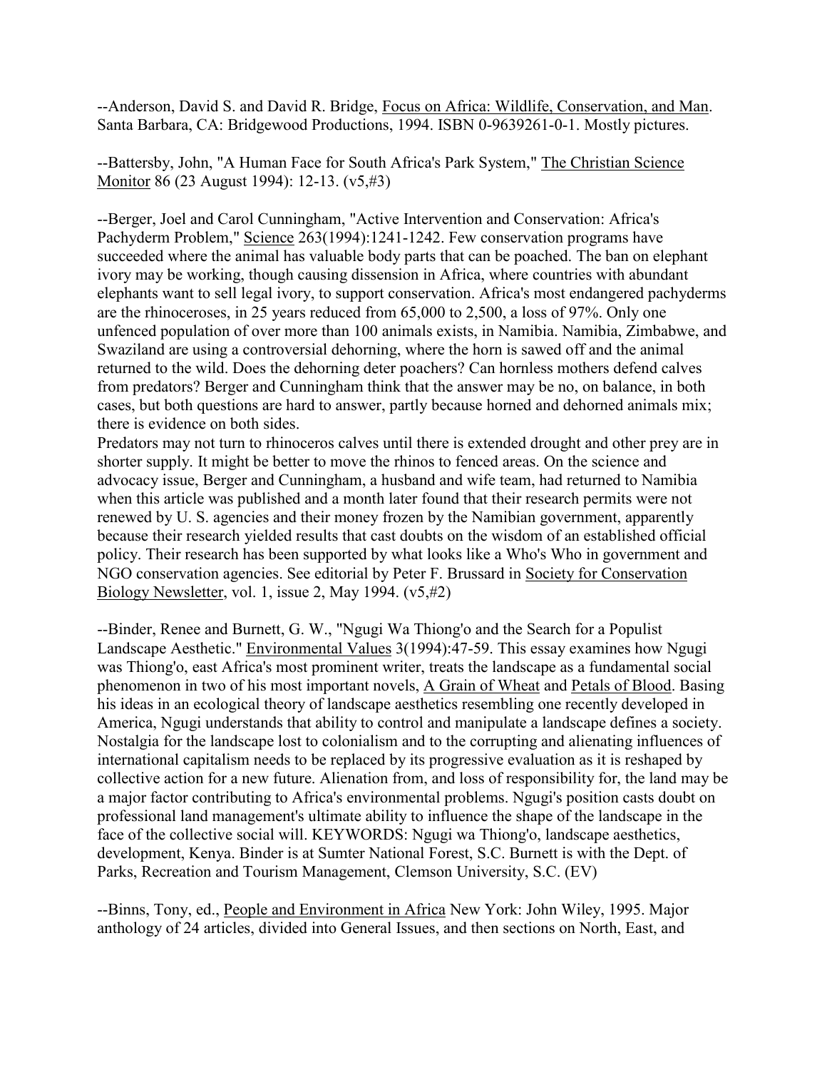--Anderson, David S. and David R. Bridge, Focus on Africa: Wildlife, Conservation, and Man. Santa Barbara, CA: Bridgewood Productions, 1994. ISBN 0-9639261-0-1. Mostly pictures.

--Battersby, John, "A Human Face for South Africa's Park System," The Christian Science Monitor 86 (23 August 1994): 12-13. (v5,#3)

--Berger, Joel and Carol Cunningham, "Active Intervention and Conservation: Africa's Pachyderm Problem," Science 263(1994):1241-1242. Few conservation programs have succeeded where the animal has valuable body parts that can be poached. The ban on elephant ivory may be working, though causing dissension in Africa, where countries with abundant elephants want to sell legal ivory, to support conservation. Africa's most endangered pachyderms are the rhinoceroses, in 25 years reduced from 65,000 to 2,500, a loss of 97%. Only one unfenced population of over more than 100 animals exists, in Namibia. Namibia, Zimbabwe, and Swaziland are using a controversial dehorning, where the horn is sawed off and the animal returned to the wild. Does the dehorning deter poachers? Can hornless mothers defend calves from predators? Berger and Cunningham think that the answer may be no, on balance, in both cases, but both questions are hard to answer, partly because horned and dehorned animals mix; there is evidence on both sides.
Predators may not turn to rhinoceros calves until there is extended drought and other prey are in shorter supply. It might be better to move the rhinos to fenced areas. On the science and advocacy issue, Berger and Cunningham, a husband and wife team, had returned to Namibia when this article was published and a month later found that their research permits were not renewed by U. S. agencies and their money frozen by the Namibian government, apparently because their research yielded results that cast doubts on the wisdom of an established official policy. Their research has been supported by what looks like a Who's Who in government and NGO conservation agencies. See editorial by Peter F. Brussard in Society for Conservation Biology Newsletter, vol. 1, issue 2, May 1994. (v5,#2)

--Binder, Renee and Burnett, G. W., "Ngugi Wa Thiong'o and the Search for a Populist Landscape Aesthetic." Environmental Values 3(1994):47-59. This essay examines how Ngugi was Thiong'o, east Africa's most prominent writer, treats the landscape as a fundamental social phenomenon in two of his most important novels, A Grain of Wheat and Petals of Blood. Basing his ideas in an ecological theory of landscape aesthetics resembling one recently developed in America, Ngugi understands that ability to control and manipulate a landscape defines a society. Nostalgia for the landscape lost to colonialism and to the corrupting and alienating influences of international capitalism needs to be replaced by its progressive evaluation as it is reshaped by collective action for a new future. Alienation from, and loss of responsibility for, the land may be a major factor contributing to Africa's environmental problems. Ngugi's position casts doubt on professional land management's ultimate ability to influence the shape of the landscape in the face of the collective social will. KEYWORDS: Ngugi wa Thiong'o, landscape aesthetics, development, Kenya. Binder is at Sumter National Forest, S.C. Burnett is with the Dept. of Parks, Recreation and Tourism Management, Clemson University, S.C. (EV)

--Binns, Tony, ed., People and Environment in Africa New York: John Wiley, 1995. Major anthology of 24 articles, divided into General Issues, and then sections on North, East, and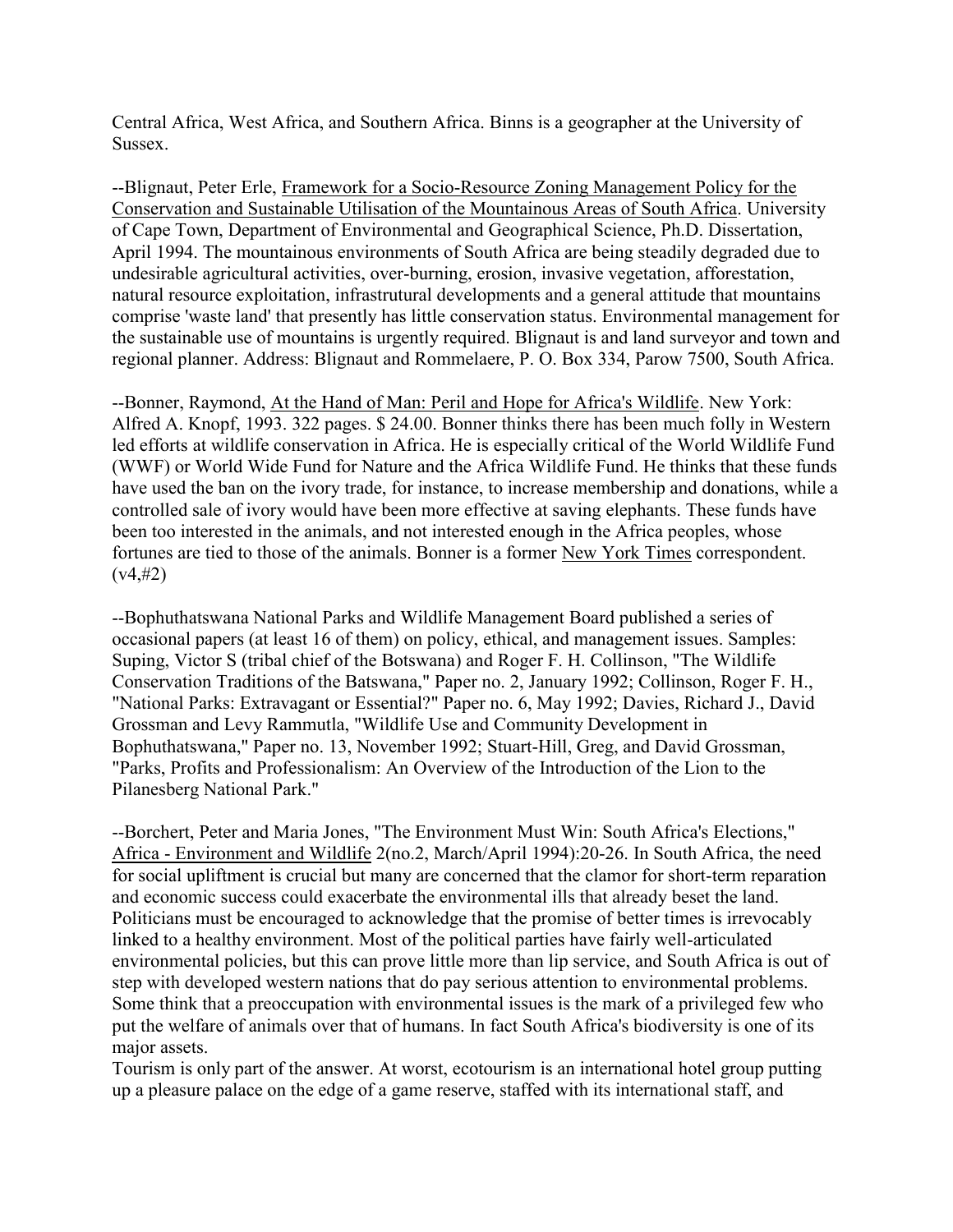Central Africa, West Africa, and Southern Africa. Binns is a geographer at the University of Sussex.

--Blignaut, Peter Erle, Framework for a Socio-Resource Zoning Management Policy for the Conservation and Sustainable Utilisation of the Mountainous Areas of South Africa. University of Cape Town, Department of Environmental and Geographical Science, Ph.D. Dissertation, April 1994. The mountainous environments of South Africa are being steadily degraded due to undesirable agricultural activities, over-burning, erosion, invasive vegetation, afforestation, natural resource exploitation, infrastrutural developments and a general attitude that mountains comprise 'waste land' that presently has little conservation status. Environmental management for the sustainable use of mountains is urgently required. Blignaut is and land surveyor and town and regional planner. Address: Blignaut and Rommelaere, P. O. Box 334, Parow 7500, South Africa.

--Bonner, Raymond, At the Hand of Man: Peril and Hope for Africa's Wildlife. New York: Alfred A. Knopf, 1993. 322 pages. $ 24.00. Bonner thinks there has been much folly in Western led efforts at wildlife conservation in Africa. He is especially critical of the World Wildlife Fund (WWF) or World Wide Fund for Nature and the Africa Wildlife Fund. He thinks that these funds have used the ban on the ivory trade, for instance, to increase membership and donations, while a controlled sale of ivory would have been more effective at saving elephants. These funds have been too interested in the animals, and not interested enough in the Africa peoples, whose fortunes are tied to those of the animals. Bonner is a former New York Times correspondent. (v4,#2)

--Bophuthatswana National Parks and Wildlife Management Board published a series of occasional papers (at least 16 of them) on policy, ethical, and management issues. Samples: Suping, Victor S (tribal chief of the Botswana) and Roger F. H. Collinson, "The Wildlife Conservation Traditions of the Batswana," Paper no. 2, January 1992; Collinson, Roger F. H., "National Parks: Extravagant or Essential?" Paper no. 6, May 1992; Davies, Richard J., David Grossman and Levy Rammutla, "Wildlife Use and Community Development in Bophuthatswana," Paper no. 13, November 1992; Stuart-Hill, Greg, and David Grossman, "Parks, Profits and Professionalism: An Overview of the Introduction of the Lion to the Pilanesberg National Park."

--Borchert, Peter and Maria Jones, "The Environment Must Win: South Africa's Elections," Africa - Environment and Wildlife 2(no.2, March/April 1994):20-26. In South Africa, the need for social upliftment is crucial but many are concerned that the clamor for short-term reparation and economic success could exacerbate the environmental ills that already beset the land. Politicians must be encouraged to acknowledge that the promise of better times is irrevocably linked to a healthy environment. Most of the political parties have fairly well-articulated environmental policies, but this can prove little more than lip service, and South Africa is out of step with developed western nations that do pay serious attention to environmental problems. Some think that a preoccupation with environmental issues is the mark of a privileged few who put the welfare of animals over that of humans. In fact South Africa's biodiversity is one of its major assets.
Tourism is only part of the answer. At worst, ecotourism is an international hotel group putting up a pleasure palace on the edge of a game reserve, staffed with its international staff, and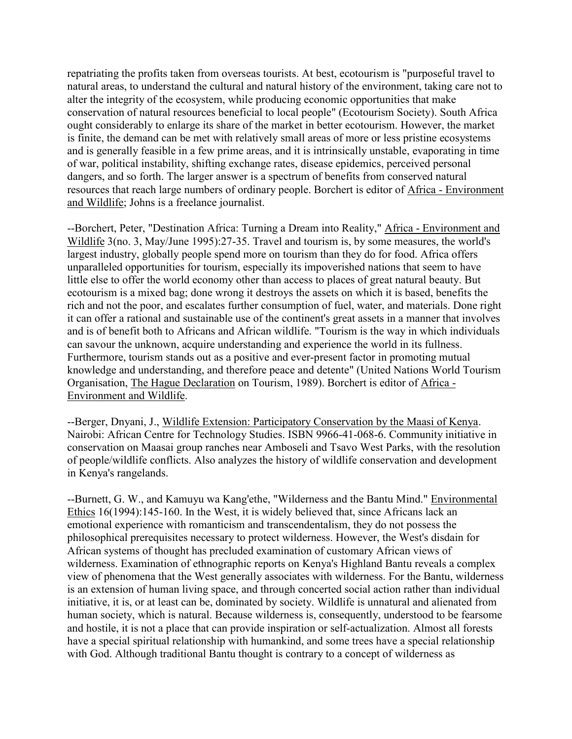repatriating the profits taken from overseas tourists. At best, ecotourism is "purposeful travel to natural areas, to understand the cultural and natural history of the environment, taking care not to alter the integrity of the ecosystem, while producing economic opportunities that make conservation of natural resources beneficial to local people" (Ecotourism Society). South Africa ought considerably to enlarge its share of the market in better ecotourism. However, the market is finite, the demand can be met with relatively small areas of more or less pristine ecosystems and is generally feasible in a few prime areas, and it is intrinsically unstable, evaporating in time of war, political instability, shifting exchange rates, disease epidemics, perceived personal dangers, and so forth. The larger answer is a spectrum of benefits from conserved natural resources that reach large numbers of ordinary people. Borchert is editor of Africa - Environment and Wildlife; Johns is a freelance journalist.

--Borchert, Peter, "Destination Africa: Turning a Dream into Reality," Africa - Environment and Wildlife 3(no. 3, May/June 1995):27-35. Travel and tourism is, by some measures, the world's largest industry, globally people spend more on tourism than they do for food. Africa offers unparalleled opportunities for tourism, especially its impoverished nations that seem to have little else to offer the world economy other than access to places of great natural beauty. But ecotourism is a mixed bag; done wrong it destroys the assets on which it is based, benefits the rich and not the poor, and escalates further consumption of fuel, water, and materials. Done right it can offer a rational and sustainable use of the continent's great assets in a manner that involves and is of benefit both to Africans and African wildlife. "Tourism is the way in which individuals can savour the unknown, acquire understanding and experience the world in its fullness. Furthermore, tourism stands out as a positive and ever-present factor in promoting mutual knowledge and understanding, and therefore peace and detente" (United Nations World Tourism Organisation, The Hague Declaration on Tourism, 1989). Borchert is editor of Africa - Environment and Wildlife.

--Berger, Dnyani, J., Wildlife Extension: Participatory Conservation by the Maasi of Kenya. Nairobi: African Centre for Technology Studies. ISBN 9966-41-068-6. Community initiative in conservation on Maasai group ranches near Amboseli and Tsavo West Parks, with the resolution of people/wildlife conflicts. Also analyzes the history of wildlife conservation and development in Kenya's rangelands.

--Burnett, G. W., and Kamuyu wa Kang'ethe, "Wilderness and the Bantu Mind." Environmental Ethics 16(1994):145-160. In the West, it is widely believed that, since Africans lack an emotional experience with romanticism and transcendentalism, they do not possess the philosophical prerequisites necessary to protect wilderness. However, the West's disdain for African systems of thought has precluded examination of customary African views of wilderness. Examination of ethnographic reports on Kenya's Highland Bantu reveals a complex view of phenomena that the West generally associates with wilderness. For the Bantu, wilderness is an extension of human living space, and through concerted social action rather than individual initiative, it is, or at least can be, dominated by society. Wildlife is unnatural and alienated from human society, which is natural. Because wilderness is, consequently, understood to be fearsome and hostile, it is not a place that can provide inspiration or self-actualization. Almost all forests have a special spiritual relationship with humankind, and some trees have a special relationship with God. Although traditional Bantu thought is contrary to a concept of wilderness as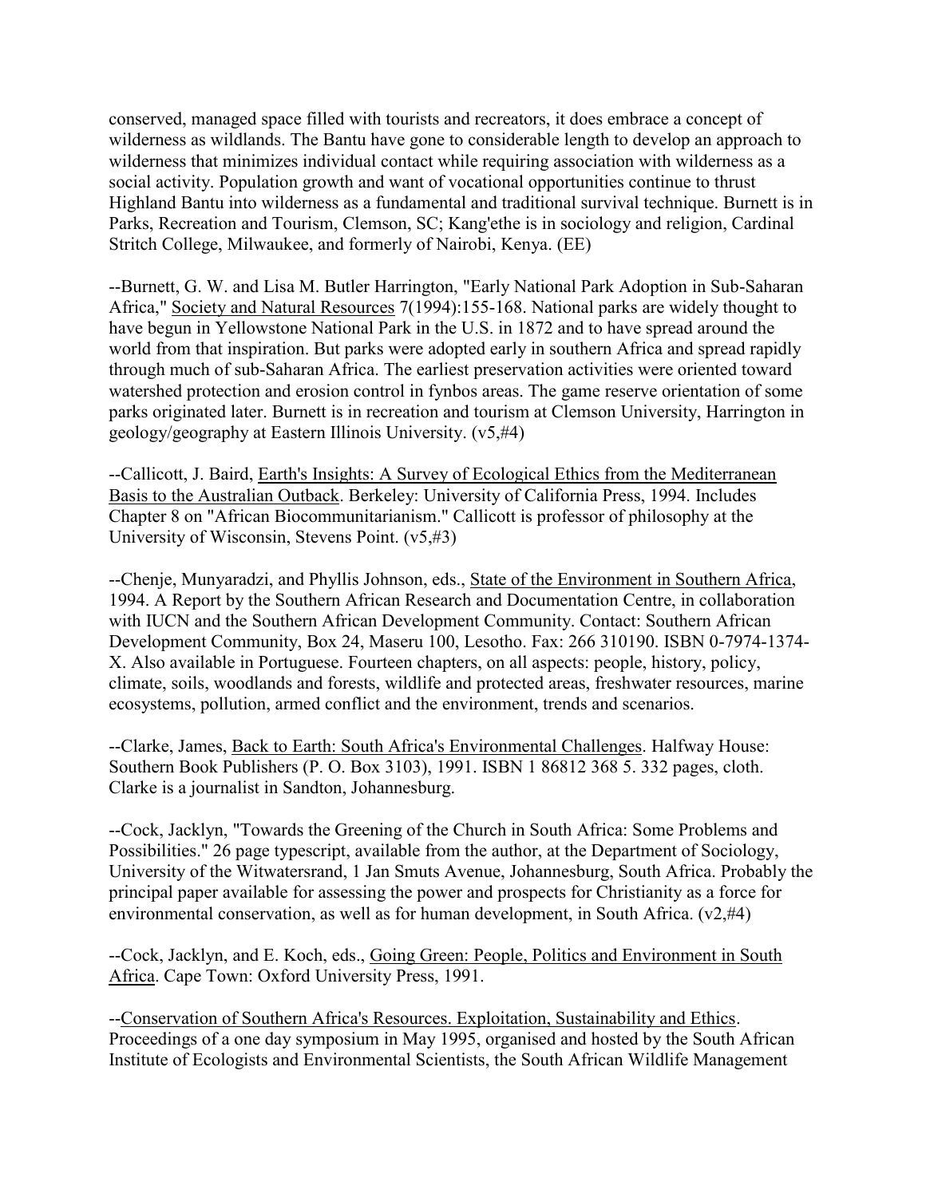conserved, managed space filled with tourists and recreators, it does embrace a concept of wilderness as wildlands. The Bantu have gone to considerable length to develop an approach to wilderness that minimizes individual contact while requiring association with wilderness as a social activity. Population growth and want of vocational opportunities continue to thrust Highland Bantu into wilderness as a fundamental and traditional survival technique. Burnett is in Parks, Recreation and Tourism, Clemson, SC; Kang'ethe is in sociology and religion, Cardinal Stritch College, Milwaukee, and formerly of Nairobi, Kenya. (EE)

--Burnett, G. W. and Lisa M. Butler Harrington, "Early National Park Adoption in Sub-Saharan Africa," Society and Natural Resources 7(1994):155-168. National parks are widely thought to have begun in Yellowstone National Park in the U.S. in 1872 and to have spread around the world from that inspiration. But parks were adopted early in southern Africa and spread rapidly through much of sub-Saharan Africa. The earliest preservation activities were oriented toward watershed protection and erosion control in fynbos areas. The game reserve orientation of some parks originated later. Burnett is in recreation and tourism at Clemson University, Harrington in geology/geography at Eastern Illinois University. (v5,#4)

--Callicott, J. Baird, Earth's Insights: A Survey of Ecological Ethics from the Mediterranean Basis to the Australian Outback. Berkeley: University of California Press, 1994. Includes Chapter 8 on "African Biocommunitarianism." Callicott is professor of philosophy at the University of Wisconsin, Stevens Point. (v5,#3)

--Chenje, Munyaradzi, and Phyllis Johnson, eds., State of the Environment in Southern Africa, 1994. A Report by the Southern African Research and Documentation Centre, in collaboration with IUCN and the Southern African Development Community. Contact: Southern African Development Community, Box 24, Maseru 100, Lesotho. Fax: 266 310190. ISBN 0-7974-1374-X. Also available in Portuguese. Fourteen chapters, on all aspects: people, history, policy, climate, soils, woodlands and forests, wildlife and protected areas, freshwater resources, marine ecosystems, pollution, armed conflict and the environment, trends and scenarios.

--Clarke, James, Back to Earth: South Africa's Environmental Challenges. Halfway House: Southern Book Publishers (P. O. Box 3103), 1991. ISBN 1 86812 368 5. 332 pages, cloth. Clarke is a journalist in Sandton, Johannesburg.

--Cock, Jacklyn, "Towards the Greening of the Church in South Africa: Some Problems and Possibilities." 26 page typescript, available from the author, at the Department of Sociology, University of the Witwatersrand, 1 Jan Smuts Avenue, Johannesburg, South Africa. Probably the principal paper available for assessing the power and prospects for Christianity as a force for environmental conservation, as well as for human development, in South Africa. (v2,#4)

--Cock, Jacklyn, and E. Koch, eds., Going Green: People, Politics and Environment in South Africa. Cape Town: Oxford University Press, 1991.

--Conservation of Southern Africa's Resources. Exploitation, Sustainability and Ethics. Proceedings of a one day symposium in May 1995, organised and hosted by the South African Institute of Ecologists and Environmental Scientists, the South African Wildlife Management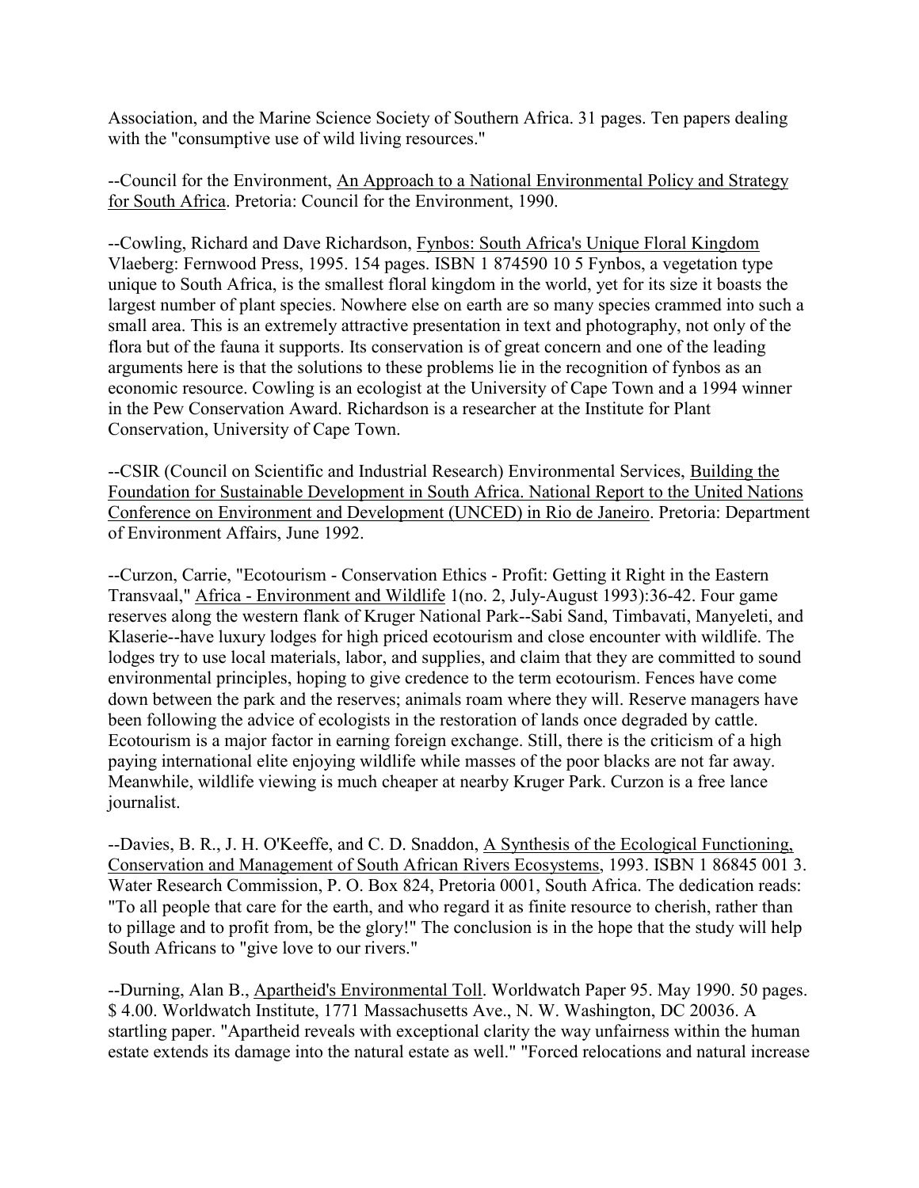Association, and the Marine Science Society of Southern Africa. 31 pages. Ten papers dealing with the "consumptive use of wild living resources."

--Council for the Environment, An Approach to a National Environmental Policy and Strategy for South Africa. Pretoria: Council for the Environment, 1990.

--Cowling, Richard and Dave Richardson, Fynbos: South Africa's Unique Floral Kingdom Vlaeberg: Fernwood Press, 1995. 154 pages. ISBN 1 874590 10 5 Fynbos, a vegetation type unique to South Africa, is the smallest floral kingdom in the world, yet for its size it boasts the largest number of plant species. Nowhere else on earth are so many species crammed into such a small area. This is an extremely attractive presentation in text and photography, not only of the flora but of the fauna it supports. Its conservation is of great concern and one of the leading arguments here is that the solutions to these problems lie in the recognition of fynbos as an economic resource. Cowling is an ecologist at the University of Cape Town and a 1994 winner in the Pew Conservation Award. Richardson is a researcher at the Institute for Plant Conservation, University of Cape Town.

--CSIR (Council on Scientific and Industrial Research) Environmental Services, Building the Foundation for Sustainable Development in South Africa. National Report to the United Nations Conference on Environment and Development (UNCED) in Rio de Janeiro. Pretoria: Department of Environment Affairs, June 1992.

--Curzon, Carrie, "Ecotourism - Conservation Ethics - Profit: Getting it Right in the Eastern Transvaal," Africa - Environment and Wildlife 1(no. 2, July-August 1993):36-42. Four game reserves along the western flank of Kruger National Park--Sabi Sand, Timbavati, Manyeleti, and Klaserie--have luxury lodges for high priced ecotourism and close encounter with wildlife. The lodges try to use local materials, labor, and supplies, and claim that they are committed to sound environmental principles, hoping to give credence to the term ecotourism. Fences have come down between the park and the reserves; animals roam where they will. Reserve managers have been following the advice of ecologists in the restoration of lands once degraded by cattle. Ecotourism is a major factor in earning foreign exchange. Still, there is the criticism of a high paying international elite enjoying wildlife while masses of the poor blacks are not far away. Meanwhile, wildlife viewing is much cheaper at nearby Kruger Park. Curzon is a free lance journalist.

--Davies, B. R., J. H. O'Keeffe, and C. D. Snaddon, A Synthesis of the Ecological Functioning, Conservation and Management of South African Rivers Ecosystems, 1993. ISBN 1 86845 001 3. Water Research Commission, P. O. Box 824, Pretoria 0001, South Africa. The dedication reads: "To all people that care for the earth, and who regard it as finite resource to cherish, rather than to pillage and to profit from, be the glory!" The conclusion is in the hope that the study will help South Africans to "give love to our rivers."

--Durning, Alan B., Apartheid's Environmental Toll. Worldwatch Paper 95. May 1990. 50 pages. $ 4.00. Worldwatch Institute, 1771 Massachusetts Ave., N. W. Washington, DC 20036. A startling paper. "Apartheid reveals with exceptional clarity the way unfairness within the human estate extends its damage into the natural estate as well." "Forced relocations and natural increase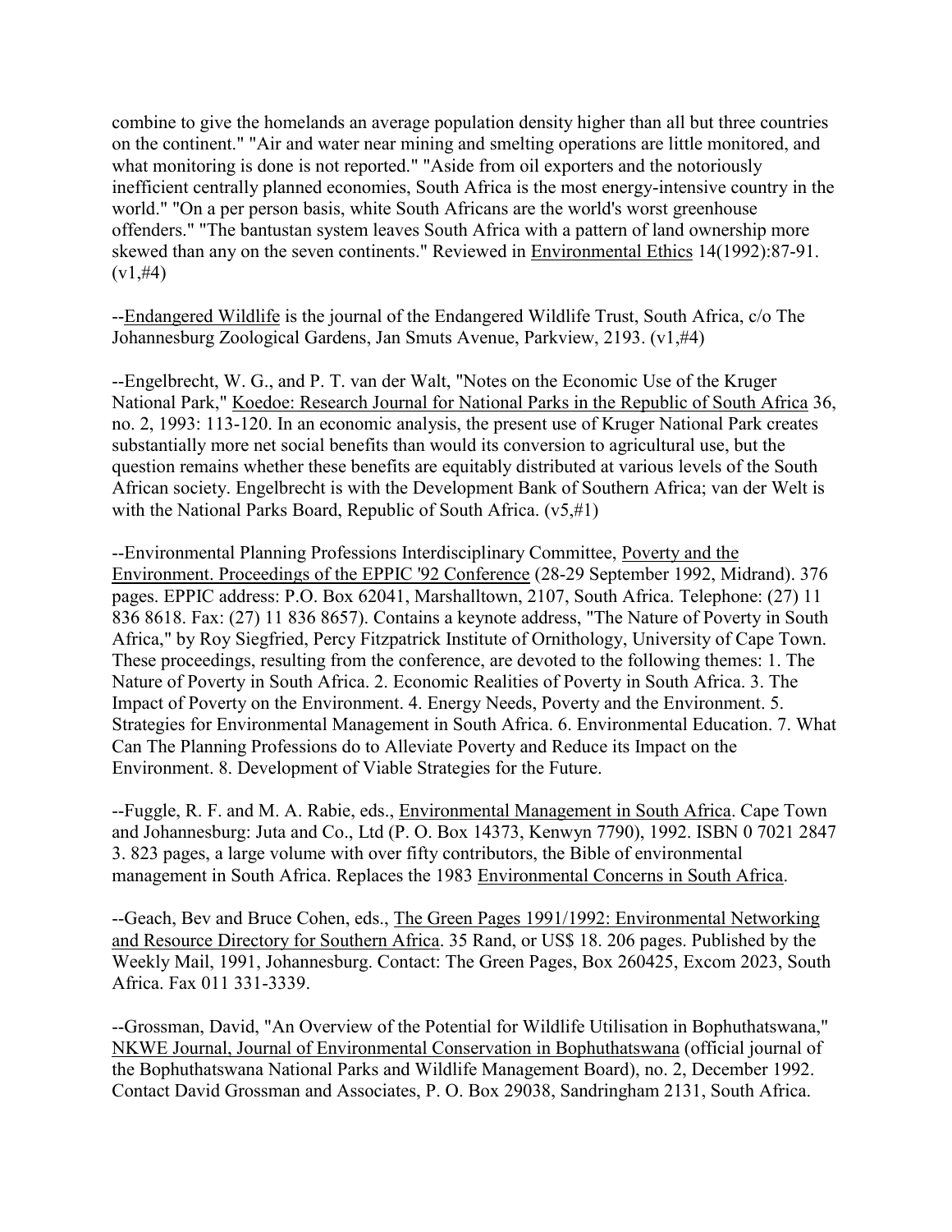combine to give the homelands an average population density higher than all but three countries on the continent." "Air and water near mining and smelting operations are little monitored, and what monitoring is done is not reported." "Aside from oil exporters and the notoriously inefficient centrally planned economies, South Africa is the most energy-intensive country in the world." "On a per person basis, white South Africans are the world's worst greenhouse offenders." "The bantustan system leaves South Africa with a pattern of land ownership more skewed than any on the seven continents." Reviewed in Environmental Ethics 14(1992):87-91. (v1,#4)

--Endangered Wildlife is the journal of the Endangered Wildlife Trust, South Africa, c/o The Johannesburg Zoological Gardens, Jan Smuts Avenue, Parkview, 2193. (v1,#4)

--Engelbrecht, W. G., and P. T. van der Walt, "Notes on the Economic Use of the Kruger National Park," Koedoe: Research Journal for National Parks in the Republic of South Africa 36, no. 2, 1993: 113-120. In an economic analysis, the present use of Kruger National Park creates substantially more net social benefits than would its conversion to agricultural use, but the question remains whether these benefits are equitably distributed at various levels of the South African society. Engelbrecht is with the Development Bank of Southern Africa; van der Welt is with the National Parks Board, Republic of South Africa. (v5,#1)

--Environmental Planning Professions Interdisciplinary Committee, Poverty and the Environment. Proceedings of the EPPIC '92 Conference (28-29 September 1992, Midrand). 376 pages. EPPIC address: P.O. Box 62041, Marshalltown, 2107, South Africa. Telephone: (27) 11 836 8618. Fax: (27) 11 836 8657). Contains a keynote address, "The Nature of Poverty in South Africa," by Roy Siegfried, Percy Fitzpatrick Institute of Ornithology, University of Cape Town. These proceedings, resulting from the conference, are devoted to the following themes: 1. The Nature of Poverty in South Africa. 2. Economic Realities of Poverty in South Africa. 3. The Impact of Poverty on the Environment. 4. Energy Needs, Poverty and the Environment. 5. Strategies for Environmental Management in South Africa. 6. Environmental Education. 7. What Can The Planning Professions do to Alleviate Poverty and Reduce its Impact on the Environment. 8. Development of Viable Strategies for the Future.

--Fuggle, R. F. and M. A. Rabie, eds., Environmental Management in South Africa. Cape Town and Johannesburg: Juta and Co., Ltd (P. O. Box 14373, Kenwyn 7790), 1992. ISBN 0 7021 2847 3. 823 pages, a large volume with over fifty contributors, the Bible of environmental management in South Africa. Replaces the 1983 Environmental Concerns in South Africa.

--Geach, Bev and Bruce Cohen, eds., The Green Pages 1991/1992: Environmental Networking and Resource Directory for Southern Africa. 35 Rand, or US$ 18. 206 pages. Published by the Weekly Mail, 1991, Johannesburg. Contact: The Green Pages, Box 260425, Excom 2023, South Africa. Fax 011 331-3339.

--Grossman, David, "An Overview of the Potential for Wildlife Utilisation in Bophuthatswana," NKWE Journal, Journal of Environmental Conservation in Bophuthatswana (official journal of the Bophuthatswana National Parks and Wildlife Management Board), no. 2, December 1992. Contact David Grossman and Associates, P. O. Box 29038, Sandringham 2131, South Africa.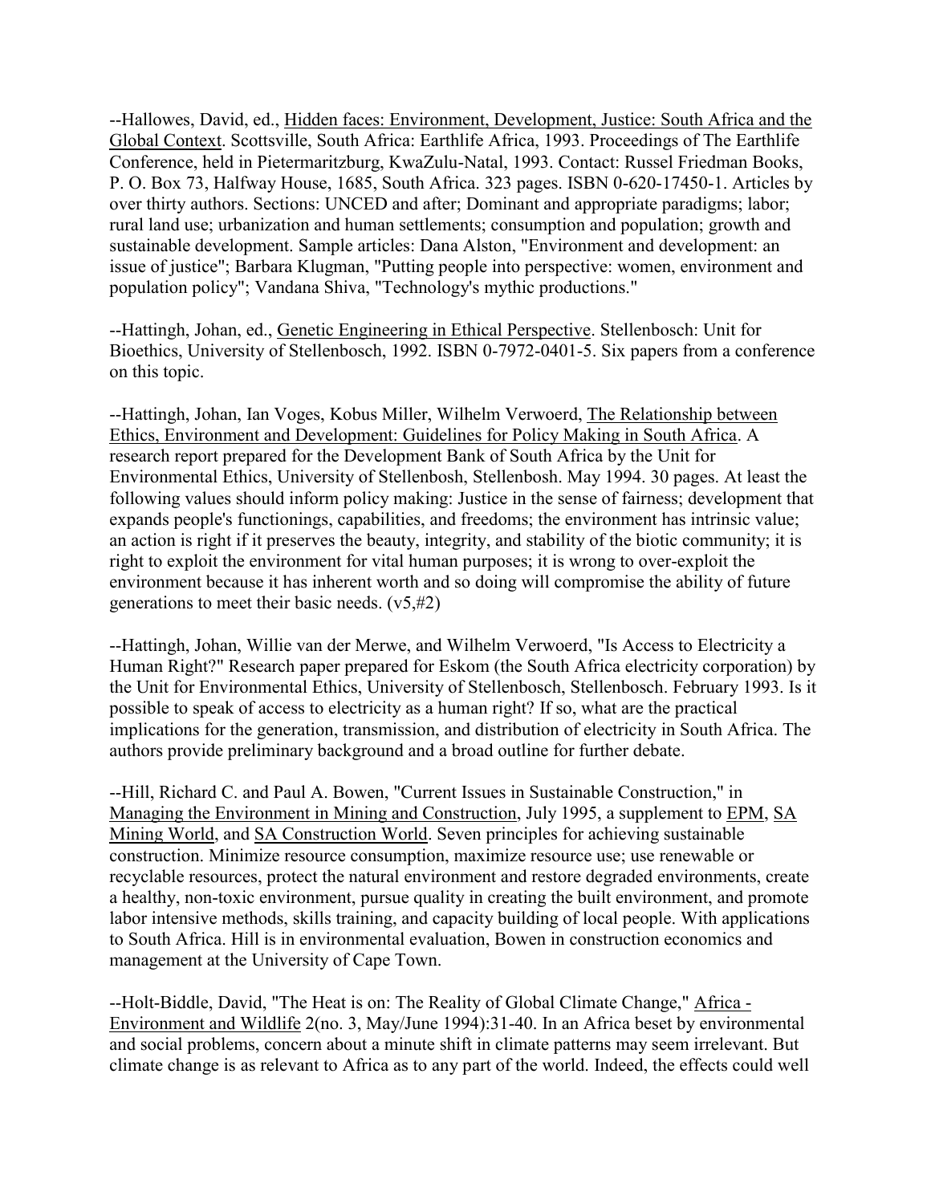--Hallowes, David, ed., Hidden faces: Environment, Development, Justice: South Africa and the Global Context. Scottsville, South Africa: Earthlife Africa, 1993. Proceedings of The Earthlife Conference, held in Pietermaritzburg, KwaZulu-Natal, 1993. Contact: Russel Friedman Books, P. O. Box 73, Halfway House, 1685, South Africa. 323 pages. ISBN 0-620-17450-1. Articles by over thirty authors. Sections: UNCED and after; Dominant and appropriate paradigms; labor; rural land use; urbanization and human settlements; consumption and population; growth and sustainable development. Sample articles: Dana Alston, "Environment and development: an issue of justice"; Barbara Klugman, "Putting people into perspective: women, environment and population policy"; Vandana Shiva, "Technology's mythic productions."

--Hattingh, Johan, ed., Genetic Engineering in Ethical Perspective. Stellenbosch: Unit for Bioethics, University of Stellenbosch, 1992. ISBN 0-7972-0401-5. Six papers from a conference on this topic.

--Hattingh, Johan, Ian Voges, Kobus Miller, Wilhelm Verwoerd, The Relationship between Ethics, Environment and Development: Guidelines for Policy Making in South Africa. A research report prepared for the Development Bank of South Africa by the Unit for Environmental Ethics, University of Stellenbosh, Stellenbosh. May 1994. 30 pages. At least the following values should inform policy making: Justice in the sense of fairness; development that expands people's functionings, capabilities, and freedoms; the environment has intrinsic value; an action is right if it preserves the beauty, integrity, and stability of the biotic community; it is right to exploit the environment for vital human purposes; it is wrong to over-exploit the environment because it has inherent worth and so doing will compromise the ability of future generations to meet their basic needs. (v5,#2)

--Hattingh, Johan, Willie van der Merwe, and Wilhelm Verwoerd, "Is Access to Electricity a Human Right?" Research paper prepared for Eskom (the South Africa electricity corporation) by the Unit for Environmental Ethics, University of Stellenbosch, Stellenbosch. February 1993. Is it possible to speak of access to electricity as a human right? If so, what are the practical implications for the generation, transmission, and distribution of electricity in South Africa. The authors provide preliminary background and a broad outline for further debate.

--Hill, Richard C. and Paul A. Bowen, "Current Issues in Sustainable Construction," in Managing the Environment in Mining and Construction, July 1995, a supplement to EPM, SA Mining World, and SA Construction World. Seven principles for achieving sustainable construction. Minimize resource consumption, maximize resource use; use renewable or recyclable resources, protect the natural environment and restore degraded environments, create a healthy, non-toxic environment, pursue quality in creating the built environment, and promote labor intensive methods, skills training, and capacity building of local people. With applications to South Africa. Hill is in environmental evaluation, Bowen in construction economics and management at the University of Cape Town.

--Holt-Biddle, David, "The Heat is on: The Reality of Global Climate Change," Africa - Environment and Wildlife 2(no. 3, May/June 1994):31-40. In an Africa beset by environmental and social problems, concern about a minute shift in climate patterns may seem irrelevant. But climate change is as relevant to Africa as to any part of the world. Indeed, the effects could well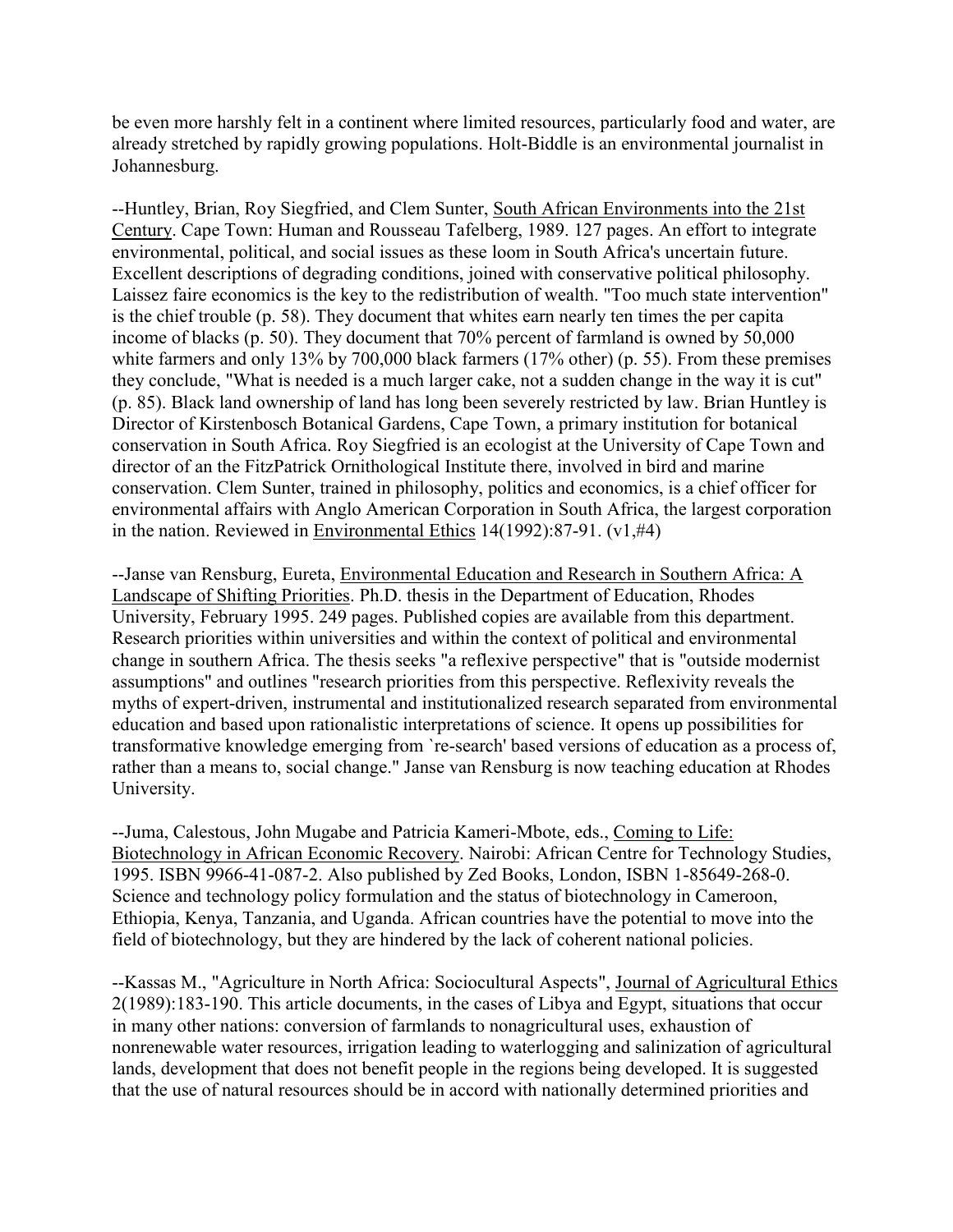be even more harshly felt in a continent where limited resources, particularly food and water, are already stretched by rapidly growing populations. Holt-Biddle is an environmental journalist in Johannesburg.

--Huntley, Brian, Roy Siegfried, and Clem Sunter, South African Environments into the 21st Century. Cape Town: Human and Rousseau Tafelberg, 1989. 127 pages. An effort to integrate environmental, political, and social issues as these loom in South Africa's uncertain future. Excellent descriptions of degrading conditions, joined with conservative political philosophy. Laissez faire economics is the key to the redistribution of wealth. "Too much state intervention" is the chief trouble (p. 58). They document that whites earn nearly ten times the per capita income of blacks (p. 50). They document that 70% percent of farmland is owned by 50,000 white farmers and only 13% by 700,000 black farmers (17% other) (p. 55). From these premises they conclude, "What is needed is a much larger cake, not a sudden change in the way it is cut" (p. 85). Black land ownership of land has long been severely restricted by law. Brian Huntley is Director of Kirstenbosch Botanical Gardens, Cape Town, a primary institution for botanical conservation in South Africa. Roy Siegfried is an ecologist at the University of Cape Town and director of an the FitzPatrick Ornithological Institute there, involved in bird and marine conservation. Clem Sunter, trained in philosophy, politics and economics, is a chief officer for environmental affairs with Anglo American Corporation in South Africa, the largest corporation in the nation. Reviewed in Environmental Ethics 14(1992):87-91. (v1,#4)

--Janse van Rensburg, Eureta, Environmental Education and Research in Southern Africa: A Landscape of Shifting Priorities. Ph.D. thesis in the Department of Education, Rhodes University, February 1995. 249 pages. Published copies are available from this department. Research priorities within universities and within the context of political and environmental change in southern Africa. The thesis seeks "a reflexive perspective" that is "outside modernist assumptions" and outlines "research priorities from this perspective. Reflexivity reveals the myths of expert-driven, instrumental and institutionalized research separated from environmental education and based upon rationalistic interpretations of science. It opens up possibilities for transformative knowledge emerging from `re-search' based versions of education as a process of, rather than a means to, social change." Janse van Rensburg is now teaching education at Rhodes University.

--Juma, Calestous, John Mugabe and Patricia Kameri-Mbote, eds., Coming to Life: Biotechnology in African Economic Recovery. Nairobi: African Centre for Technology Studies, 1995. ISBN 9966-41-087-2. Also published by Zed Books, London, ISBN 1-85649-268-0. Science and technology policy formulation and the status of biotechnology in Cameroon, Ethiopia, Kenya, Tanzania, and Uganda. African countries have the potential to move into the field of biotechnology, but they are hindered by the lack of coherent national policies.

--Kassas M., "Agriculture in North Africa: Sociocultural Aspects", Journal of Agricultural Ethics 2(1989):183-190. This article documents, in the cases of Libya and Egypt, situations that occur in many other nations: conversion of farmlands to nonagricultural uses, exhaustion of nonrenewable water resources, irrigation leading to waterlogging and salinization of agricultural lands, development that does not benefit people in the regions being developed. It is suggested that the use of natural resources should be in accord with nationally determined priorities and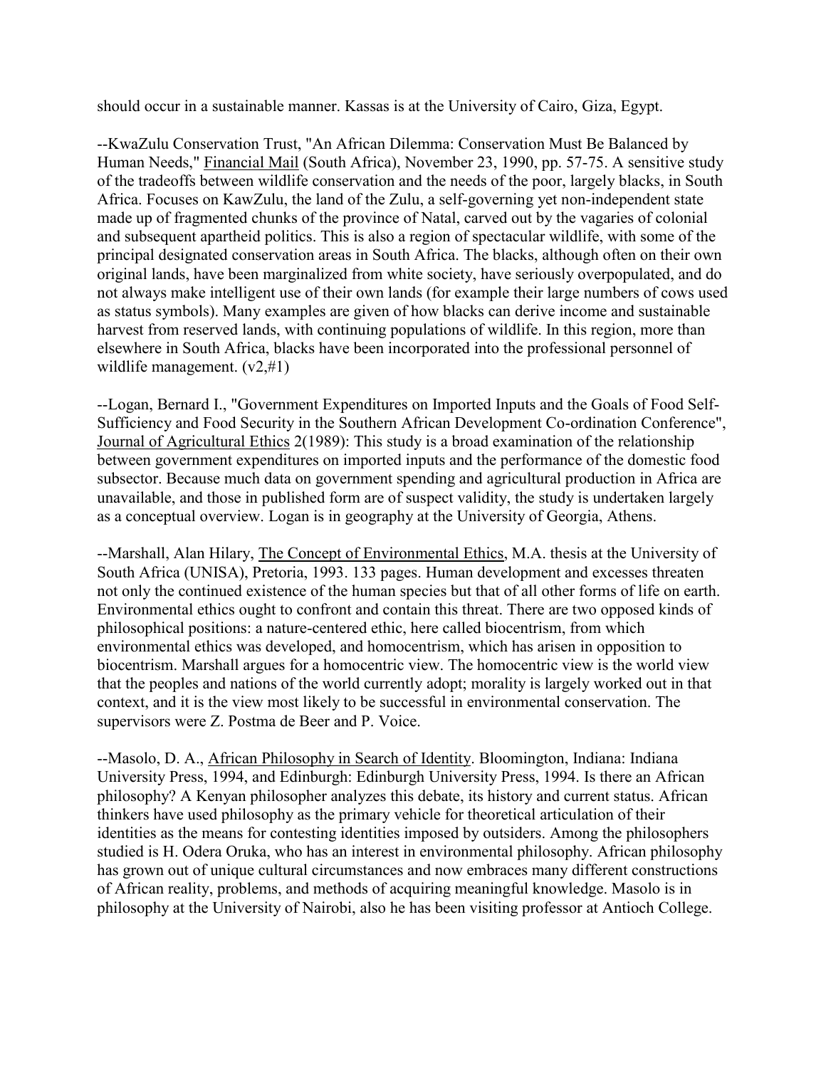should occur in a sustainable manner. Kassas is at the University of Cairo, Giza, Egypt.

--KwaZulu Conservation Trust, "An African Dilemma: Conservation Must Be Balanced by Human Needs," Financial Mail (South Africa), November 23, 1990, pp. 57-75. A sensitive study of the tradeoffs between wildlife conservation and the needs of the poor, largely blacks, in South Africa. Focuses on KawZulu, the land of the Zulu, a self-governing yet non-independent state made up of fragmented chunks of the province of Natal, carved out by the vagaries of colonial and subsequent apartheid politics. This is also a region of spectacular wildlife, with some of the principal designated conservation areas in South Africa. The blacks, although often on their own original lands, have been marginalized from white society, have seriously overpopulated, and do not always make intelligent use of their own lands (for example their large numbers of cows used as status symbols). Many examples are given of how blacks can derive income and sustainable harvest from reserved lands, with continuing populations of wildlife. In this region, more than elsewhere in South Africa, blacks have been incorporated into the professional personnel of wildlife management. (v2,#1)

--Logan, Bernard I., "Government Expenditures on Imported Inputs and the Goals of Food Self-Sufficiency and Food Security in the Southern African Development Co-ordination Conference", Journal of Agricultural Ethics 2(1989): This study is a broad examination of the relationship between government expenditures on imported inputs and the performance of the domestic food subsector. Because much data on government spending and agricultural production in Africa are unavailable, and those in published form are of suspect validity, the study is undertaken largely as a conceptual overview. Logan is in geography at the University of Georgia, Athens.

--Marshall, Alan Hilary, The Concept of Environmental Ethics, M.A. thesis at the University of South Africa (UNISA), Pretoria, 1993. 133 pages. Human development and excesses threaten not only the continued existence of the human species but that of all other forms of life on earth. Environmental ethics ought to confront and contain this threat. There are two opposed kinds of philosophical positions: a nature-centered ethic, here called biocentrism, from which environmental ethics was developed, and homocentrism, which has arisen in opposition to biocentrism. Marshall argues for a homocentric view. The homocentric view is the world view that the peoples and nations of the world currently adopt; morality is largely worked out in that context, and it is the view most likely to be successful in environmental conservation. The supervisors were Z. Postma de Beer and P. Voice.

--Masolo, D. A., African Philosophy in Search of Identity. Bloomington, Indiana: Indiana University Press, 1994, and Edinburgh: Edinburgh University Press, 1994. Is there an African philosophy? A Kenyan philosopher analyzes this debate, its history and current status. African thinkers have used philosophy as the primary vehicle for theoretical articulation of their identities as the means for contesting identities imposed by outsiders. Among the philosophers studied is H. Odera Oruka, who has an interest in environmental philosophy. African philosophy has grown out of unique cultural circumstances and now embraces many different constructions of African reality, problems, and methods of acquiring meaningful knowledge. Masolo is in philosophy at the University of Nairobi, also he has been visiting professor at Antioch College.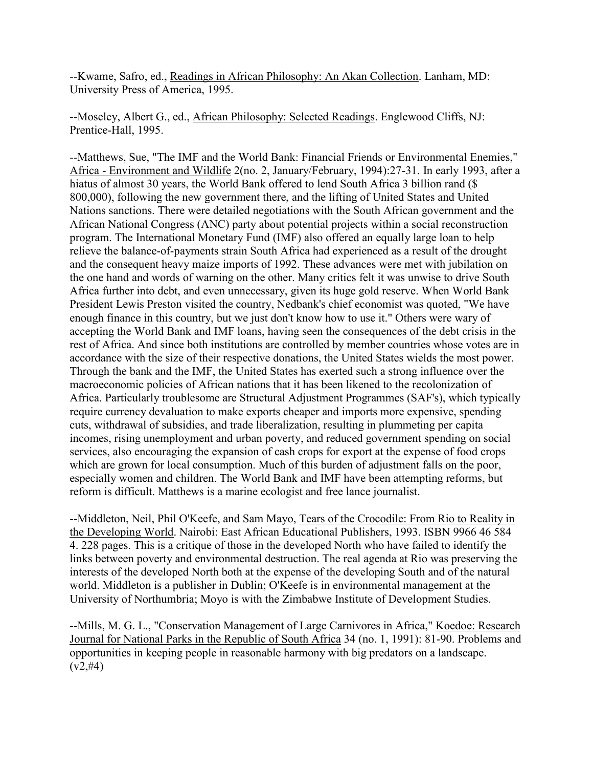--Kwame, Safro, ed., Readings in African Philosophy: An Akan Collection. Lanham, MD: University Press of America, 1995.

--Moseley, Albert G., ed., African Philosophy: Selected Readings. Englewood Cliffs, NJ: Prentice-Hall, 1995.

--Matthews, Sue, "The IMF and the World Bank: Financial Friends or Environmental Enemies," Africa - Environment and Wildlife 2(no. 2, January/February, 1994):27-31. In early 1993, after a hiatus of almost 30 years, the World Bank offered to lend South Africa 3 billion rand ($ 800,000), following the new government there, and the lifting of United States and United Nations sanctions. There were detailed negotiations with the South African government and the African National Congress (ANC) party about potential projects within a social reconstruction program. The International Monetary Fund (IMF) also offered an equally large loan to help relieve the balance-of-payments strain South Africa had experienced as a result of the drought and the consequent heavy maize imports of 1992. These advances were met with jubilation on the one hand and words of warning on the other. Many critics felt it was unwise to drive South Africa further into debt, and even unnecessary, given its huge gold reserve. When World Bank President Lewis Preston visited the country, Nedbank's chief economist was quoted, "We have enough finance in this country, but we just don't know how to use it." Others were wary of accepting the World Bank and IMF loans, having seen the consequences of the debt crisis in the rest of Africa. And since both institutions are controlled by member countries whose votes are in accordance with the size of their respective donations, the United States wields the most power. Through the bank and the IMF, the United States has exerted such a strong influence over the macroeconomic policies of African nations that it has been likened to the recolonization of Africa. Particularly troublesome are Structural Adjustment Programmes (SAF's), which typically require currency devaluation to make exports cheaper and imports more expensive, spending cuts, withdrawal of subsidies, and trade liberalization, resulting in plummeting per capita incomes, rising unemployment and urban poverty, and reduced government spending on social services, also encouraging the expansion of cash crops for export at the expense of food crops which are grown for local consumption. Much of this burden of adjustment falls on the poor, especially women and children. The World Bank and IMF have been attempting reforms, but reform is difficult. Matthews is a marine ecologist and free lance journalist.

--Middleton, Neil, Phil O'Keefe, and Sam Mayo, Tears of the Crocodile: From Rio to Reality in the Developing World. Nairobi: East African Educational Publishers, 1993. ISBN 9966 46 584 4. 228 pages. This is a critique of those in the developed North who have failed to identify the links between poverty and environmental destruction. The real agenda at Rio was preserving the interests of the developed North both at the expense of the developing South and of the natural world. Middleton is a publisher in Dublin; O'Keefe is in environmental management at the University of Northumbria; Moyo is with the Zimbabwe Institute of Development Studies.

--Mills, M. G. L., "Conservation Management of Large Carnivores in Africa," Koedoe: Research Journal for National Parks in the Republic of South Africa 34 (no. 1, 1991): 81-90. Problems and opportunities in keeping people in reasonable harmony with big predators on a landscape. (v2,#4)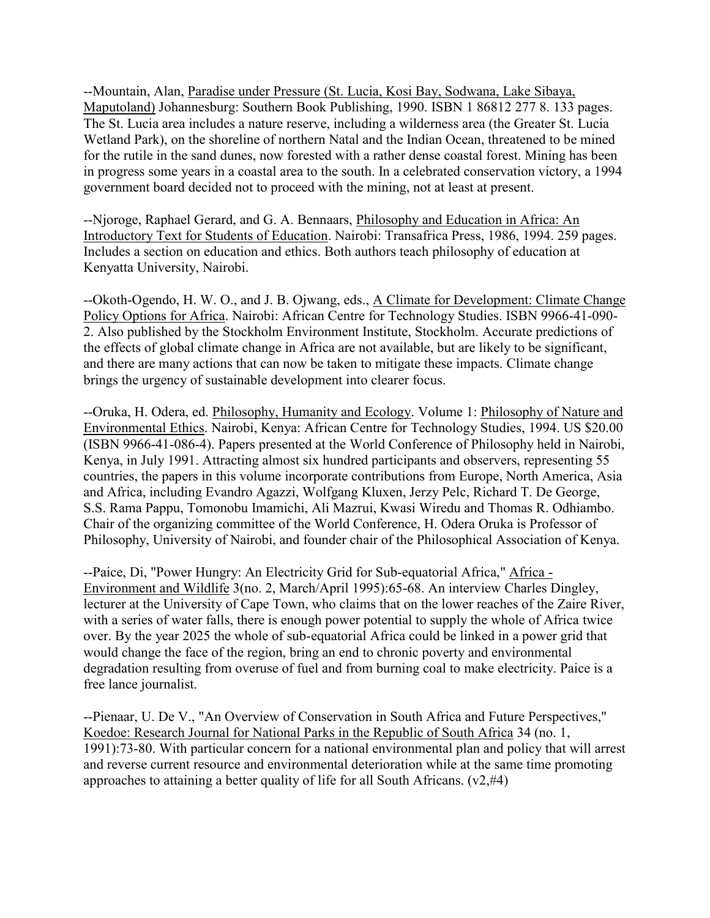--Mountain, Alan, Paradise under Pressure (St. Lucia, Kosi Bay, Sodwana, Lake Sibaya, Maputoland) Johannesburg: Southern Book Publishing, 1990. ISBN 1 86812 277 8. 133 pages. The St. Lucia area includes a nature reserve, including a wilderness area (the Greater St. Lucia Wetland Park), on the shoreline of northern Natal and the Indian Ocean, threatened to be mined for the rutile in the sand dunes, now forested with a rather dense coastal forest. Mining has been in progress some years in a coastal area to the south. In a celebrated conservation victory, a 1994 government board decided not to proceed with the mining, not at least at present.

--Njoroge, Raphael Gerard, and G. A. Bennaars, Philosophy and Education in Africa: An Introductory Text for Students of Education. Nairobi: Transafrica Press, 1986, 1994. 259 pages. Includes a section on education and ethics. Both authors teach philosophy of education at Kenyatta University, Nairobi.

--Okoth-Ogendo, H. W. O., and J. B. Ojwang, eds., A Climate for Development: Climate Change Policy Options for Africa. Nairobi: African Centre for Technology Studies. ISBN 9966-41-090-2. Also published by the Stockholm Environment Institute, Stockholm. Accurate predictions of the effects of global climate change in Africa are not available, but are likely to be significant, and there are many actions that can now be taken to mitigate these impacts. Climate change brings the urgency of sustainable development into clearer focus.

--Oruka, H. Odera, ed. Philosophy, Humanity and Ecology. Volume 1: Philosophy of Nature and Environmental Ethics. Nairobi, Kenya: African Centre for Technology Studies, 1994. US $20.00 (ISBN 9966-41-086-4). Papers presented at the World Conference of Philosophy held in Nairobi, Kenya, in July 1991. Attracting almost six hundred participants and observers, representing 55 countries, the papers in this volume incorporate contributions from Europe, North America, Asia and Africa, including Evandro Agazzi, Wolfgang Kluxen, Jerzy Pelc, Richard T. De George, S.S. Rama Pappu, Tomonobu Imamichi, Ali Mazrui, Kwasi Wiredu and Thomas R. Odhiambo. Chair of the organizing committee of the World Conference, H. Odera Oruka is Professor of Philosophy, University of Nairobi, and founder chair of the Philosophical Association of Kenya.

--Paice, Di, "Power Hungry: An Electricity Grid for Sub-equatorial Africa," Africa - Environment and Wildlife 3(no. 2, March/April 1995):65-68. An interview Charles Dingley, lecturer at the University of Cape Town, who claims that on the lower reaches of the Zaire River, with a series of water falls, there is enough power potential to supply the whole of Africa twice over. By the year 2025 the whole of sub-equatorial Africa could be linked in a power grid that would change the face of the region, bring an end to chronic poverty and environmental degradation resulting from overuse of fuel and from burning coal to make electricity. Paice is a free lance journalist.

--Pienaar, U. De V., "An Overview of Conservation in South Africa and Future Perspectives," Koedoe: Research Journal for National Parks in the Republic of South Africa 34 (no. 1, 1991):73-80. With particular concern for a national environmental plan and policy that will arrest and reverse current resource and environmental deterioration while at the same time promoting approaches to attaining a better quality of life for all South Africans. (v2,#4)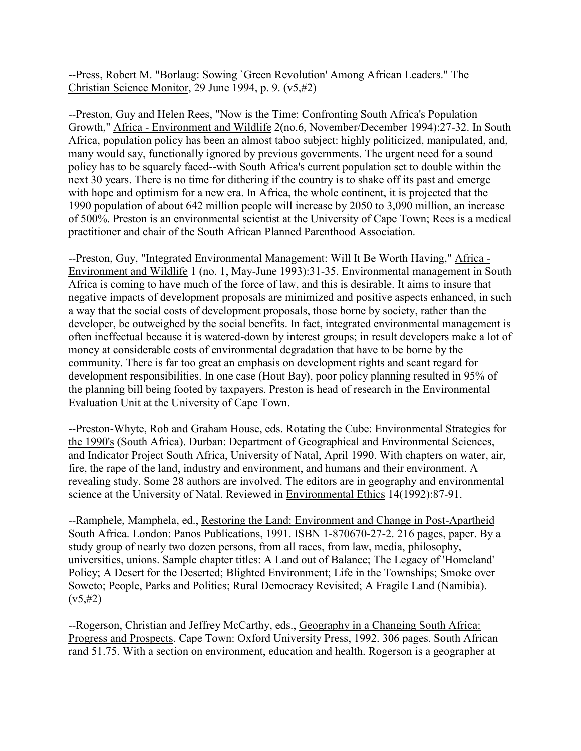--Press, Robert M. "Borlaug: Sowing `Green Revolution' Among African Leaders." The Christian Science Monitor, 29 June 1994, p. 9. (v5,#2)

--Preston, Guy and Helen Rees, "Now is the Time: Confronting South Africa's Population Growth," Africa - Environment and Wildlife 2(no.6, November/December 1994):27-32. In South Africa, population policy has been an almost taboo subject: highly politicized, manipulated, and, many would say, functionally ignored by previous governments. The urgent need for a sound policy has to be squarely faced--with South Africa's current population set to double within the next 30 years. There is no time for dithering if the country is to shake off its past and emerge with hope and optimism for a new era. In Africa, the whole continent, it is projected that the 1990 population of about 642 million people will increase by 2050 to 3,090 million, an increase of 500%. Preston is an environmental scientist at the University of Cape Town; Rees is a medical practitioner and chair of the South African Planned Parenthood Association.

--Preston, Guy, "Integrated Environmental Management: Will It Be Worth Having," Africa - Environment and Wildlife 1 (no. 1, May-June 1993):31-35. Environmental management in South Africa is coming to have much of the force of law, and this is desirable. It aims to insure that negative impacts of development proposals are minimized and positive aspects enhanced, in such a way that the social costs of development proposals, those borne by society, rather than the developer, be outweighed by the social benefits. In fact, integrated environmental management is often ineffectual because it is watered-down by interest groups; in result developers make a lot of money at considerable costs of environmental degradation that have to be borne by the community. There is far too great an emphasis on development rights and scant regard for development responsibilities. In one case (Hout Bay), poor policy planning resulted in 95% of the planning bill being footed by taxpayers. Preston is head of research in the Environmental Evaluation Unit at the University of Cape Town.

--Preston-Whyte, Rob and Graham House, eds. Rotating the Cube: Environmental Strategies for the 1990's (South Africa). Durban: Department of Geographical and Environmental Sciences, and Indicator Project South Africa, University of Natal, April 1990. With chapters on water, air, fire, the rape of the land, industry and environment, and humans and their environment. A revealing study. Some 28 authors are involved. The editors are in geography and environmental science at the University of Natal. Reviewed in Environmental Ethics 14(1992):87-91.

--Ramphele, Mamphela, ed., Restoring the Land: Environment and Change in Post-Apartheid South Africa. London: Panos Publications, 1991. ISBN 1-870670-27-2. 216 pages, paper. By a study group of nearly two dozen persons, from all races, from law, media, philosophy, universities, unions. Sample chapter titles: A Land out of Balance; The Legacy of 'Homeland' Policy; A Desert for the Deserted; Blighted Environment; Life in the Townships; Smoke over Soweto; People, Parks and Politics; Rural Democracy Revisited; A Fragile Land (Namibia). (v5,#2)

--Rogerson, Christian and Jeffrey McCarthy, eds., Geography in a Changing South Africa: Progress and Prospects. Cape Town: Oxford University Press, 1992. 306 pages. South African rand 51.75. With a section on environment, education and health. Rogerson is a geographer at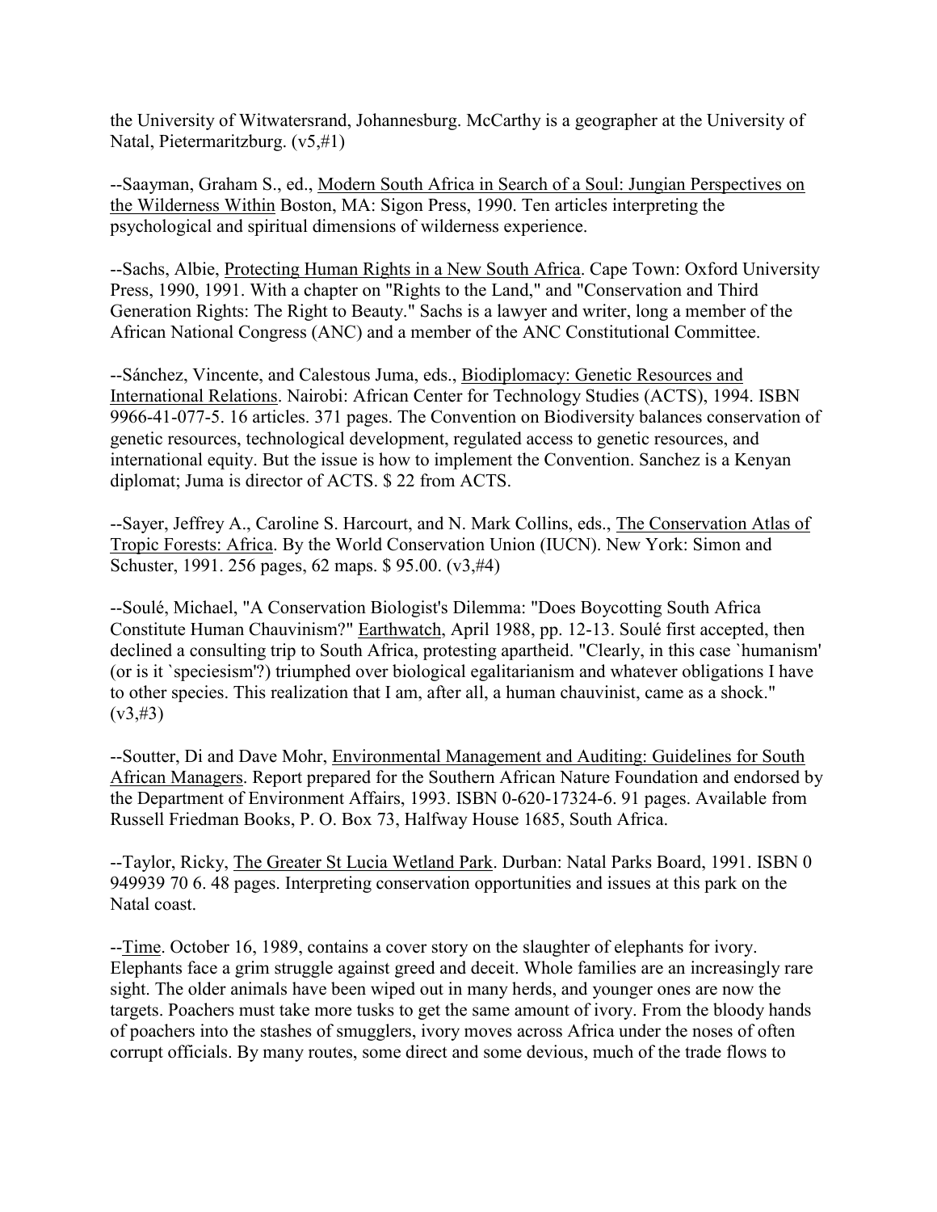the University of Witwatersrand, Johannesburg. McCarthy is a geographer at the University of Natal, Pietermaritzburg. (v5,#1)

--Saayman, Graham S., ed., Modern South Africa in Search of a Soul: Jungian Perspectives on the Wilderness Within Boston, MA: Sigon Press, 1990. Ten articles interpreting the psychological and spiritual dimensions of wilderness experience.

--Sachs, Albie, Protecting Human Rights in a New South Africa. Cape Town: Oxford University Press, 1990, 1991. With a chapter on "Rights to the Land," and "Conservation and Third Generation Rights: The Right to Beauty." Sachs is a lawyer and writer, long a member of the African National Congress (ANC) and a member of the ANC Constitutional Committee.

--Sánchez, Vincente, and Calestous Juma, eds., Biodiplomacy: Genetic Resources and International Relations. Nairobi: African Center for Technology Studies (ACTS), 1994. ISBN 9966-41-077-5. 16 articles. 371 pages. The Convention on Biodiversity balances conservation of genetic resources, technological development, regulated access to genetic resources, and international equity. But the issue is how to implement the Convention. Sanchez is a Kenyan diplomat; Juma is director of ACTS. $ 22 from ACTS.

--Sayer, Jeffrey A., Caroline S. Harcourt, and N. Mark Collins, eds., The Conservation Atlas of Tropic Forests: Africa. By the World Conservation Union (IUCN). New York: Simon and Schuster, 1991. 256 pages, 62 maps. $ 95.00. (v3,#4)

--Soulé, Michael, "A Conservation Biologist's Dilemma: "Does Boycotting South Africa Constitute Human Chauvinism?" Earthwatch, April 1988, pp. 12-13. Soulé first accepted, then declined a consulting trip to South Africa, protesting apartheid. "Clearly, in this case `humanism' (or is it `speciesism'?) triumphed over biological egalitarianism and whatever obligations I have to other species. This realization that I am, after all, a human chauvinist, came as a shock." (v3,#3)

--Soutter, Di and Dave Mohr, Environmental Management and Auditing: Guidelines for South African Managers. Report prepared for the Southern African Nature Foundation and endorsed by the Department of Environment Affairs, 1993. ISBN 0-620-17324-6. 91 pages. Available from Russell Friedman Books, P. O. Box 73, Halfway House 1685, South Africa.

--Taylor, Ricky, The Greater St Lucia Wetland Park. Durban: Natal Parks Board, 1991. ISBN 0 949939 70 6. 48 pages. Interpreting conservation opportunities and issues at this park on the Natal coast.

--Time. October 16, 1989, contains a cover story on the slaughter of elephants for ivory. Elephants face a grim struggle against greed and deceit. Whole families are an increasingly rare sight. The older animals have been wiped out in many herds, and younger ones are now the targets. Poachers must take more tusks to get the same amount of ivory. From the bloody hands of poachers into the stashes of smugglers, ivory moves across Africa under the noses of often corrupt officials. By many routes, some direct and some devious, much of the trade flows to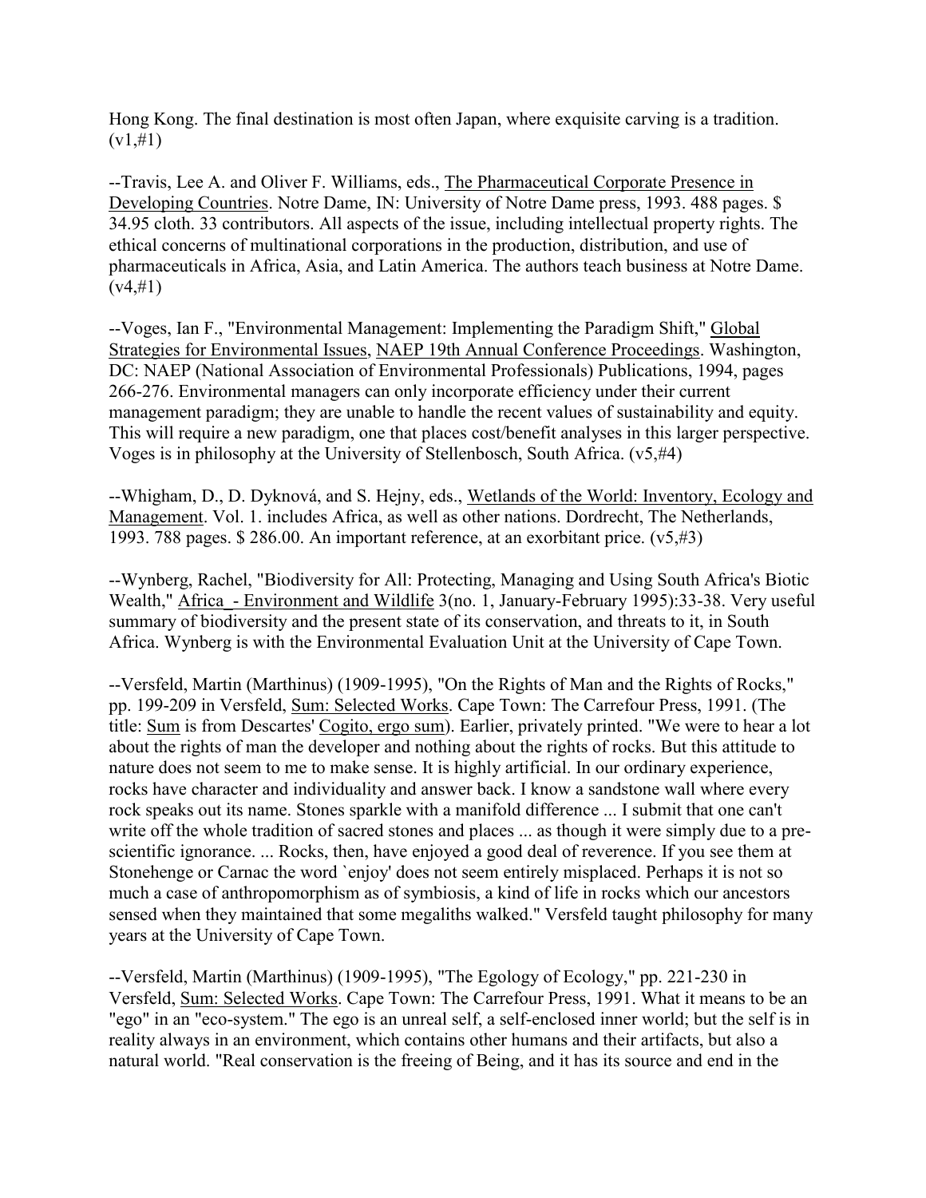Hong Kong. The final destination is most often Japan, where exquisite carving is a tradition. (v1,#1)

--Travis, Lee A. and Oliver F. Williams, eds., The Pharmaceutical Corporate Presence in Developing Countries. Notre Dame, IN: University of Notre Dame press, 1993. 488 pages. $ 34.95 cloth. 33 contributors. All aspects of the issue, including intellectual property rights. The ethical concerns of multinational corporations in the production, distribution, and use of pharmaceuticals in Africa, Asia, and Latin America. The authors teach business at Notre Dame. (v4,#1)

--Voges, Ian F., "Environmental Management: Implementing the Paradigm Shift," Global Strategies for Environmental Issues, NAEP 19th Annual Conference Proceedings. Washington, DC: NAEP (National Association of Environmental Professionals) Publications, 1994, pages 266-276. Environmental managers can only incorporate efficiency under their current management paradigm; they are unable to handle the recent values of sustainability and equity. This will require a new paradigm, one that places cost/benefit analyses in this larger perspective. Voges is in philosophy at the University of Stellenbosch, South Africa. (v5,#4)

--Whigham, D., D. Dyknová, and S. Hejny, eds., Wetlands of the World: Inventory, Ecology and Management. Vol. 1. includes Africa, as well as other nations. Dordrecht, The Netherlands, 1993. 788 pages. $ 286.00. An important reference, at an exorbitant price. (v5,#3)

--Wynberg, Rachel, "Biodiversity for All: Protecting, Managing and Using South Africa's Biotic Wealth," Africa - Environment and Wildlife 3(no. 1, January-February 1995):33-38. Very useful summary of biodiversity and the present state of its conservation, and threats to it, in South Africa. Wynberg is with the Environmental Evaluation Unit at the University of Cape Town.

--Versfeld, Martin (Marthinus) (1909-1995), "On the Rights of Man and the Rights of Rocks," pp. 199-209 in Versfeld, Sum: Selected Works. Cape Town: The Carrefour Press, 1991. (The title: Sum is from Descartes' Cogito, ergo sum). Earlier, privately printed. "We were to hear a lot about the rights of man the developer and nothing about the rights of rocks. But this attitude to nature does not seem to me to make sense. It is highly artificial. In our ordinary experience, rocks have character and individuality and answer back. I know a sandstone wall where every rock speaks out its name. Stones sparkle with a manifold difference ... I submit that one can't write off the whole tradition of sacred stones and places ... as though it were simply due to a pre-scientific ignorance. ... Rocks, then, have enjoyed a good deal of reverence. If you see them at Stonehenge or Carnac the word `enjoy' does not seem entirely misplaced. Perhaps it is not so much a case of anthropomorphism as of symbiosis, a kind of life in rocks which our ancestors sensed when they maintained that some megaliths walked." Versfeld taught philosophy for many years at the University of Cape Town.

--Versfeld, Martin (Marthinus) (1909-1995), "The Egology of Ecology," pp. 221-230 in Versfeld, Sum: Selected Works. Cape Town: The Carrefour Press, 1991. What it means to be an "ego" in an "eco-system." The ego is an unreal self, a self-enclosed inner world; but the self is in reality always in an environment, which contains other humans and their artifacts, but also a natural world. "Real conservation is the freeing of Being, and it has its source and end in the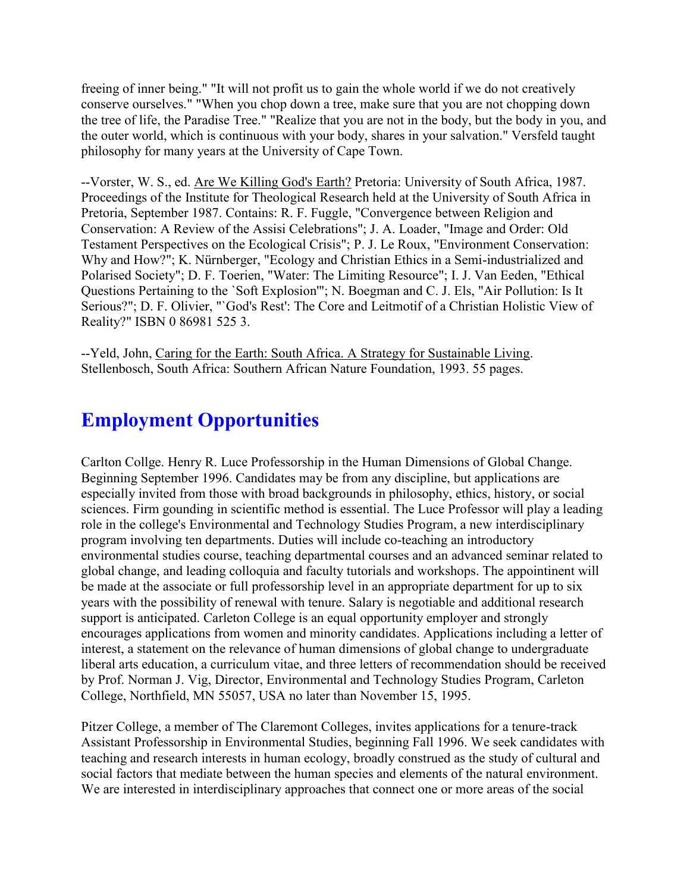freeing of inner being." "It will not profit us to gain the whole world if we do not creatively conserve ourselves." "When you chop down a tree, make sure that you are not chopping down the tree of life, the Paradise Tree." "Realize that you are not in the body, but the body in you, and the outer world, which is continuous with your body, shares in your salvation." Versfeld taught philosophy for many years at the University of Cape Town.

--Vorster, W. S., ed. Are We Killing God's Earth? Pretoria: University of South Africa, 1987. Proceedings of the Institute for Theological Research held at the University of South Africa in Pretoria, September 1987. Contains: R. F. Fuggle, "Convergence between Religion and Conservation: A Review of the Assisi Celebrations"; J. A. Loader, "Image and Order: Old Testament Perspectives on the Ecological Crisis"; P. J. Le Roux, "Environment Conservation: Why and How?"; K. Nürnberger, "Ecology and Christian Ethics in a Semi-industrialized and Polarised Society"; D. F. Toerien, "Water: The Limiting Resource"; I. J. Van Eeden, "Ethical Questions Pertaining to the `Soft Explosion'"; N. Boegman and C. J. Els, "Air Pollution: Is It Serious?"; D. F. Olivier, "`God's Rest': The Core and Leitmotif of a Christian Holistic View of Reality?" ISBN 0 86981 525 3.

--Yeld, John, Caring for the Earth: South Africa. A Strategy for Sustainable Living. Stellenbosch, South Africa: Southern African Nature Foundation, 1993. 55 pages.

## Employment Opportunities

Carlton Collge. Henry R. Luce Professorship in the Human Dimensions of Global Change. Beginning September 1996. Candidates may be from any discipline, but applications are especially invited from those with broad backgrounds in philosophy, ethics, history, or social sciences. Firm gounding in scientific method is essential. The Luce Professor will play a leading role in the college's Environmental and Technology Studies Program, a new interdisciplinary program involving ten departments. Duties will include co-teaching an introductory environmental studies course, teaching departmental courses and an advanced seminar related to global change, and leading colloquia and faculty tutorials and workshops. The appointinent will be made at the associate or full professorship level in an appropriate department for up to six years with the possibility of renewal with tenure. Salary is negotiable and additional research support is anticipated. Carleton College is an equal opportunity employer and strongly encourages applications from women and minority candidates. Applications including a letter of interest, a statement on the relevance of human dimensions of global change to undergraduate liberal arts education, a curriculum vitae, and three letters of recommendation should be received by Prof. Norman J. Vig, Director, Environmental and Technology Studies Program, Carleton College, Northfield, MN 55057, USA no later than November 15, 1995.

Pitzer College, a member of The Claremont Colleges, invites applications for a tenure-track Assistant Professorship in Environmental Studies, beginning Fall 1996. We seek candidates with teaching and research interests in human ecology, broadly construed as the study of cultural and social factors that mediate between the human species and elements of the natural environment. We are interested in interdisciplinary approaches that connect one or more areas of the social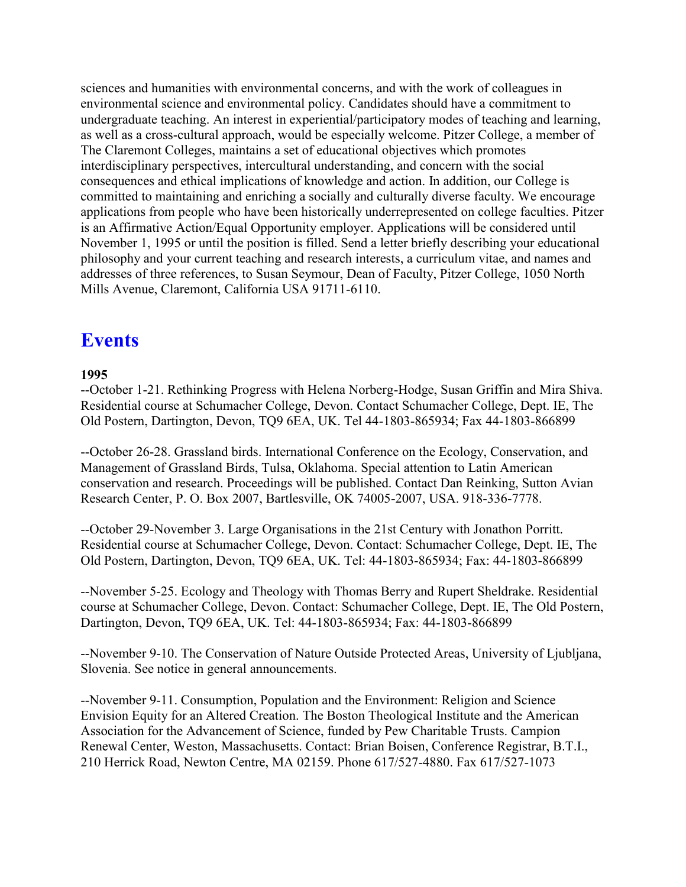sciences and humanities with environmental concerns, and with the work of colleagues in environmental science and environmental policy. Candidates should have a commitment to undergraduate teaching. An interest in experiential/participatory modes of teaching and learning, as well as a cross-cultural approach, would be especially welcome. Pitzer College, a member of The Claremont Colleges, maintains a set of educational objectives which promotes interdisciplinary perspectives, intercultural understanding, and concern with the social consequences and ethical implications of knowledge and action. In addition, our College is committed to maintaining and enriching a socially and culturally diverse faculty. We encourage applications from people who have been historically underrepresented on college faculties. Pitzer is an Affirmative Action/Equal Opportunity employer. Applications will be considered until November 1, 1995 or until the position is filled. Send a letter briefly describing your educational philosophy and your current teaching and research interests, a curriculum vitae, and names and addresses of three references, to Susan Seymour, Dean of Faculty, Pitzer College, 1050 North Mills Avenue, Claremont, California USA 91711-6110.

# Events

**1995**

--October 1-21. Rethinking Progress with Helena Norberg-Hodge, Susan Griffin and Mira Shiva. Residential course at Schumacher College, Devon. Contact Schumacher College, Dept. IE, The Old Postern, Dartington, Devon, TQ9 6EA, UK. Tel 44-1803-865934; Fax 44-1803-866899

--October 26-28. Grassland birds. International Conference on the Ecology, Conservation, and Management of Grassland Birds, Tulsa, Oklahoma. Special attention to Latin American conservation and research. Proceedings will be published. Contact Dan Reinking, Sutton Avian Research Center, P. O. Box 2007, Bartlesville, OK 74005-2007, USA. 918-336-7778.

--October 29-November 3. Large Organisations in the 21st Century with Jonathon Porritt. Residential course at Schumacher College, Devon. Contact: Schumacher College, Dept. IE, The Old Postern, Dartington, Devon, TQ9 6EA, UK. Tel: 44-1803-865934; Fax: 44-1803-866899

--November 5-25. Ecology and Theology with Thomas Berry and Rupert Sheldrake. Residential course at Schumacher College, Devon. Contact: Schumacher College, Dept. IE, The Old Postern, Dartington, Devon, TQ9 6EA, UK. Tel: 44-1803-865934; Fax: 44-1803-866899

--November 9-10. The Conservation of Nature Outside Protected Areas, University of Ljubljana, Slovenia. See notice in general announcements.

--November 9-11. Consumption, Population and the Environment: Religion and Science Envision Equity for an Altered Creation. The Boston Theological Institute and the American Association for the Advancement of Science, funded by Pew Charitable Trusts. Campion Renewal Center, Weston, Massachusetts. Contact: Brian Boisen, Conference Registrar, B.T.I., 210 Herrick Road, Newton Centre, MA 02159. Phone 617/527-4880. Fax 617/527-1073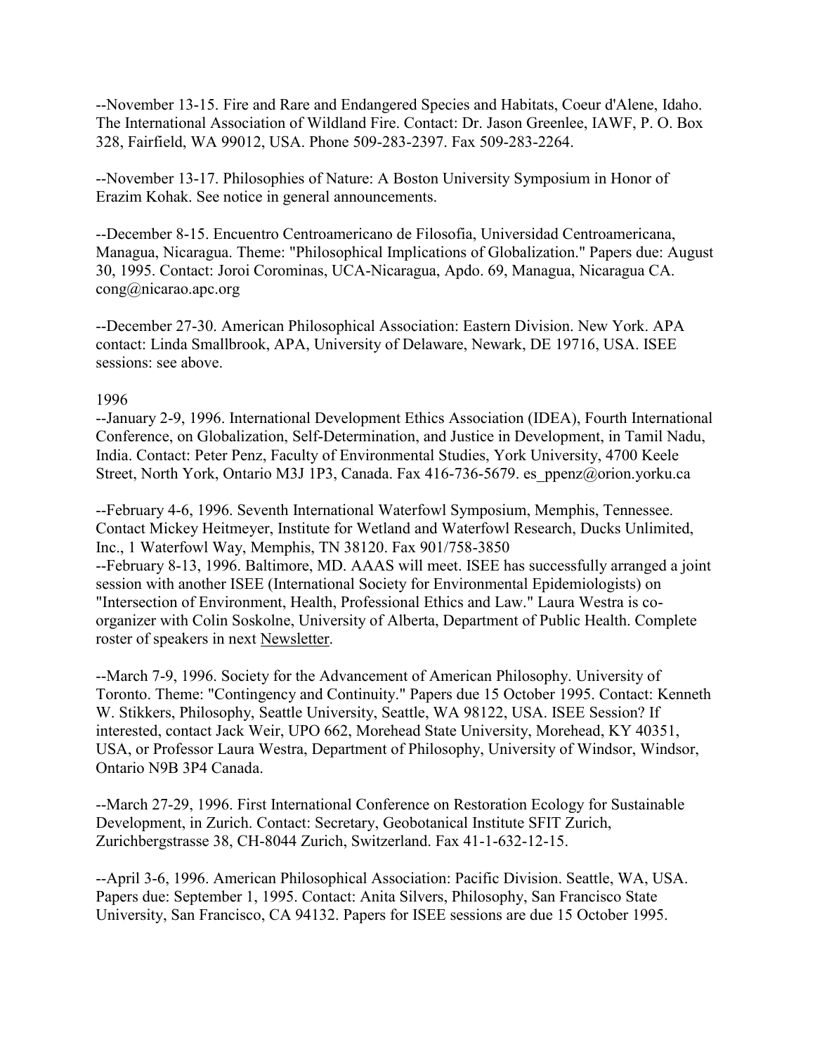--November 13-15. Fire and Rare and Endangered Species and Habitats, Coeur d'Alene, Idaho. The International Association of Wildland Fire. Contact: Dr. Jason Greenlee, IAWF, P. O. Box 328, Fairfield, WA 99012, USA. Phone 509-283-2397. Fax 509-283-2264.

--November 13-17. Philosophies of Nature: A Boston University Symposium in Honor of Erazim Kohak. See notice in general announcements.

--December 8-15. Encuentro Centroamericano de Filosofia, Universidad Centroamericana, Managua, Nicaragua. Theme: "Philosophical Implications of Globalization." Papers due: August 30, 1995. Contact: Joroi Corominas, UCA-Nicaragua, Apdo. 69, Managua, Nicaragua CA. cong@nicarao.apc.org

--December 27-30. American Philosophical Association: Eastern Division. New York. APA contact: Linda Smallbrook, APA, University of Delaware, Newark, DE 19716, USA. ISEE sessions: see above.

1996

--January 2-9, 1996. International Development Ethics Association (IDEA), Fourth International Conference, on Globalization, Self-Determination, and Justice in Development, in Tamil Nadu, India. Contact: Peter Penz, Faculty of Environmental Studies, York University, 4700 Keele Street, North York, Ontario M3J 1P3, Canada. Fax 416-736-5679. es_ppenz@orion.yorku.ca

--February 4-6, 1996. Seventh International Waterfowl Symposium, Memphis, Tennessee. Contact Mickey Heitmeyer, Institute for Wetland and Waterfowl Research, Ducks Unlimited, Inc., 1 Waterfowl Way, Memphis, TN 38120. Fax 901/758-3850

--February 8-13, 1996. Baltimore, MD. AAAS will meet. ISEE has successfully arranged a joint session with another ISEE (International Society for Environmental Epidemiologists) on "Intersection of Environment, Health, Professional Ethics and Law." Laura Westra is co-organizer with Colin Soskolne, University of Alberta, Department of Public Health. Complete roster of speakers in next Newsletter.

--March 7-9, 1996. Society for the Advancement of American Philosophy. University of Toronto. Theme: "Contingency and Continuity." Papers due 15 October 1995. Contact: Kenneth W. Stikkers, Philosophy, Seattle University, Seattle, WA 98122, USA. ISEE Session? If interested, contact Jack Weir, UPO 662, Morehead State University, Morehead, KY 40351, USA, or Professor Laura Westra, Department of Philosophy, University of Windsor, Windsor, Ontario N9B 3P4 Canada.

--March 27-29, 1996. First International Conference on Restoration Ecology for Sustainable Development, in Zurich. Contact: Secretary, Geobotanical Institute SFIT Zurich, Zurichbergstrasse 38, CH-8044 Zurich, Switzerland. Fax 41-1-632-12-15.

--April 3-6, 1996. American Philosophical Association: Pacific Division. Seattle, WA, USA. Papers due: September 1, 1995. Contact: Anita Silvers, Philosophy, San Francisco State University, San Francisco, CA 94132. Papers for ISEE sessions are due 15 October 1995.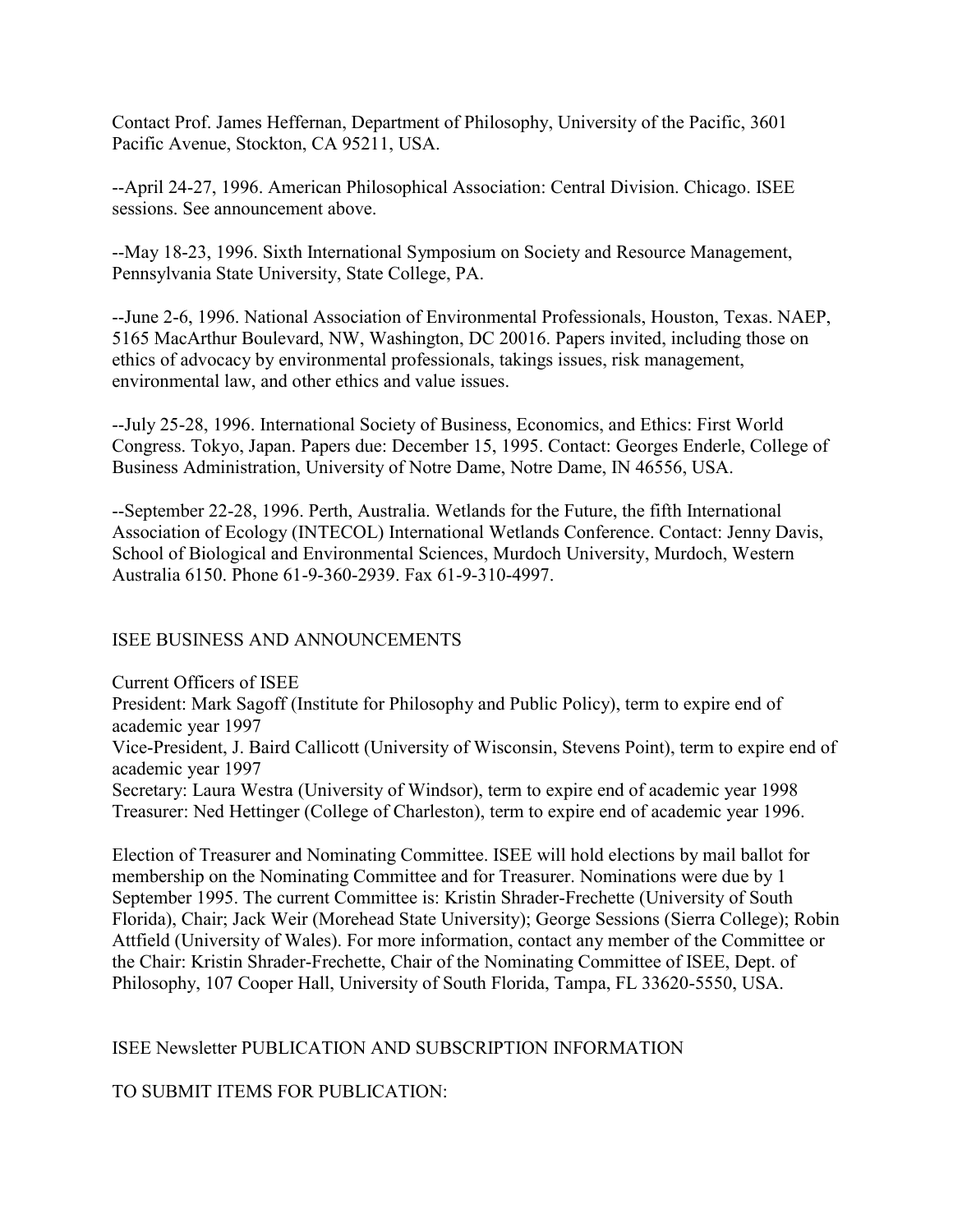Contact Prof. James Heffernan, Department of Philosophy, University of the Pacific, 3601 Pacific Avenue, Stockton, CA 95211, USA.

--April 24-27, 1996. American Philosophical Association: Central Division. Chicago. ISEE sessions. See announcement above.

--May 18-23, 1996. Sixth International Symposium on Society and Resource Management, Pennsylvania State University, State College, PA.

--June 2-6, 1996. National Association of Environmental Professionals, Houston, Texas. NAEP, 5165 MacArthur Boulevard, NW, Washington, DC 20016. Papers invited, including those on ethics of advocacy by environmental professionals, takings issues, risk management, environmental law, and other ethics and value issues.

--July 25-28, 1996. International Society of Business, Economics, and Ethics: First World Congress. Tokyo, Japan. Papers due: December 15, 1995. Contact: Georges Enderle, College of Business Administration, University of Notre Dame, Notre Dame, IN 46556, USA.

--September 22-28, 1996. Perth, Australia. Wetlands for the Future, the fifth International Association of Ecology (INTECOL) International Wetlands Conference. Contact: Jenny Davis, School of Biological and Environmental Sciences, Murdoch University, Murdoch, Western Australia 6150. Phone 61-9-360-2939. Fax 61-9-310-4997.

## ISEE BUSINESS AND ANNOUNCEMENTS

Current Officers of ISEE
President: Mark Sagoff (Institute for Philosophy and Public Policy), term to expire end of academic year 1997
Vice-President, J. Baird Callicott (University of Wisconsin, Stevens Point), term to expire end of academic year 1997
Secretary: Laura Westra (University of Windsor), term to expire end of academic year 1998
Treasurer: Ned Hettinger (College of Charleston), term to expire end of academic year 1996.

Election of Treasurer and Nominating Committee. ISEE will hold elections by mail ballot for membership on the Nominating Committee and for Treasurer. Nominations were due by 1 September 1995. The current Committee is: Kristin Shrader-Frechette (University of South Florida), Chair; Jack Weir (Morehead State University); George Sessions (Sierra College); Robin Attfield (University of Wales). For more information, contact any member of the Committee or the Chair: Kristin Shrader-Frechette, Chair of the Nominating Committee of ISEE, Dept. of Philosophy, 107 Cooper Hall, University of South Florida, Tampa, FL 33620-5550, USA.

## ISEE Newsletter PUBLICATION AND SUBSCRIPTION INFORMATION

TO SUBMIT ITEMS FOR PUBLICATION: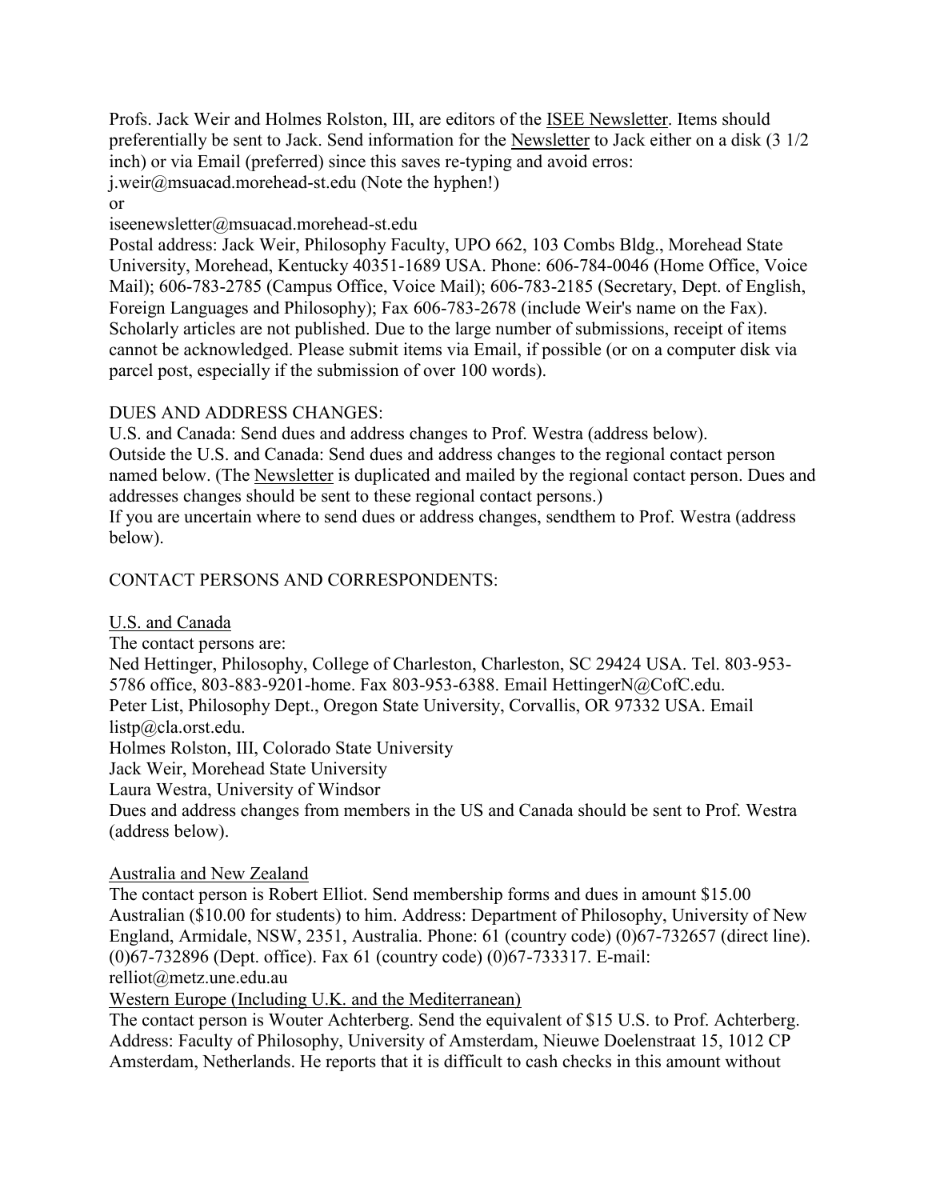Profs. Jack Weir and Holmes Rolston, III, are editors of the ISEE Newsletter. Items should preferentially be sent to Jack. Send information for the Newsletter to Jack either on a disk (3 1/2 inch) or via Email (preferred) since this saves re-typing and avoid erros:
j.weir@msuacad.morehead-st.edu (Note the hyphen!)
or
iseenewsletter@msuacad.morehead-st.edu
Postal address: Jack Weir, Philosophy Faculty, UPO 662, 103 Combs Bldg., Morehead State University, Morehead, Kentucky 40351-1689 USA. Phone: 606-784-0046 (Home Office, Voice Mail); 606-783-2785 (Campus Office, Voice Mail); 606-783-2185 (Secretary, Dept. of English, Foreign Languages and Philosophy); Fax 606-783-2678 (include Weir's name on the Fax). Scholarly articles are not published. Due to the large number of submissions, receipt of items cannot be acknowledged. Please submit items via Email, if possible (or on a computer disk via parcel post, especially if the submission of over 100 words).

DUES AND ADDRESS CHANGES:
U.S. and Canada: Send dues and address changes to Prof. Westra (address below).
Outside the U.S. and Canada: Send dues and address changes to the regional contact person named below. (The Newsletter is duplicated and mailed by the regional contact person. Dues and addresses changes should be sent to these regional contact persons.)
If you are uncertain where to send dues or address changes, sendthem to Prof. Westra (address below).

CONTACT PERSONS AND CORRESPONDENTS:

U.S. and Canada
The contact persons are:
Ned Hettinger, Philosophy, College of Charleston, Charleston, SC 29424 USA. Tel. 803-953-5786 office, 803-883-9201-home. Fax 803-953-6388. Email HettingerN@CofC.edu.
Peter List, Philosophy Dept., Oregon State University, Corvallis, OR 97332 USA. Email listp@cla.orst.edu.
Holmes Rolston, III, Colorado State University
Jack Weir, Morehead State University
Laura Westra, University of Windsor
Dues and address changes from members in the US and Canada should be sent to Prof. Westra (address below).

Australia and New Zealand
The contact person is Robert Elliot. Send membership forms and dues in amount $15.00 Australian ($10.00 for students) to him. Address: Department of Philosophy, University of New England, Armidale, NSW, 2351, Australia. Phone: 61 (country code) (0)67-732657 (direct line). (0)67-732896 (Dept. office). Fax 61 (country code) (0)67-733317. E-mail: relliot@metz.une.edu.au

Western Europe (Including U.K. and the Mediterranean)
The contact person is Wouter Achterberg. Send the equivalent of $15 U.S. to Prof. Achterberg. Address: Faculty of Philosophy, University of Amsterdam, Nieuwe Doelenstraat 15, 1012 CP Amsterdam, Netherlands. He reports that it is difficult to cash checks in this amount without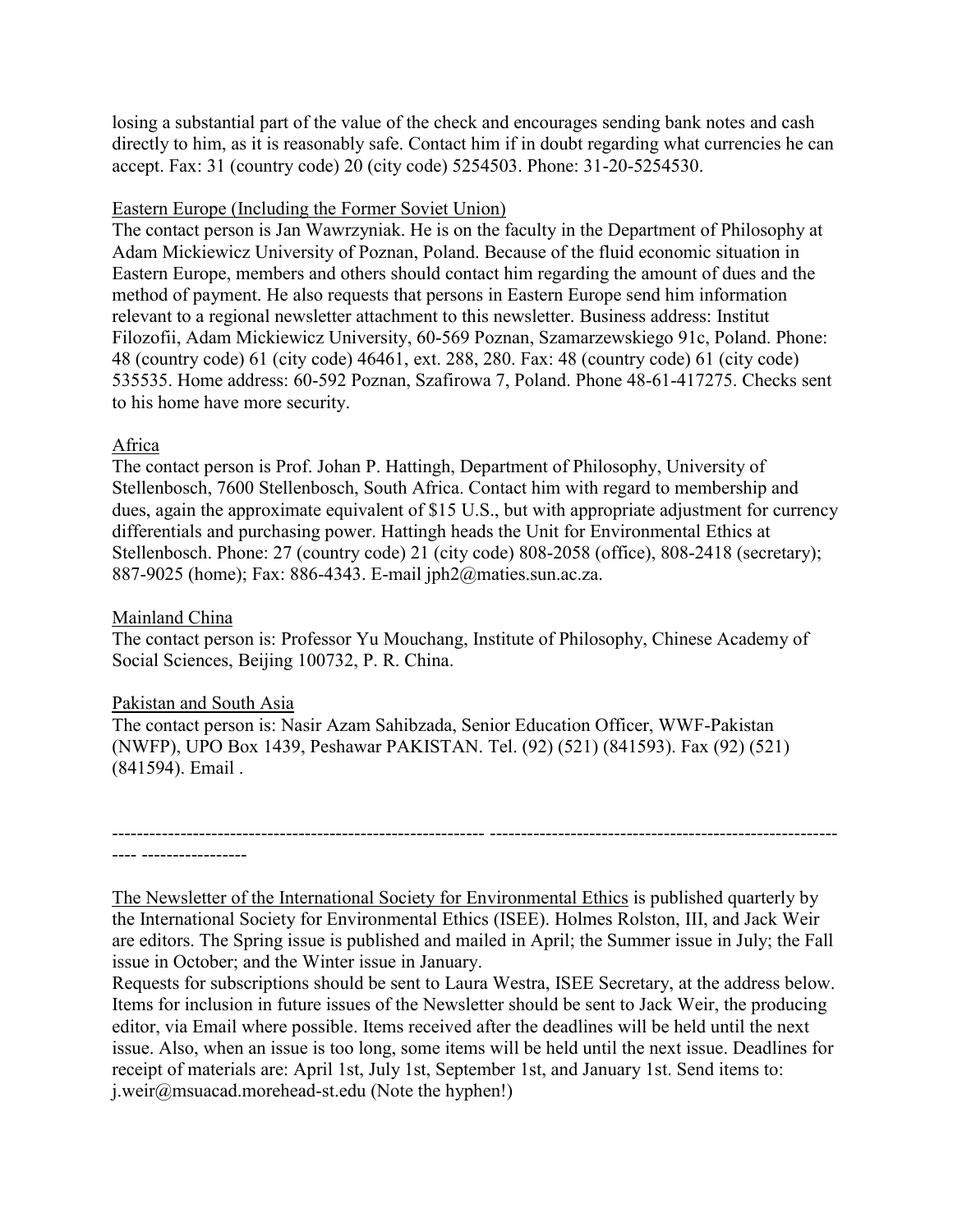losing a substantial part of the value of the check and encourages sending bank notes and cash directly to him, as it is reasonably safe. Contact him if in doubt regarding what currencies he can accept. Fax: 31 (country code) 20 (city code) 5254503. Phone: 31-20-5254530.

Eastern Europe (Including the Former Soviet Union)

The contact person is Jan Wawrzyniak. He is on the faculty in the Department of Philosophy at Adam Mickiewicz University of Poznan, Poland. Because of the fluid economic situation in Eastern Europe, members and others should contact him regarding the amount of dues and the method of payment. He also requests that persons in Eastern Europe send him information relevant to a regional newsletter attachment to this newsletter. Business address: Institut Filozofii, Adam Mickiewicz University, 60-569 Poznan, Szamarzewskiego 91c, Poland. Phone: 48 (country code) 61 (city code) 46461, ext. 288, 280. Fax: 48 (country code) 61 (city code) 535535. Home address: 60-592 Poznan, Szafirowa 7, Poland. Phone 48-61-417275. Checks sent to his home have more security.

Africa

The contact person is Prof. Johan P. Hattingh, Department of Philosophy, University of Stellenbosch, 7600 Stellenbosch, South Africa. Contact him with regard to membership and dues, again the approximate equivalent of $15 U.S., but with appropriate adjustment for currency differentials and purchasing power. Hattingh heads the Unit for Environmental Ethics at Stellenbosch. Phone: 27 (country code) 21 (city code) 808-2058 (office), 808-2418 (secretary); 887-9025 (home); Fax: 886-4343. E-mail jph2@maties.sun.ac.za.

Mainland China

The contact person is: Professor Yu Mouchang, Institute of Philosophy, Chinese Academy of Social Sciences, Beijing 100732, P. R. China.

Pakistan and South Asia

The contact person is: Nasir Azam Sahibzada, Senior Education Officer, WWF-Pakistan (NWFP), UPO Box 1439, Peshawar PAKISTAN. Tel. (92) (521) (841593). Fax (92) (521) (841594). Email .

---

The Newsletter of the International Society for Environmental Ethics is published quarterly by the International Society for Environmental Ethics (ISEE). Holmes Rolston, III, and Jack Weir are editors. The Spring issue is published and mailed in April; the Summer issue in July; the Fall issue in October; and the Winter issue in January.

Requests for subscriptions should be sent to Laura Westra, ISEE Secretary, at the address below. Items for inclusion in future issues of the Newsletter should be sent to Jack Weir, the producing editor, via Email where possible. Items received after the deadlines will be held until the next issue. Also, when an issue is too long, some items will be held until the next issue. Deadlines for receipt of materials are: April 1st, July 1st, September 1st, and January 1st. Send items to: j.weir@msuacad.morehead-st.edu (Note the hyphen!)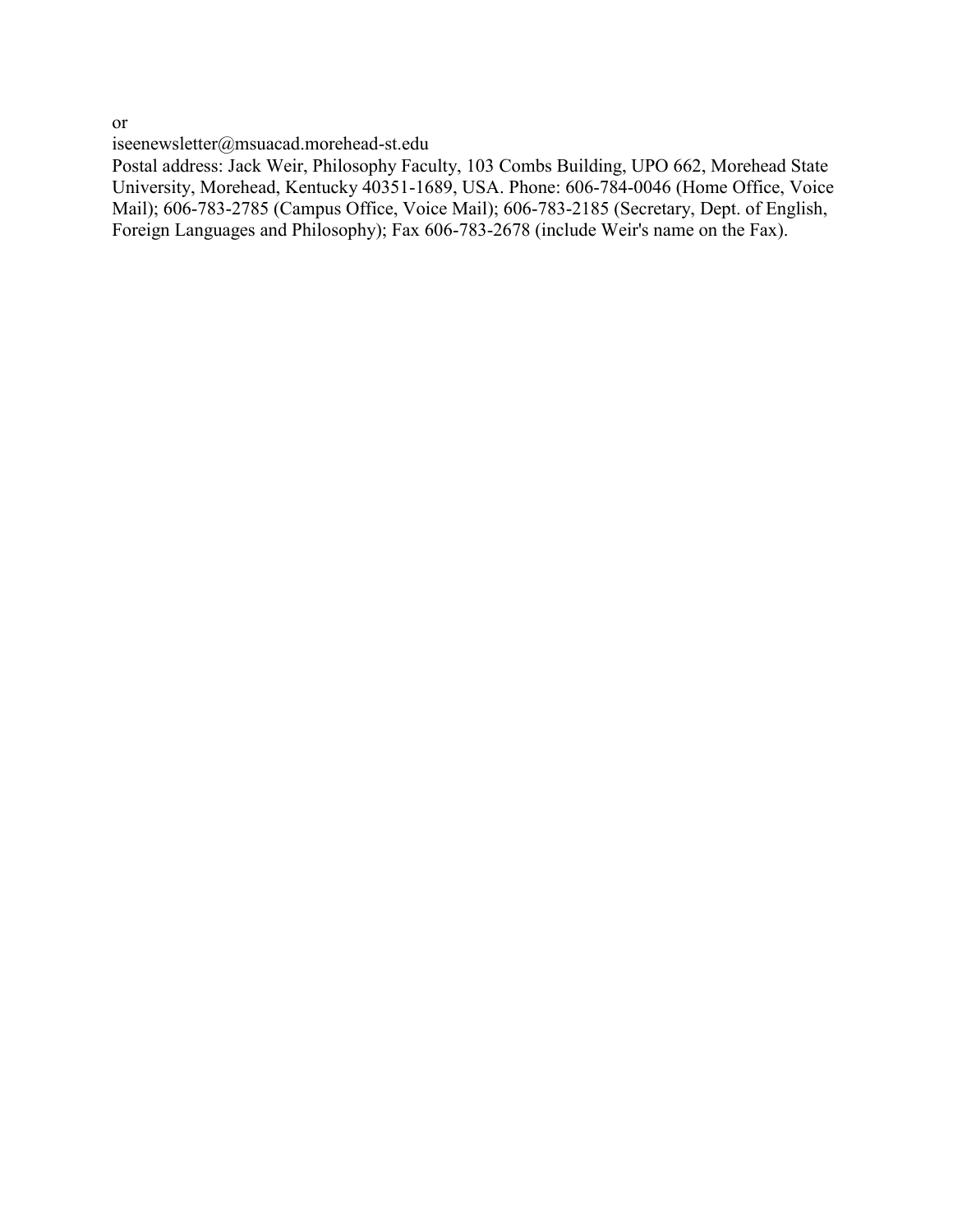or
iseenewsletter@msuacad.morehead-st.edu
Postal address: Jack Weir, Philosophy Faculty, 103 Combs Building, UPO 662, Morehead State University, Morehead, Kentucky 40351-1689, USA. Phone: 606-784-0046 (Home Office, Voice Mail); 606-783-2785 (Campus Office, Voice Mail); 606-783-2185 (Secretary, Dept. of English, Foreign Languages and Philosophy); Fax 606-783-2678 (include Weir's name on the Fax).